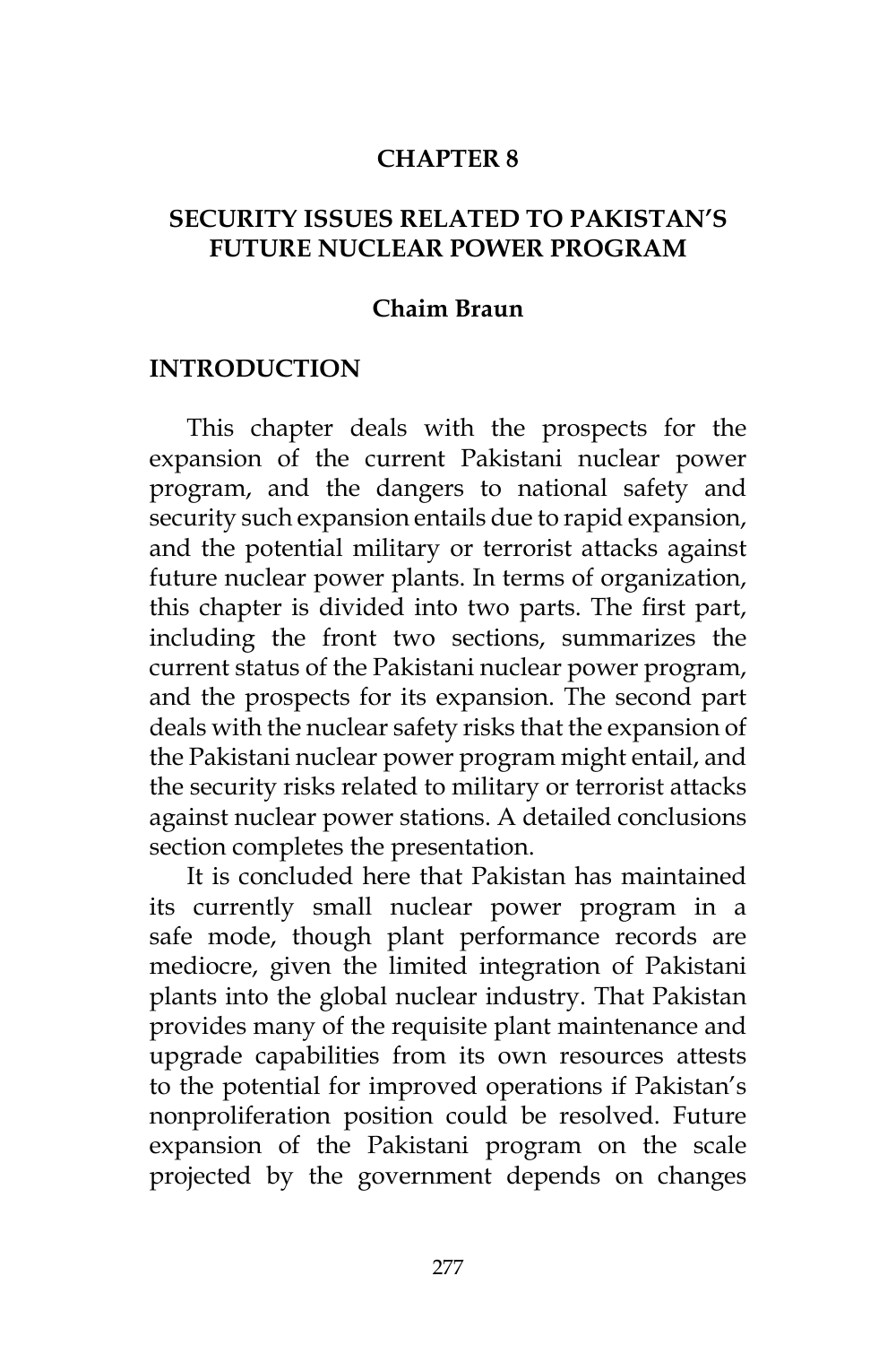# CHAPTER 8

# SECURITY ISSUES RELATED TO PAKISTAN'S FUTURE NUCLEAR POWER PROGRAM

**Chaim Braun**

## INTRODUCTION

This chapter deals with the prospects for the expansion of the current Pakistani nuclear power program, and the dangers to national safety and security such expansion entails due to rapid expansion, and the potential military or terrorist attacks against future nuclear power plants. In terms of organization, this chapter is divided into two parts. The first part, including the front two sections, summarizes the current status of the Pakistani nuclear power program, and the prospects for its expansion. The second part deals with the nuclear safety risks that the expansion of the Pakistani nuclear power program might entail, and the security risks related to military or terrorist attacks against nuclear power stations. A detailed conclusions section completes the presentation.

It is concluded here that Pakistan has maintained its currently small nuclear power program in a safe mode, though plant performance records are mediocre, given the limited integration of Pakistani plants into the global nuclear industry. That Pakistan provides many of the requisite plant maintenance and upgrade capabilities from its own resources attests to the potential for improved operations if Pakistan's nonproliferation position could be resolved. Future expansion of the Pakistani program on the scale projected by the government depends on changes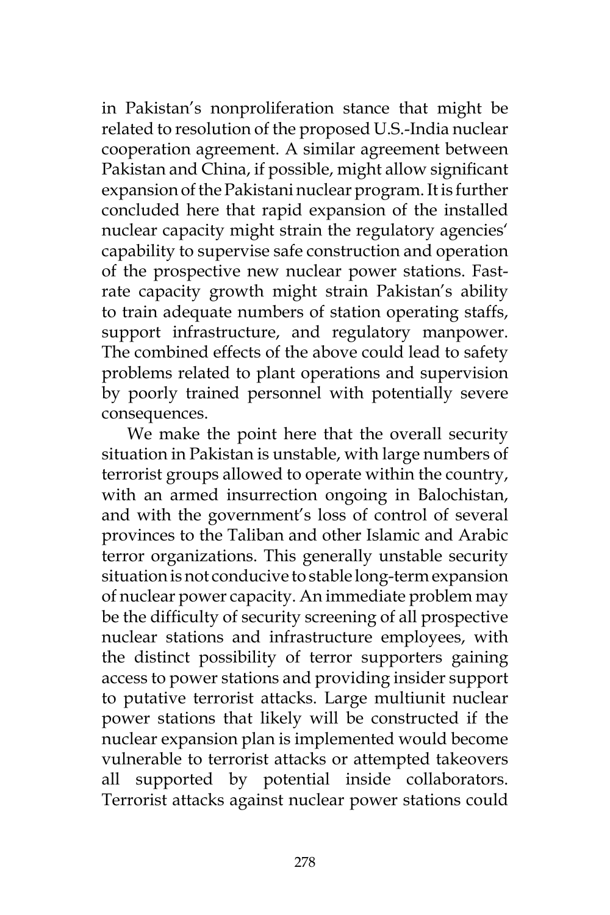in Pakistan's nonproliferation stance that might be related to resolution of the proposed U.S.-India nuclear cooperation agreement. A similar agreement between Pakistan and China, if possible, might allow significant expansion of the Pakistani nuclear program. It is further concluded here that rapid expansion of the installed nuclear capacity might strain the regulatory agencies' capability to supervise safe construction and operation of the prospective new nuclear power stations. Fast-rate capacity growth might strain Pakistan's ability to train adequate numbers of station operating staffs, support infrastructure, and regulatory manpower. The combined effects of the above could lead to safety problems related to plant operations and supervision by poorly trained personnel with potentially severe consequences.

We make the point here that the overall security situation in Pakistan is unstable, with large numbers of terrorist groups allowed to operate within the country, with an armed insurrection ongoing in Balochistan, and with the government's loss of control of several provinces to the Taliban and other Islamic and Arabic terror organizations. This generally unstable security situation is not conducive to stable long-term expansion of nuclear power capacity. An immediate problem may be the difficulty of security screening of all prospective nuclear stations and infrastructure employees, with the distinct possibility of terror supporters gaining access to power stations and providing insider support to putative terrorist attacks. Large multiunit nuclear power stations that likely will be constructed if the nuclear expansion plan is implemented would become vulnerable to terrorist attacks or attempted takeovers all supported by potential inside collaborators. Terrorist attacks against nuclear power stations could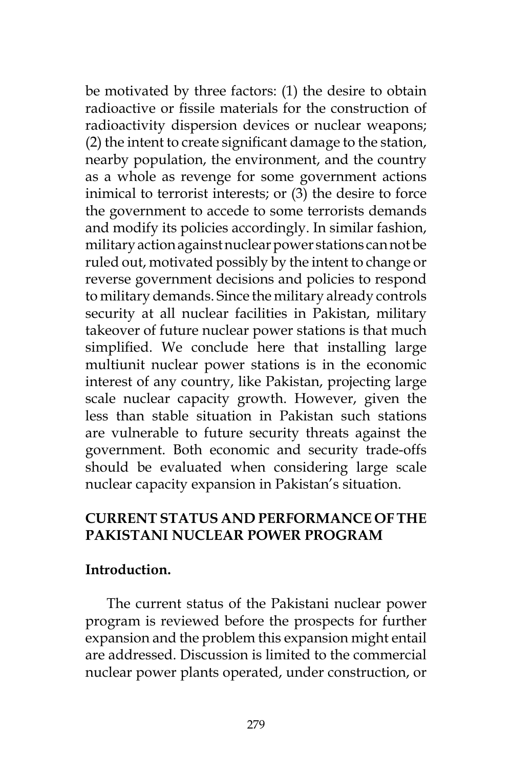be motivated by three factors: (1) the desire to obtain radioactive or fissile materials for the construction of radioactivity dispersion devices or nuclear weapons; (2) the intent to create significant damage to the station, nearby population, the environment, and the country as a whole as revenge for some government actions inimical to terrorist interests; or (3) the desire to force the government to accede to some terrorists demands and modify its policies accordingly. In similar fashion, military action against nuclear power stations can not be ruled out, motivated possibly by the intent to change or reverse government decisions and policies to respond to military demands. Since the military already controls security at all nuclear facilities in Pakistan, military takeover of future nuclear power stations is that much simplified. We conclude here that installing large multiunit nuclear power stations is in the economic interest of any country, like Pakistan, projecting large scale nuclear capacity growth. However, given the less than stable situation in Pakistan such stations are vulnerable to future security threats against the government. Both economic and security trade-offs should be evaluated when considering large scale nuclear capacity expansion in Pakistan's situation.

## CURRENT STATUS AND PERFORMANCE OF THE PAKISTANI NUCLEAR POWER PROGRAM

### Introduction.

The current status of the Pakistani nuclear power program is reviewed before the prospects for further expansion and the problem this expansion might entail are addressed. Discussion is limited to the commercial nuclear power plants operated, under construction, or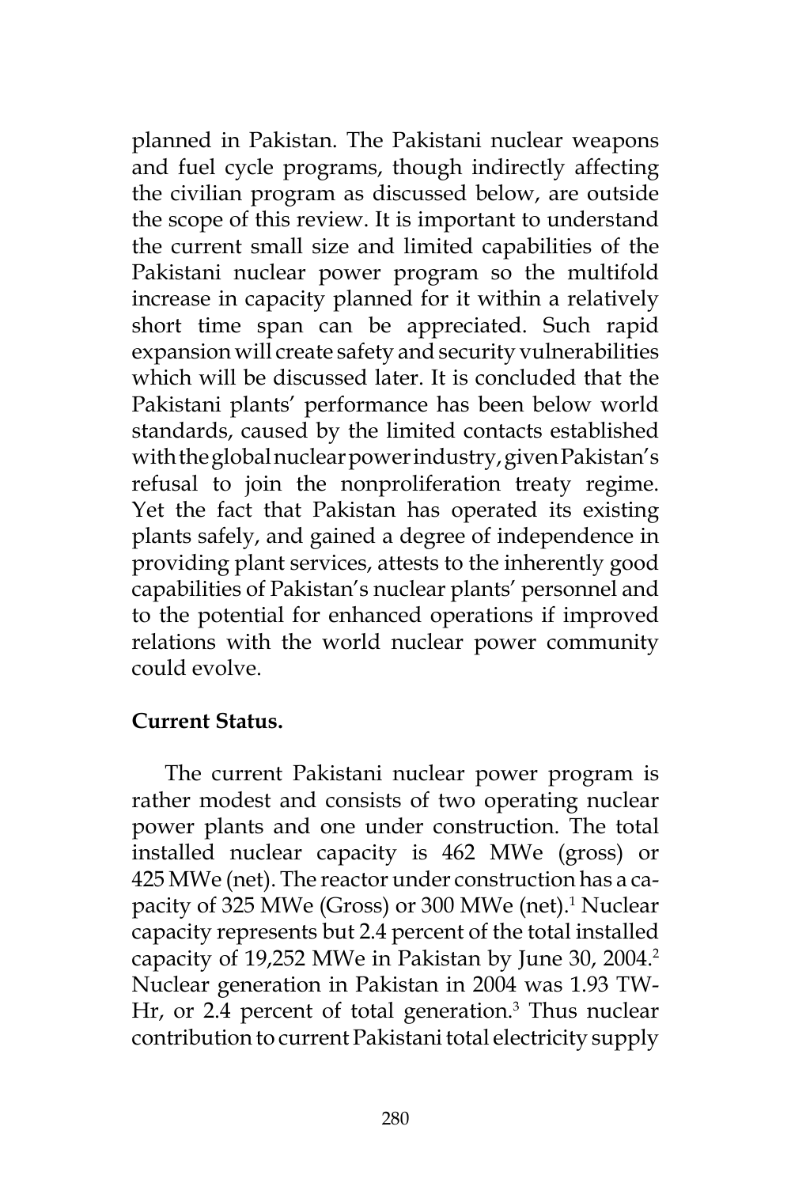planned in Pakistan. The Pakistani nuclear weapons and fuel cycle programs, though indirectly affecting the civilian program as discussed below, are outside the scope of this review. It is important to understand the current small size and limited capabilities of the Pakistani nuclear power program so the multifold increase in capacity planned for it within a relatively short time span can be appreciated. Such rapid expansion will create safety and security vulnerabilities which will be discussed later. It is concluded that the Pakistani plants' performance has been below world standards, caused by the limited contacts established with the global nuclear power industry, given Pakistan's refusal to join the nonproliferation treaty regime. Yet the fact that Pakistan has operated its existing plants safely, and gained a degree of independence in providing plant services, attests to the inherently good capabilities of Pakistan's nuclear plants' personnel and to the potential for enhanced operations if improved relations with the world nuclear power community could evolve.

**Current Status.**

The current Pakistani nuclear power program is rather modest and consists of two operating nuclear power plants and one under construction. The total installed nuclear capacity is 462 MWe (gross) or 425 MWe (net). The reactor under construction has a capacity of 325 MWe (Gross) or 300 MWe (net).[1] Nuclear capacity represents but 2.4 percent of the total installed capacity of 19,252 MWe in Pakistan by June 30, 2004.[2] Nuclear generation in Pakistan in 2004 was 1.93 TW-Hr, or 2.4 percent of total generation.[3] Thus nuclear contribution to current Pakistani total electricity supply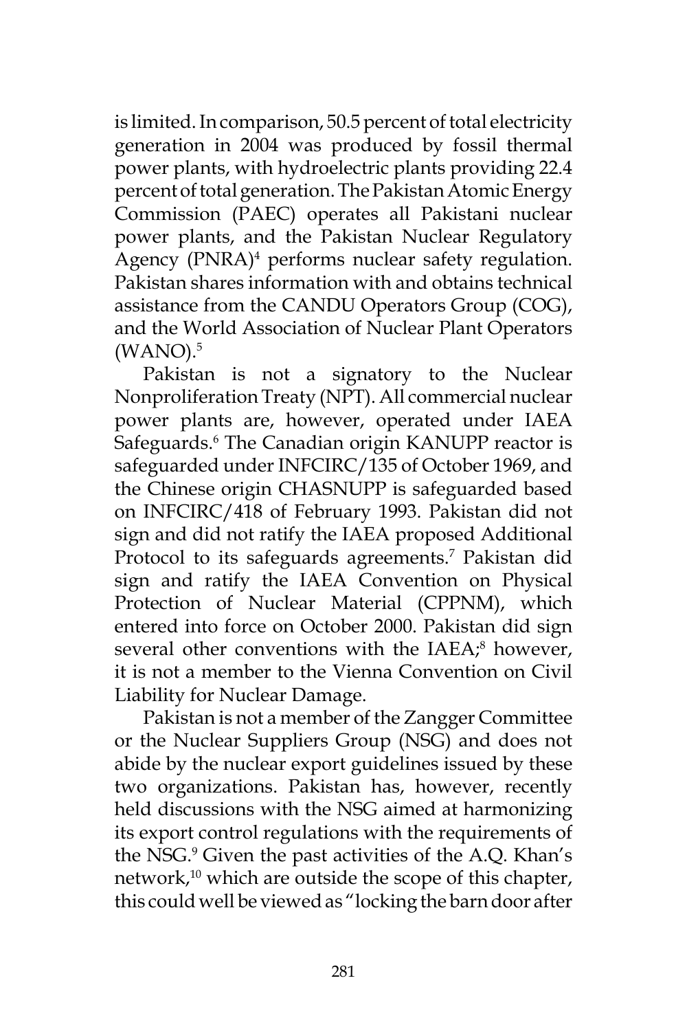is limited. In comparison, 50.5 percent of total electricity generation in 2004 was produced by fossil thermal power plants, with hydroelectric plants providing 22.4 percent of total generation. The Pakistan Atomic Energy Commission (PAEC) operates all Pakistani nuclear power plants, and the Pakistan Nuclear Regulatory Agency (PNRA)[4] performs nuclear safety regulation. Pakistan shares information with and obtains technical assistance from the CANDU Operators Group (COG), and the World Association of Nuclear Plant Operators (WANO).[5]

Pakistan is not a signatory to the Nuclear Nonproliferation Treaty (NPT). All commercial nuclear power plants are, however, operated under IAEA Safeguards.[6] The Canadian origin KANUPP reactor is safeguarded under INFCIRC/135 of October 1969, and the Chinese origin CHASNUPP is safeguarded based on INFCIRC/418 of February 1993. Pakistan did not sign and did not ratify the IAEA proposed Additional Protocol to its safeguards agreements.[7] Pakistan did sign and ratify the IAEA Convention on Physical Protection of Nuclear Material (CPPNM), which entered into force on October 2000. Pakistan did sign several other conventions with the IAEA;[8] however, it is not a member to the Vienna Convention on Civil Liability for Nuclear Damage.

Pakistan is not a member of the Zangger Committee or the Nuclear Suppliers Group (NSG) and does not abide by the nuclear export guidelines issued by these two organizations. Pakistan has, however, recently held discussions with the NSG aimed at harmonizing its export control regulations with the requirements of the NSG.[9] Given the past activities of the A.Q. Khan's network,[10] which are outside the scope of this chapter, this could well be viewed as "locking the barn door after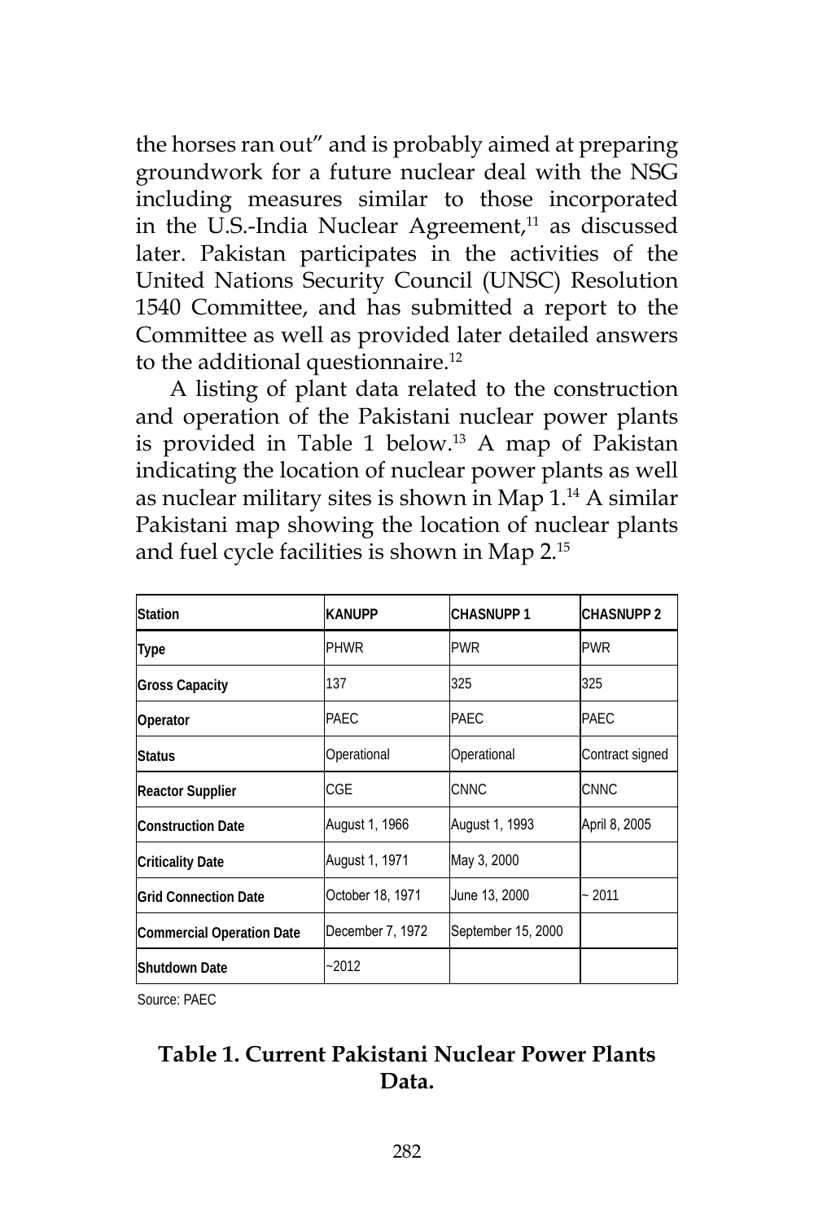the horses ran out" and is probably aimed at preparing groundwork for a future nuclear deal with the NSG including measures similar to those incorporated in the U.S.-India Nuclear Agreement,[11] as discussed later. Pakistan participates in the activities of the United Nations Security Council (UNSC) Resolution 1540 Committee, and has submitted a report to the Committee as well as provided later detailed answers to the additional questionnaire.[12]

A listing of plant data related to the construction and operation of the Pakistani nuclear power plants is provided in Table 1 below.[13] A map of Pakistan indicating the location of nuclear power plants as well as nuclear military sites is shown in Map 1.[14] A similar Pakistani map showing the location of nuclear plants and fuel cycle facilities is shown in Map 2.[15]

| Station | KANUPP | CHASNUPP 1 | CHASNUPP 2 |
|---|---|---|---|
| Type | PHWR | PWR | PWR |
| Gross Capacity | 137 | 325 | 325 |
| Operator | PAEC | PAEC | PAEC |
| Status | Operational | Operational | Contract signed |
| Reactor Supplier | CGE | CNNC | CNNC |
| Construction Date | August 1, 1966 | August 1, 1993 | April 8, 2005 |
| Criticality Date | August 1, 1971 | May 3, 2000 | |
| Grid Connection Date | October 18, 1971 | June 13, 2000 | ~ 2011 |
| Commercial Operation Date | December 7, 1972 | September 15, 2000 | |
| Shutdown Date | ~2012 | | |

Source: PAEC

**Table 1. Current Pakistani Nuclear Power Plants Data.**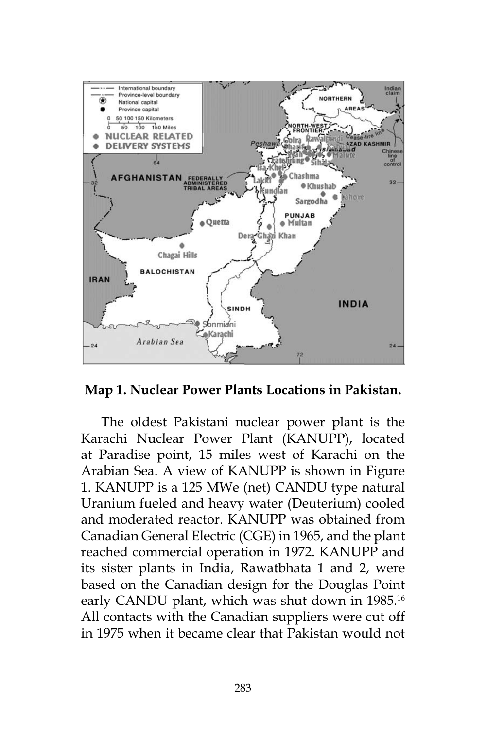**Map 1. Nuclear Power Plants Locations in Pakistan.**

The oldest Pakistani nuclear power plant is the Karachi Nuclear Power Plant (KANUPP), located at Paradise point, 15 miles west of Karachi on the Arabian Sea. A view of KANUPP is shown in Figure 1. KANUPP is a 125 MWe (net) CANDU type natural Uranium fueled and heavy water (Deuterium) cooled and moderated reactor. KANUPP was obtained from Canadian General Electric (CGE) in 1965, and the plant reached commercial operation in 1972. KANUPP and its sister plants in India, Rawatbhata 1 and 2, were based on the Canadian design for the Douglas Point early CANDU plant, which was shut down in 1985.[16] All contacts with the Canadian suppliers were cut off in 1975 when it became clear that Pakistan would not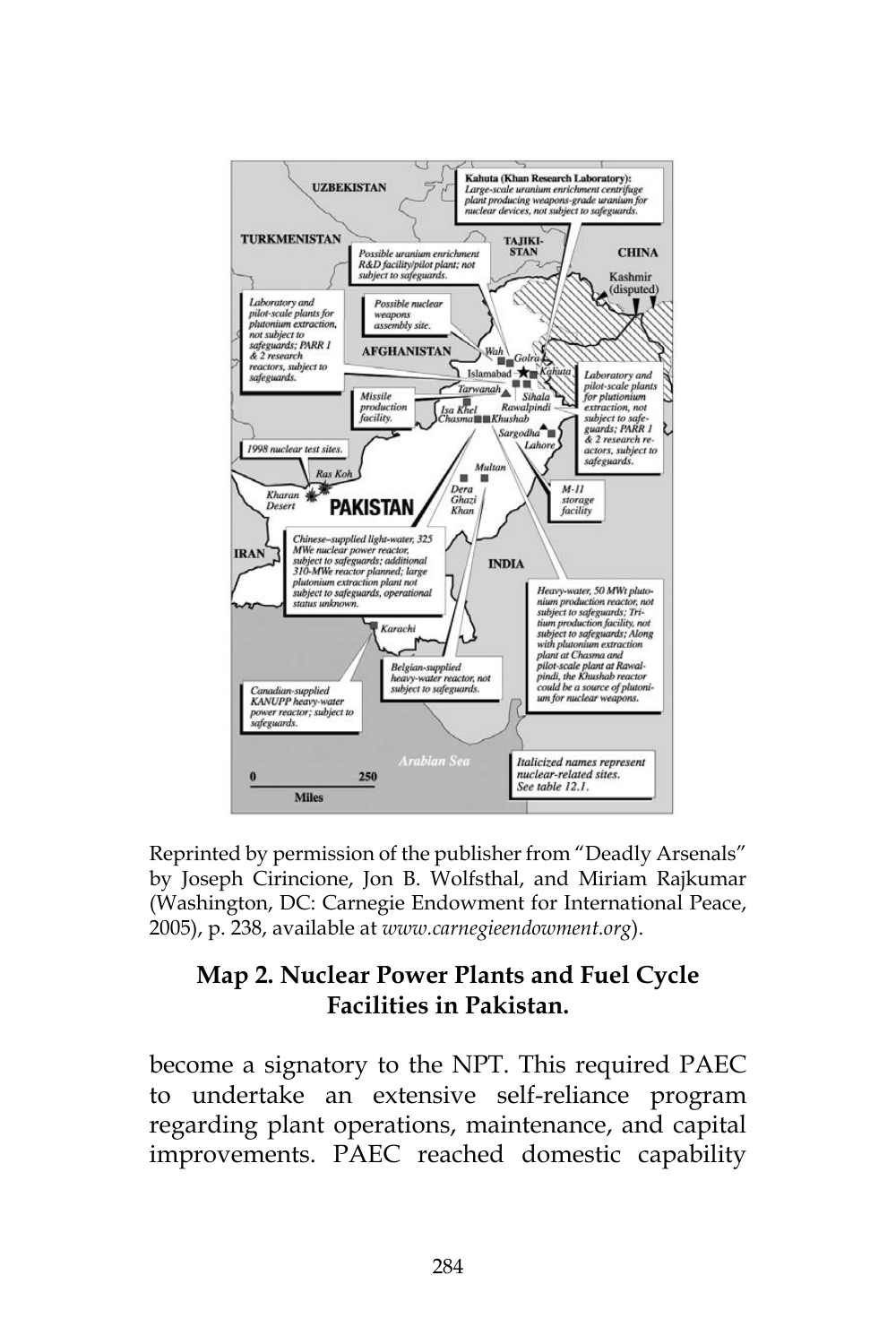Reprinted by permission of the publisher from "Deadly Arsenals" by Joseph Cirincione, Jon B. Wolfsthal, and Miriam Rajkumar (Washington, DC: Carnegie Endowment for International Peace, 2005), p. 238, available at *www.carnegieendowment.org*).

**Map 2. Nuclear Power Plants and Fuel Cycle Facilities in Pakistan.**

become a signatory to the NPT. This required PAEC to undertake an extensive self-reliance program regarding plant operations, maintenance, and capital improvements. PAEC reached domestic capability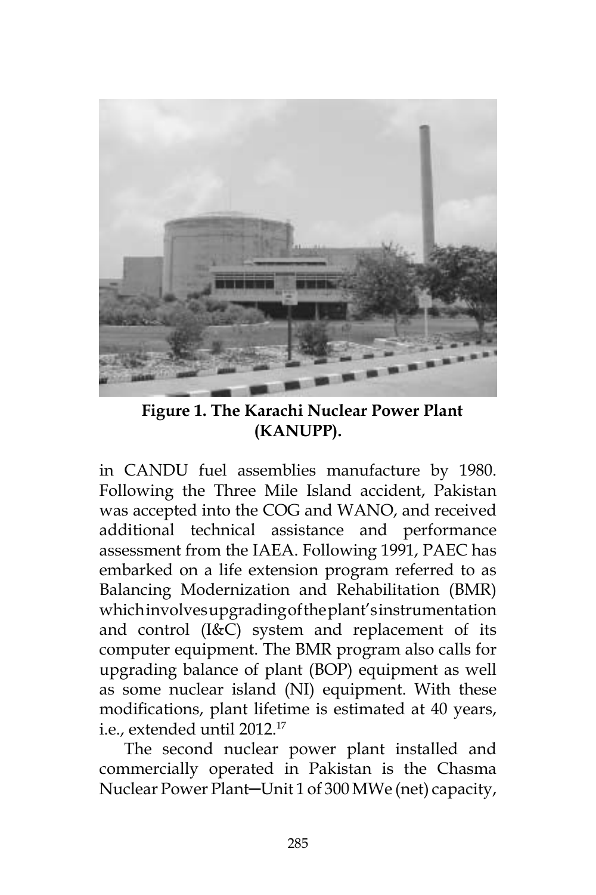**Figure 1. The Karachi Nuclear Power Plant (KANUPP).**

in CANDU fuel assemblies manufacture by 1980. Following the Three Mile Island accident, Pakistan was accepted into the COG and WANO, and received additional technical assistance and performance assessment from the IAEA. Following 1991, PAEC has embarked on a life extension program referred to as Balancing Modernization and Rehabilitation (BMR) which involves upgrading of the plant's instrumentation and control (I&C) system and replacement of its computer equipment. The BMR program also calls for upgrading balance of plant (BOP) equipment as well as some nuclear island (NI) equipment. With these modifications, plant lifetime is estimated at 40 years, i.e., extended until 2012.[17]

The second nuclear power plant installed and commercially operated in Pakistan is the Chasma Nuclear Power Plant—Unit 1 of 300 MWe (net) capacity,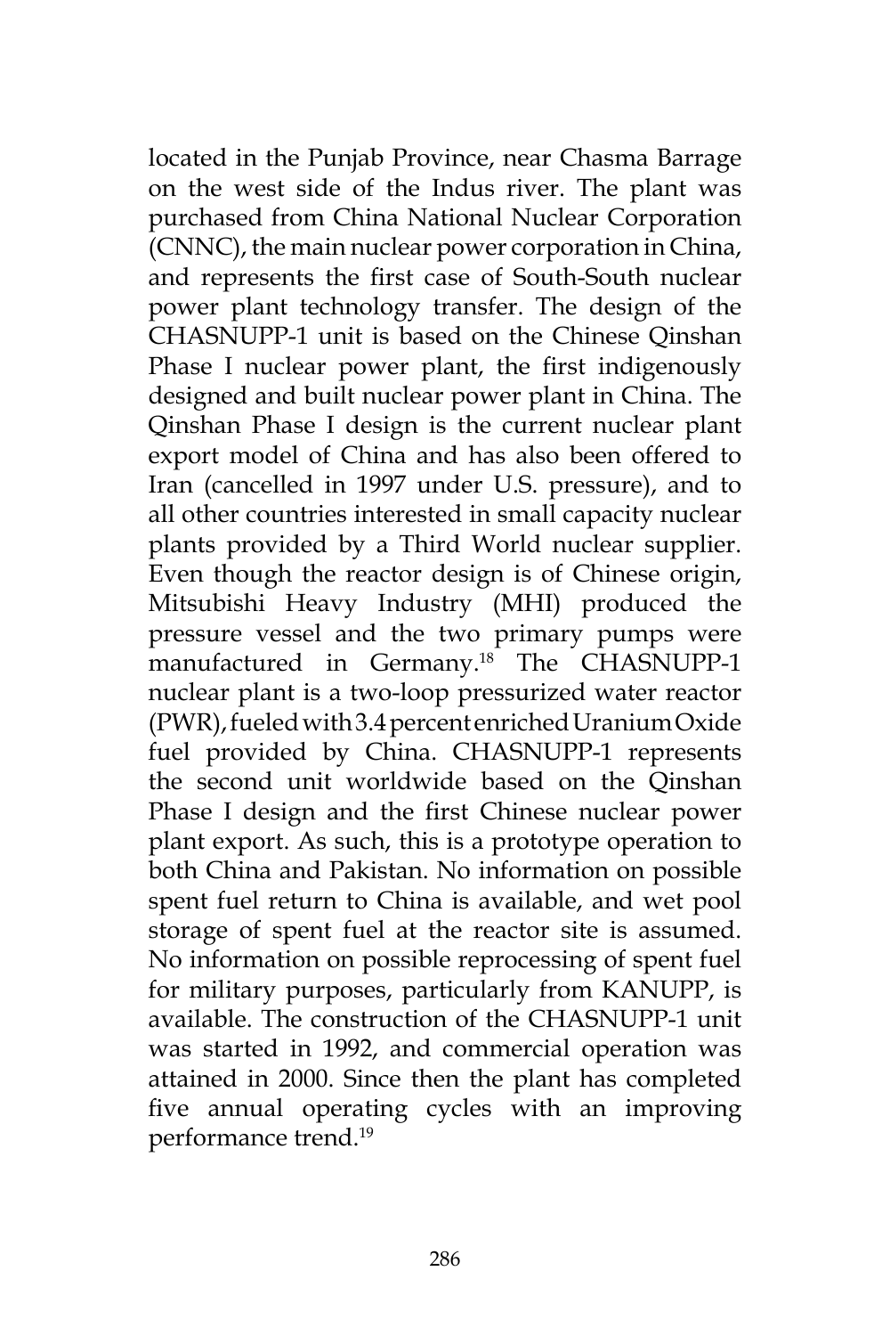located in the Punjab Province, near Chasma Barrage on the west side of the Indus river. The plant was purchased from China National Nuclear Corporation (CNNC), the main nuclear power corporation in China, and represents the first case of South-South nuclear power plant technology transfer. The design of the CHASNUPP-1 unit is based on the Chinese Qinshan Phase I nuclear power plant, the first indigenously designed and built nuclear power plant in China. The Qinshan Phase I design is the current nuclear plant export model of China and has also been offered to Iran (cancelled in 1997 under U.S. pressure), and to all other countries interested in small capacity nuclear plants provided by a Third World nuclear supplier. Even though the reactor design is of Chinese origin, Mitsubishi Heavy Industry (MHI) produced the pressure vessel and the two primary pumps were manufactured in Germany.[18] The CHASNUPP-1 nuclear plant is a two-loop pressurized water reactor (PWR), fueled with 3.4 percent enriched Uranium Oxide fuel provided by China. CHASNUPP-1 represents the second unit worldwide based on the Qinshan Phase I design and the first Chinese nuclear power plant export. As such, this is a prototype operation to both China and Pakistan. No information on possible spent fuel return to China is available, and wet pool storage of spent fuel at the reactor site is assumed. No information on possible reprocessing of spent fuel for military purposes, particularly from KANUPP, is available. The construction of the CHASNUPP-1 unit was started in 1992, and commercial operation was attained in 2000. Since then the plant has completed five annual operating cycles with an improving performance trend.[19]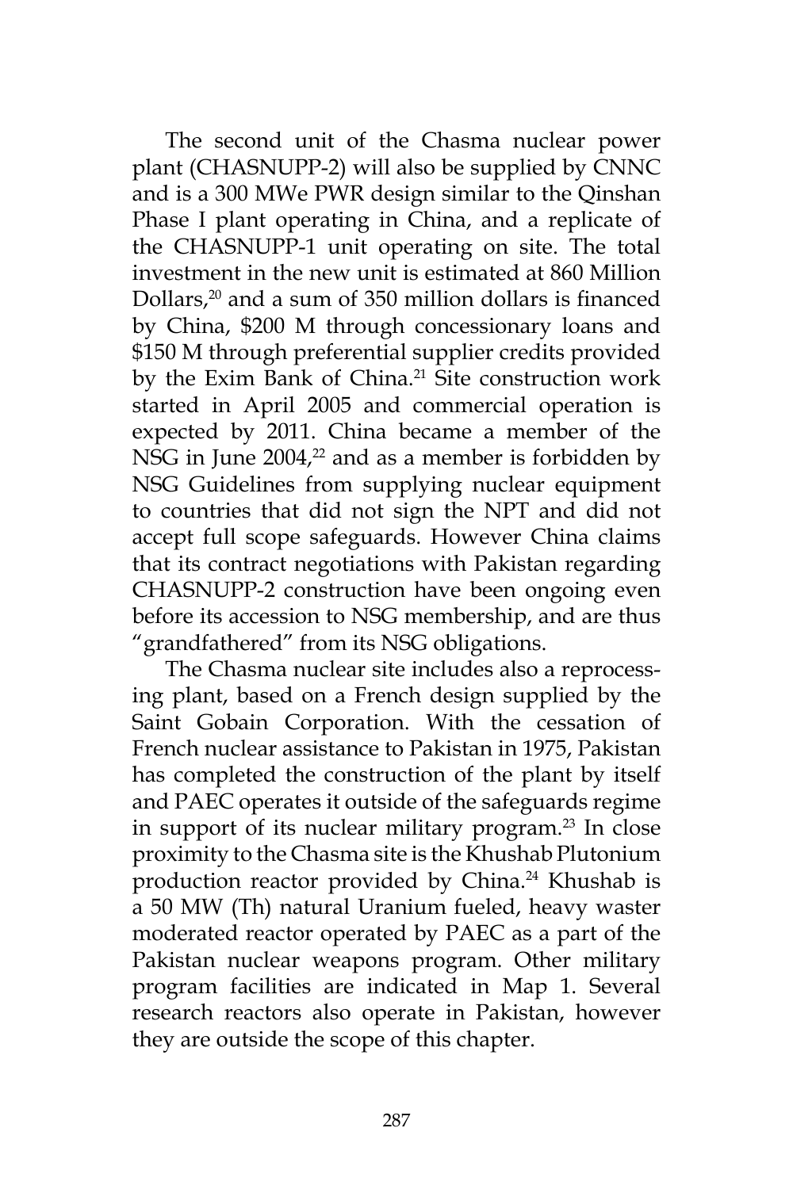The second unit of the Chasma nuclear power plant (CHASNUPP-2) will also be supplied by CNNC and is a 300 MWe PWR design similar to the Qinshan Phase I plant operating in China, and a replicate of the CHASNUPP-1 unit operating on site. The total investment in the new unit is estimated at 860 Million Dollars,[20] and a sum of 350 million dollars is financed by China, $200 M through concessionary loans and $150 M through preferential supplier credits provided by the Exim Bank of China.[21] Site construction work started in April 2005 and commercial operation is expected by 2011. China became a member of the NSG in June 2004,[22] and as a member is forbidden by NSG Guidelines from supplying nuclear equipment to countries that did not sign the NPT and did not accept full scope safeguards. However China claims that its contract negotiations with Pakistan regarding CHASNUPP-2 construction have been ongoing even before its accession to NSG membership, and are thus "grandfathered" from its NSG obligations.

The Chasma nuclear site includes also a reprocessing plant, based on a French design supplied by the Saint Gobain Corporation. With the cessation of French nuclear assistance to Pakistan in 1975, Pakistan has completed the construction of the plant by itself and PAEC operates it outside of the safeguards regime in support of its nuclear military program.[23] In close proximity to the Chasma site is the Khushab Plutonium production reactor provided by China.[24] Khushab is a 50 MW (Th) natural Uranium fueled, heavy waster moderated reactor operated by PAEC as a part of the Pakistan nuclear weapons program. Other military program facilities are indicated in Map 1. Several research reactors also operate in Pakistan, however they are outside the scope of this chapter.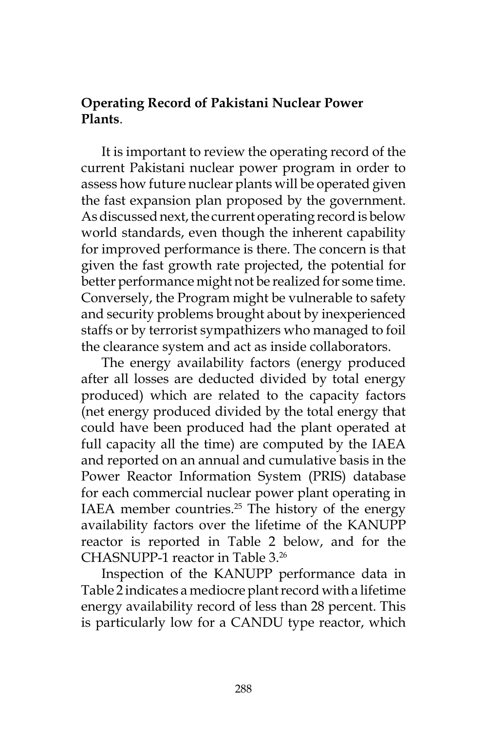**Operating Record of Pakistani Nuclear Power Plants**.

It is important to review the operating record of the current Pakistani nuclear power program in order to assess how future nuclear plants will be operated given the fast expansion plan proposed by the government. As discussed next, the current operating record is below world standards, even though the inherent capability for improved performance is there. The concern is that given the fast growth rate projected, the potential for better performance might not be realized for some time. Conversely, the Program might be vulnerable to safety and security problems brought about by inexperienced staffs or by terrorist sympathizers who managed to foil the clearance system and act as inside collaborators.

The energy availability factors (energy produced after all losses are deducted divided by total energy produced) which are related to the capacity factors (net energy produced divided by the total energy that could have been produced had the plant operated at full capacity all the time) are computed by the IAEA and reported on an annual and cumulative basis in the Power Reactor Information System (PRIS) database for each commercial nuclear power plant operating in IAEA member countries.[25] The history of the energy availability factors over the lifetime of the KANUPP reactor is reported in Table 2 below, and for the CHASNUPP-1 reactor in Table 3.[26]

Inspection of the KANUPP performance data in Table 2 indicates a mediocre plant record with a lifetime energy availability record of less than 28 percent. This is particularly low for a CANDU type reactor, which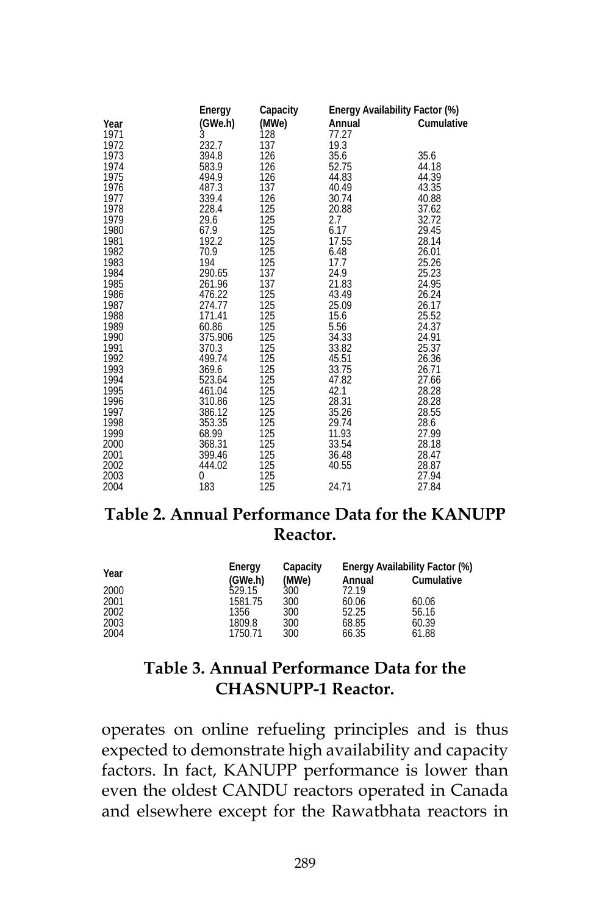| Year | Energy (GWe.h) | Capacity (MWe) | Energy Availability Factor (%) | |
|---|---|---|---|---|
| | | | Annual | Cumulative |
| 1971 | 3 | 128 | 77.27 | |
| 1972 | 232.7 | 137 | 19.3 | |
| 1973 | 394.8 | 126 | 35.6 | 35.6 |
| 1974 | 583.9 | 126 | 52.75 | 44.18 |
| 1975 | 494.9 | 126 | 44.83 | 44.39 |
| 1976 | 487.3 | 137 | 40.49 | 43.35 |
| 1977 | 339.4 | 126 | 30.74 | 40.88 |
| 1978 | 228.4 | 125 | 20.88 | 37.62 |
| 1979 | 29.6 | 125 | 2.7 | 32.72 |
| 1980 | 67.9 | 125 | 6.17 | 29.45 |
| 1981 | 192.2 | 125 | 17.55 | 28.14 |
| 1982 | 70.9 | 125 | 6.48 | 26.01 |
| 1983 | 194 | 125 | 17.7 | 25.26 |
| 1984 | 290.65 | 137 | 24.9 | 25.23 |
| 1985 | 261.96 | 137 | 21.83 | 24.95 |
| 1986 | 476.22 | 125 | 43.49 | 26.24 |
| 1987 | 274.77 | 125 | 25.09 | 26.17 |
| 1988 | 171.41 | 125 | 15.6 | 25.52 |
| 1989 | 60.86 | 125 | 5.56 | 24.37 |
| 1990 | 375.906 | 125 | 34.33 | 24.91 |
| 1991 | 370.3 | 125 | 33.82 | 25.37 |
| 1992 | 499.74 | 125 | 45.51 | 26.36 |
| 1993 | 369.6 | 125 | 33.75 | 26.71 |
| 1994 | 523.64 | 125 | 47.82 | 27.66 |
| 1995 | 461.04 | 125 | 42.1 | 28.28 |
| 1996 | 310.86 | 125 | 28.31 | 28.28 |
| 1997 | 386.12 | 125 | 35.26 | 28.55 |
| 1998 | 353.35 | 125 | 29.74 | 28.6 |
| 1999 | 68.99 | 125 | 11.93 | 27.99 |
| 2000 | 368.31 | 125 | 33.54 | 28.18 |
| 2001 | 399.46 | 125 | 36.48 | 28.47 |
| 2002 | 444.02 | 125 | 40.55 | 28.87 |
| 2003 | 0 | 125 | | 27.94 |
| 2004 | 183 | 125 | 24.71 | 27.84 |

**Table 2. Annual Performance Data for the KANUPP Reactor.**

| Year | Energy (GWe.h) | Capacity (MWe) | Energy Availability Factor (%) | |
|---|---|---|---|---|
| | | | Annual | Cumulative |
| 2000 | 529.15 | 300 | 72.19 | |
| 2001 | 1581.75 | 300 | 60.06 | 60.06 |
| 2002 | 1356 | 300 | 52.25 | 56.16 |
| 2003 | 1809.8 | 300 | 68.85 | 60.39 |
| 2004 | 1750.71 | 300 | 66.35 | 61.88 |

**Table 3. Annual Performance Data for the CHASNUPP-1 Reactor.**

operates on online refueling principles and is thus expected to demonstrate high availability and capacity factors. In fact, KANUPP performance is lower than even the oldest CANDU reactors operated in Canada and elsewhere except for the Rawatbhata reactors in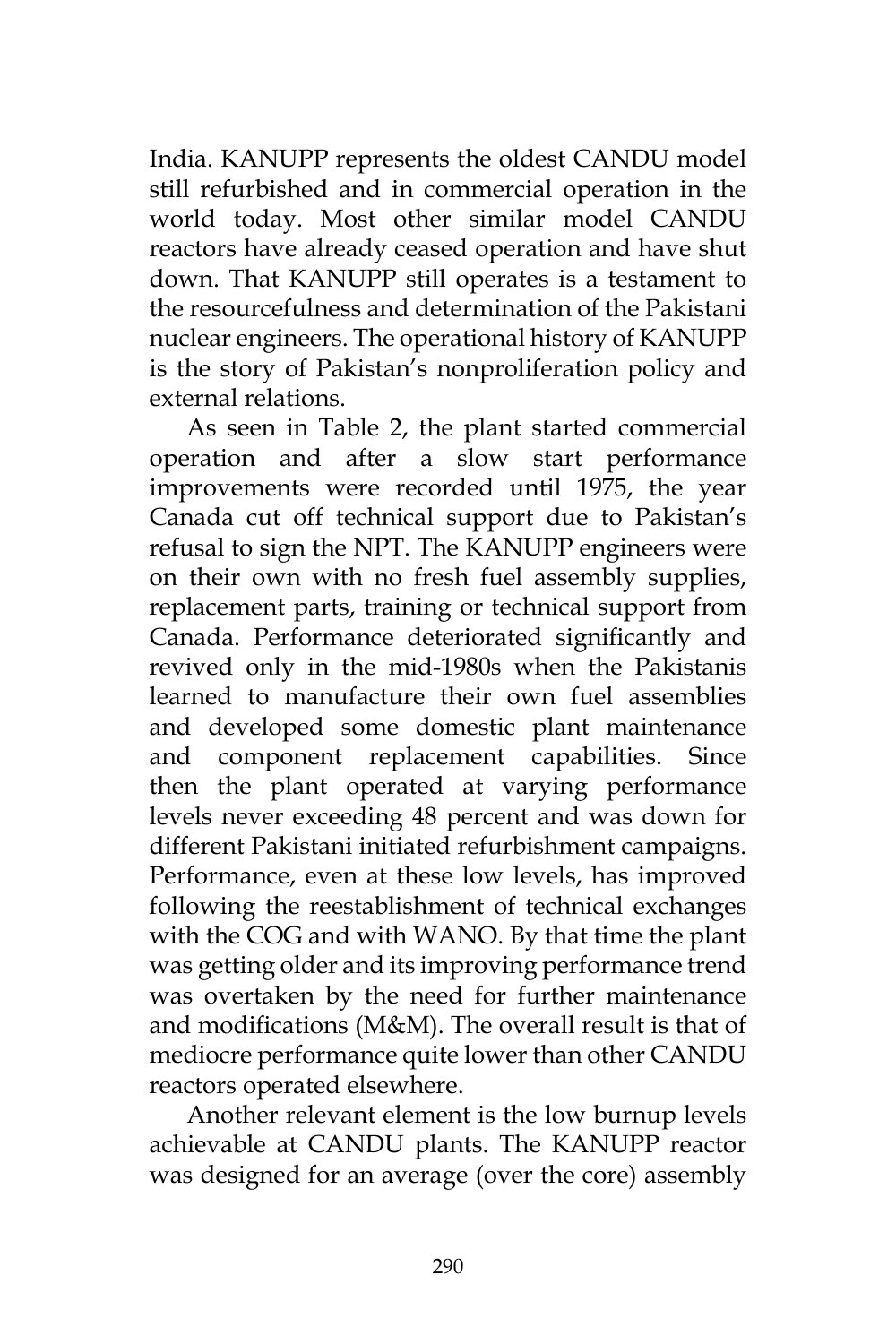India. KANUPP represents the oldest CANDU model still refurbished and in commercial operation in the world today. Most other similar model CANDU reactors have already ceased operation and have shut down. That KANUPP still operates is a testament to the resourcefulness and determination of the Pakistani nuclear engineers. The operational history of KANUPP is the story of Pakistan's nonproliferation policy and external relations.

As seen in Table 2, the plant started commercial operation and after a slow start performance improvements were recorded until 1975, the year Canada cut off technical support due to Pakistan's refusal to sign the NPT. The KANUPP engineers were on their own with no fresh fuel assembly supplies, replacement parts, training or technical support from Canada. Performance deteriorated significantly and revived only in the mid-1980s when the Pakistanis learned to manufacture their own fuel assemblies and developed some domestic plant maintenance and component replacement capabilities. Since then the plant operated at varying performance levels never exceeding 48 percent and was down for different Pakistani initiated refurbishment campaigns. Performance, even at these low levels, has improved following the reestablishment of technical exchanges with the COG and with WANO. By that time the plant was getting older and its improving performance trend was overtaken by the need for further maintenance and modifications (M&M). The overall result is that of mediocre performance quite lower than other CANDU reactors operated elsewhere.

Another relevant element is the low burnup levels achievable at CANDU plants. The KANUPP reactor was designed for an average (over the core) assembly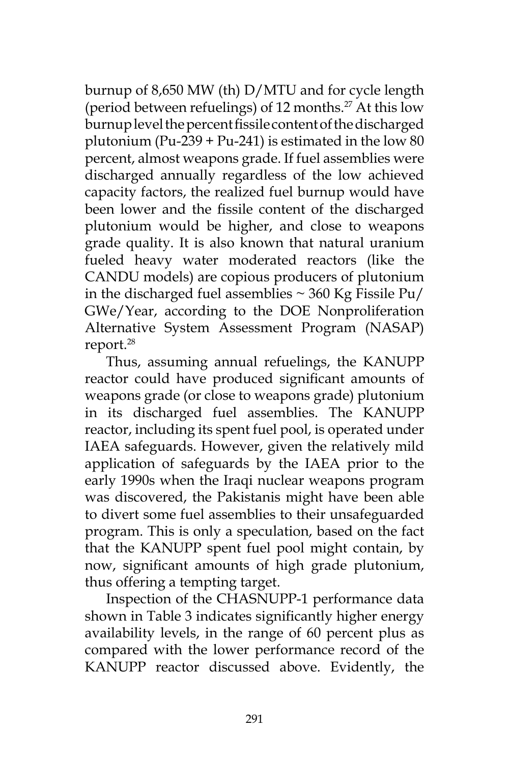burnup of 8,650 MW (th) D/MTU and for cycle length (period between refuelings) of 12 months.[27] At this low burnup level the percent fissile content of the discharged plutonium (Pu-239 + Pu-241) is estimated in the low 80 percent, almost weapons grade. If fuel assemblies were discharged annually regardless of the low achieved capacity factors, the realized fuel burnup would have been lower and the fissile content of the discharged plutonium would be higher, and close to weapons grade quality. It is also known that natural uranium fueled heavy water moderated reactors (like the CANDU models) are copious producers of plutonium in the discharged fuel assemblies ~ 360 Kg Fissile Pu/GWe/Year, according to the DOE Nonproliferation Alternative System Assessment Program (NASAP) report.[28]

Thus, assuming annual refuelings, the KANUPP reactor could have produced significant amounts of weapons grade (or close to weapons grade) plutonium in its discharged fuel assemblies. The KANUPP reactor, including its spent fuel pool, is operated under IAEA safeguards. However, given the relatively mild application of safeguards by the IAEA prior to the early 1990s when the Iraqi nuclear weapons program was discovered, the Pakistanis might have been able to divert some fuel assemblies to their unsafeguarded program. This is only a speculation, based on the fact that the KANUPP spent fuel pool might contain, by now, significant amounts of high grade plutonium, thus offering a tempting target.

Inspection of the CHASNUPP-1 performance data shown in Table 3 indicates significantly higher energy availability levels, in the range of 60 percent plus as compared with the lower performance record of the KANUPP reactor discussed above. Evidently, the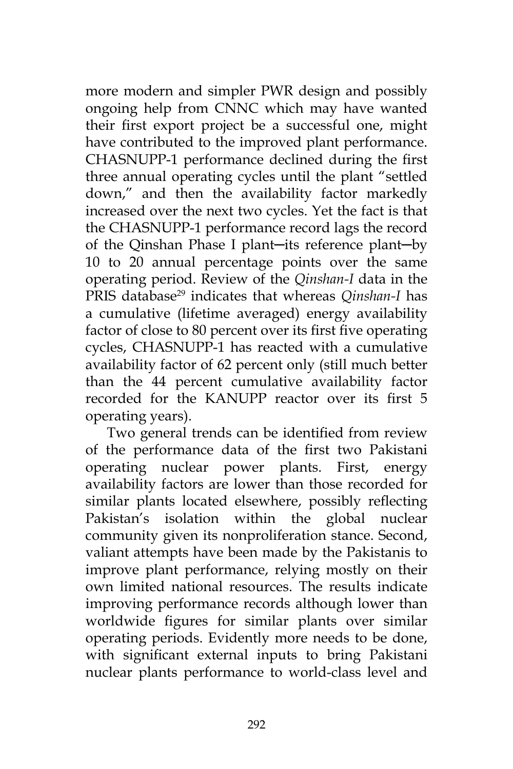more modern and simpler PWR design and possibly ongoing help from CNNC which may have wanted their first export project be a successful one, might have contributed to the improved plant performance. CHASNUPP-1 performance declined during the first three annual operating cycles until the plant "settled down," and then the availability factor markedly increased over the next two cycles. Yet the fact is that the CHASNUPP-1 performance record lags the record of the Qinshan Phase I plant─its reference plant─by 10 to 20 annual percentage points over the same operating period. Review of the *Qinshan-I* data in the PRIS database[29] indicates that whereas *Qinshan-I* has a cumulative (lifetime averaged) energy availability factor of close to 80 percent over its first five operating cycles, CHASNUPP-1 has reacted with a cumulative availability factor of 62 percent only (still much better than the 44 percent cumulative availability factor recorded for the KANUPP reactor over its first 5 operating years).

Two general trends can be identified from review of the performance data of the first two Pakistani operating nuclear power plants. First, energy availability factors are lower than those recorded for similar plants located elsewhere, possibly reflecting Pakistan's isolation within the global nuclear community given its nonproliferation stance. Second, valiant attempts have been made by the Pakistanis to improve plant performance, relying mostly on their own limited national resources. The results indicate improving performance records although lower than worldwide figures for similar plants over similar operating periods. Evidently more needs to be done, with significant external inputs to bring Pakistani nuclear plants performance to world-class level and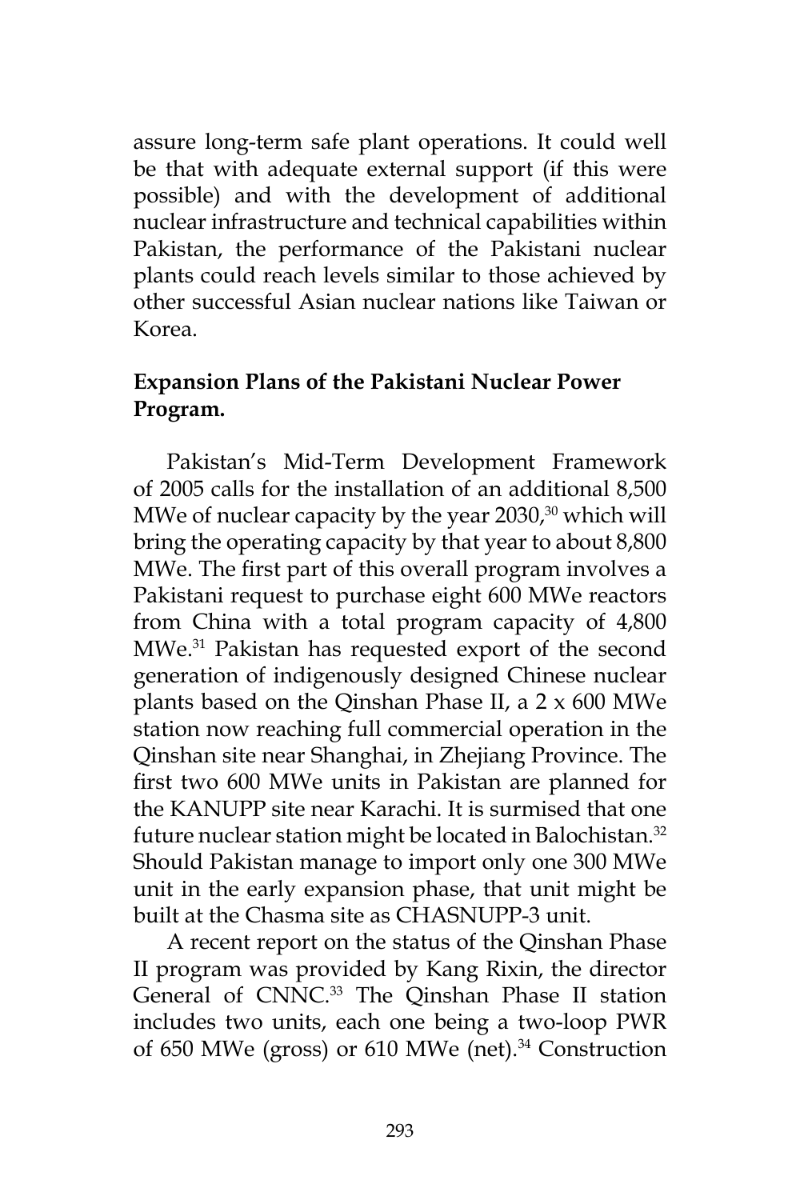assure long-term safe plant operations. It could well be that with adequate external support (if this were possible) and with the development of additional nuclear infrastructure and technical capabilities within Pakistan, the performance of the Pakistani nuclear plants could reach levels similar to those achieved by other successful Asian nuclear nations like Taiwan or Korea.

**Expansion Plans of the Pakistani Nuclear Power Program.**

Pakistan's Mid-Term Development Framework of 2005 calls for the installation of an additional 8,500 MWe of nuclear capacity by the year 2030,[30] which will bring the operating capacity by that year to about 8,800 MWe. The first part of this overall program involves a Pakistani request to purchase eight 600 MWe reactors from China with a total program capacity of 4,800 MWe.[31] Pakistan has requested export of the second generation of indigenously designed Chinese nuclear plants based on the Qinshan Phase II, a 2 x 600 MWe station now reaching full commercial operation in the Qinshan site near Shanghai, in Zhejiang Province. The first two 600 MWe units in Pakistan are planned for the KANUPP site near Karachi. It is surmised that one future nuclear station might be located in Balochistan.[32] Should Pakistan manage to import only one 300 MWe unit in the early expansion phase, that unit might be built at the Chasma site as CHASNUPP-3 unit.

A recent report on the status of the Qinshan Phase II program was provided by Kang Rixin, the director General of CNNC.[33] The Qinshan Phase II station includes two units, each one being a two-loop PWR of 650 MWe (gross) or 610 MWe (net).[34] Construction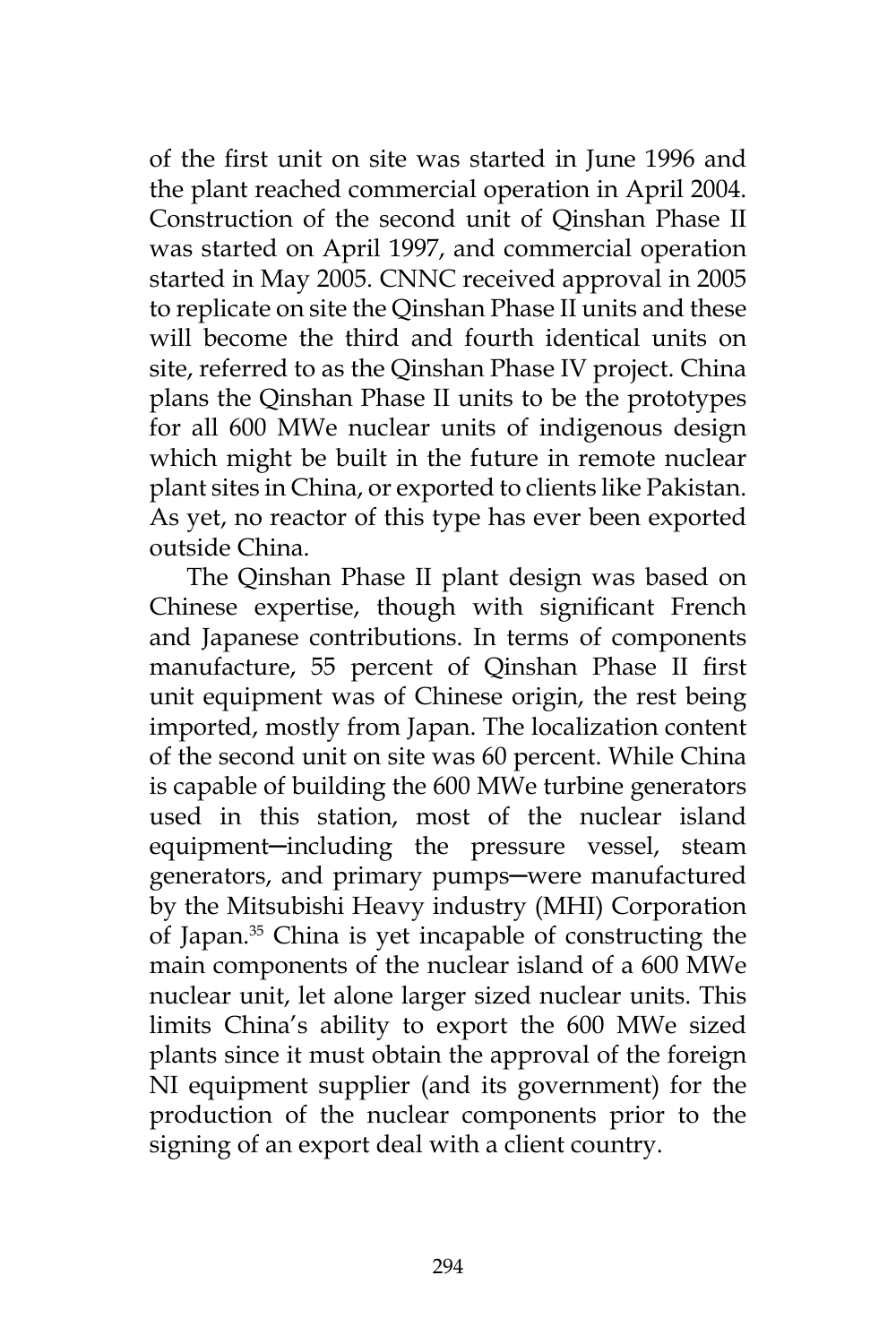of the first unit on site was started in June 1996 and the plant reached commercial operation in April 2004. Construction of the second unit of Qinshan Phase II was started on April 1997, and commercial operation started in May 2005. CNNC received approval in 2005 to replicate on site the Qinshan Phase II units and these will become the third and fourth identical units on site, referred to as the Qinshan Phase IV project. China plans the Qinshan Phase II units to be the prototypes for all 600 MWe nuclear units of indigenous design which might be built in the future in remote nuclear plant sites in China, or exported to clients like Pakistan. As yet, no reactor of this type has ever been exported outside China.

The Qinshan Phase II plant design was based on Chinese expertise, though with significant French and Japanese contributions. In terms of components manufacture, 55 percent of Qinshan Phase II first unit equipment was of Chinese origin, the rest being imported, mostly from Japan. The localization content of the second unit on site was 60 percent. While China is capable of building the 600 MWe turbine generators used in this station, most of the nuclear island equipment─including the pressure vessel, steam generators, and primary pumps─were manufactured by the Mitsubishi Heavy industry (MHI) Corporation of Japan.[35] China is yet incapable of constructing the main components of the nuclear island of a 600 MWe nuclear unit, let alone larger sized nuclear units. This limits China's ability to export the 600 MWe sized plants since it must obtain the approval of the foreign NI equipment supplier (and its government) for the production of the nuclear components prior to the signing of an export deal with a client country.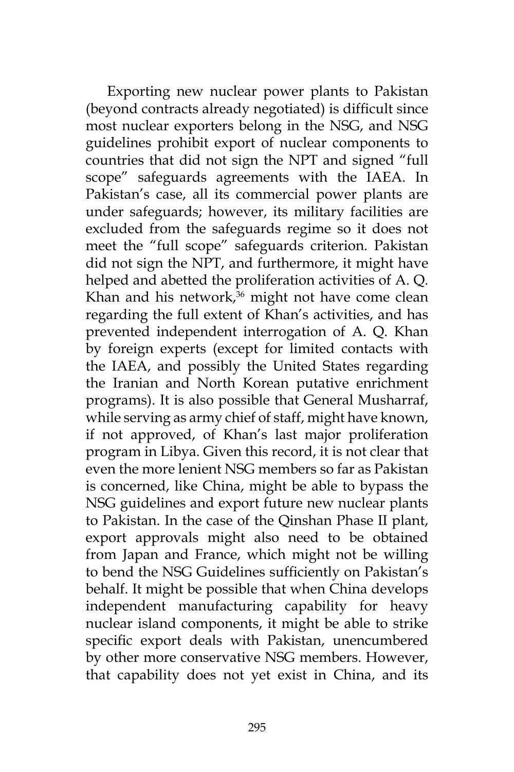Exporting new nuclear power plants to Pakistan (beyond contracts already negotiated) is difficult since most nuclear exporters belong in the NSG, and NSG guidelines prohibit export of nuclear components to countries that did not sign the NPT and signed "full scope" safeguards agreements with the IAEA. In Pakistan's case, all its commercial power plants are under safeguards; however, its military facilities are excluded from the safeguards regime so it does not meet the "full scope" safeguards criterion. Pakistan did not sign the NPT, and furthermore, it might have helped and abetted the proliferation activities of A. Q. Khan and his network,[36] might not have come clean regarding the full extent of Khan's activities, and has prevented independent interrogation of A. Q. Khan by foreign experts (except for limited contacts with the IAEA, and possibly the United States regarding the Iranian and North Korean putative enrichment programs). It is also possible that General Musharraf, while serving as army chief of staff, might have known, if not approved, of Khan's last major proliferation program in Libya. Given this record, it is not clear that even the more lenient NSG members so far as Pakistan is concerned, like China, might be able to bypass the NSG guidelines and export future new nuclear plants to Pakistan. In the case of the Qinshan Phase II plant, export approvals might also need to be obtained from Japan and France, which might not be willing to bend the NSG Guidelines sufficiently on Pakistan's behalf. It might be possible that when China develops independent manufacturing capability for heavy nuclear island components, it might be able to strike specific export deals with Pakistan, unencumbered by other more conservative NSG members. However, that capability does not yet exist in China, and its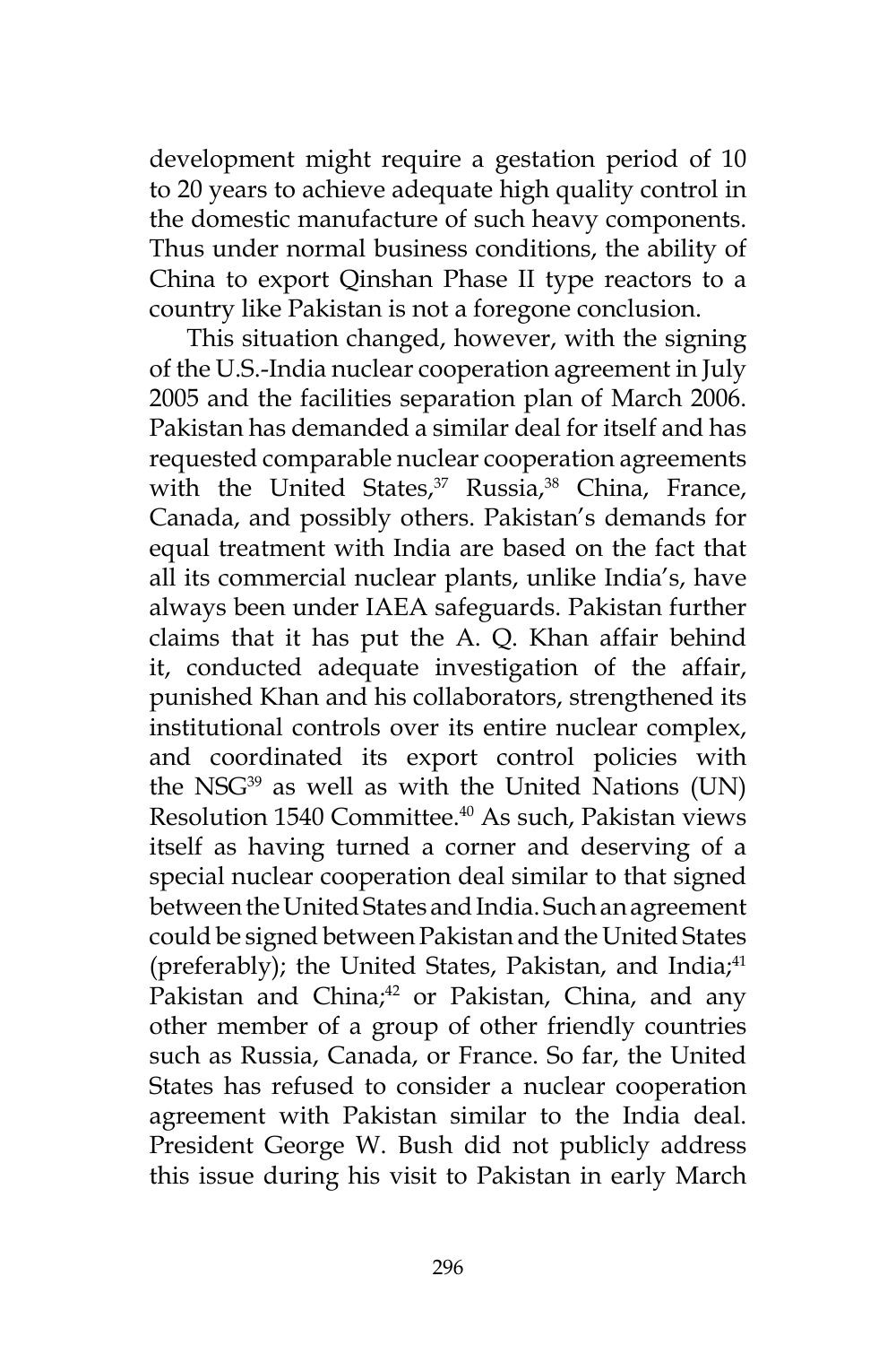development might require a gestation period of 10 to 20 years to achieve adequate high quality control in the domestic manufacture of such heavy components. Thus under normal business conditions, the ability of China to export Qinshan Phase II type reactors to a country like Pakistan is not a foregone conclusion.

This situation changed, however, with the signing of the U.S.-India nuclear cooperation agreement in July 2005 and the facilities separation plan of March 2006. Pakistan has demanded a similar deal for itself and has requested comparable nuclear cooperation agreements with the United States,[37] Russia,[38] China, France, Canada, and possibly others. Pakistan's demands for equal treatment with India are based on the fact that all its commercial nuclear plants, unlike India's, have always been under IAEA safeguards. Pakistan further claims that it has put the A. Q. Khan affair behind it, conducted adequate investigation of the affair, punished Khan and his collaborators, strengthened its institutional controls over its entire nuclear complex, and coordinated its export control policies with the NSG[39] as well as with the United Nations (UN) Resolution 1540 Committee.[40] As such, Pakistan views itself as having turned a corner and deserving of a special nuclear cooperation deal similar to that signed between the United States and India. Such an agreement could be signed between Pakistan and the United States (preferably); the United States, Pakistan, and India;[41] Pakistan and China;[42] or Pakistan, China, and any other member of a group of other friendly countries such as Russia, Canada, or France. So far, the United States has refused to consider a nuclear cooperation agreement with Pakistan similar to the India deal. President George W. Bush did not publicly address this issue during his visit to Pakistan in early March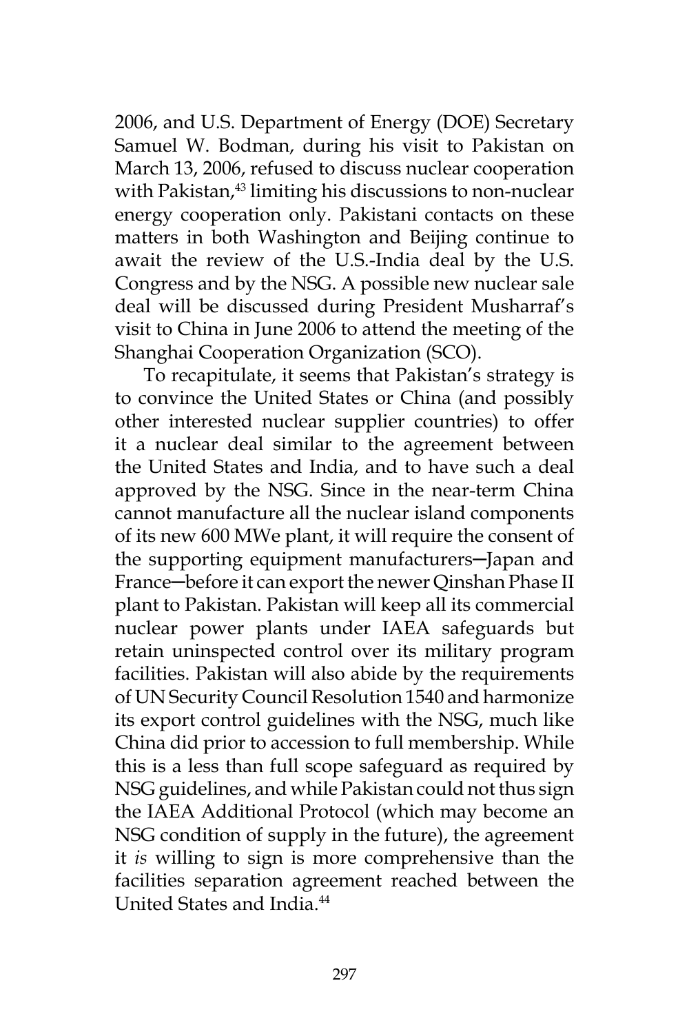2006, and U.S. Department of Energy (DOE) Secretary Samuel W. Bodman, during his visit to Pakistan on March 13, 2006, refused to discuss nuclear cooperation with Pakistan,[43] limiting his discussions to non-nuclear energy cooperation only. Pakistani contacts on these matters in both Washington and Beijing continue to await the review of the U.S.-India deal by the U.S. Congress and by the NSG. A possible new nuclear sale deal will be discussed during President Musharraf's visit to China in June 2006 to attend the meeting of the Shanghai Cooperation Organization (SCO).

To recapitulate, it seems that Pakistan's strategy is to convince the United States or China (and possibly other interested nuclear supplier countries) to offer it a nuclear deal similar to the agreement between the United States and India, and to have such a deal approved by the NSG. Since in the near-term China cannot manufacture all the nuclear island components of its new 600 MWe plant, it will require the consent of the supporting equipment manufacturers─Japan and France─before it can export the newer Qinshan Phase II plant to Pakistan. Pakistan will keep all its commercial nuclear power plants under IAEA safeguards but retain uninspected control over its military program facilities. Pakistan will also abide by the requirements of UN Security Council Resolution 1540 and harmonize its export control guidelines with the NSG, much like China did prior to accession to full membership. While this is a less than full scope safeguard as required by NSG guidelines, and while Pakistan could not thus sign the IAEA Additional Protocol (which may become an NSG condition of supply in the future), the agreement it *is* willing to sign is more comprehensive than the facilities separation agreement reached between the United States and India.[44]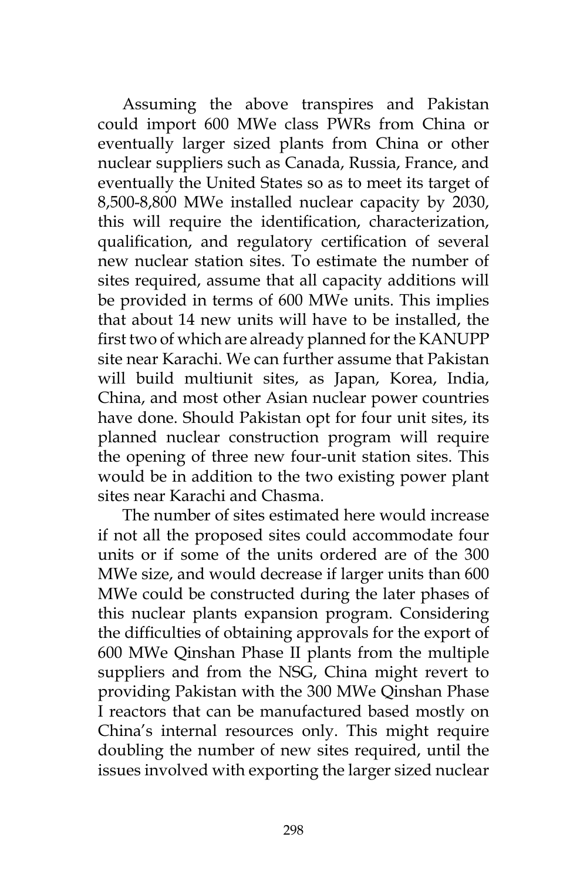Assuming the above transpires and Pakistan could import 600 MWe class PWRs from China or eventually larger sized plants from China or other nuclear suppliers such as Canada, Russia, France, and eventually the United States so as to meet its target of 8,500-8,800 MWe installed nuclear capacity by 2030, this will require the identification, characterization, qualification, and regulatory certification of several new nuclear station sites. To estimate the number of sites required, assume that all capacity additions will be provided in terms of 600 MWe units. This implies that about 14 new units will have to be installed, the first two of which are already planned for the KANUPP site near Karachi. We can further assume that Pakistan will build multiunit sites, as Japan, Korea, India, China, and most other Asian nuclear power countries have done. Should Pakistan opt for four unit sites, its planned nuclear construction program will require the opening of three new four-unit station sites. This would be in addition to the two existing power plant sites near Karachi and Chasma.

The number of sites estimated here would increase if not all the proposed sites could accommodate four units or if some of the units ordered are of the 300 MWe size, and would decrease if larger units than 600 MWe could be constructed during the later phases of this nuclear plants expansion program. Considering the difficulties of obtaining approvals for the export of 600 MWe Qinshan Phase II plants from the multiple suppliers and from the NSG, China might revert to providing Pakistan with the 300 MWe Qinshan Phase I reactors that can be manufactured based mostly on China's internal resources only. This might require doubling the number of new sites required, until the issues involved with exporting the larger sized nuclear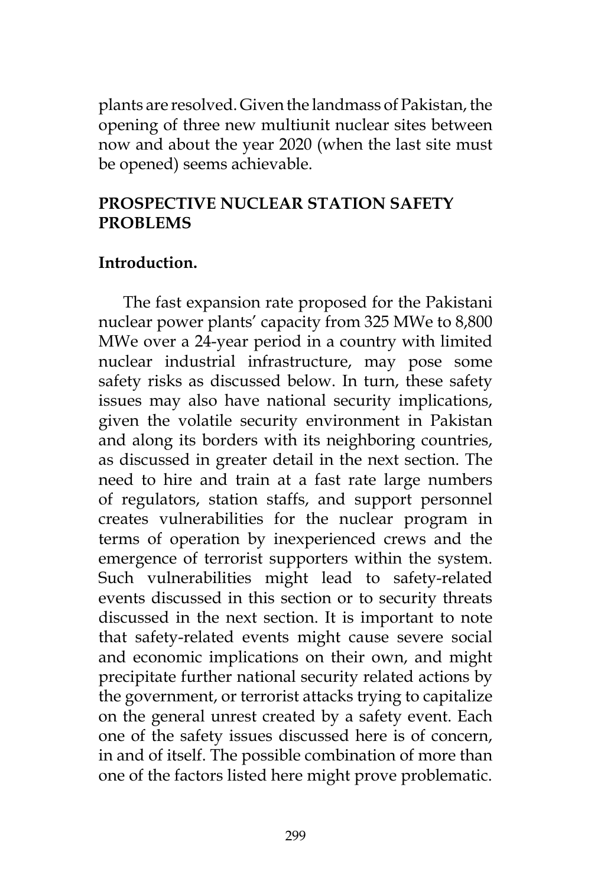plants are resolved. Given the landmass of Pakistan, the opening of three new multiunit nuclear sites between now and about the year 2020 (when the last site must be opened) seems achievable.

## PROSPECTIVE NUCLEAR STATION SAFETY PROBLEMS

### Introduction.

The fast expansion rate proposed for the Pakistani nuclear power plants' capacity from 325 MWe to 8,800 MWe over a 24-year period in a country with limited nuclear industrial infrastructure, may pose some safety risks as discussed below. In turn, these safety issues may also have national security implications, given the volatile security environment in Pakistan and along its borders with its neighboring countries, as discussed in greater detail in the next section. The need to hire and train at a fast rate large numbers of regulators, station staffs, and support personnel creates vulnerabilities for the nuclear program in terms of operation by inexperienced crews and the emergence of terrorist supporters within the system. Such vulnerabilities might lead to safety-related events discussed in this section or to security threats discussed in the next section. It is important to note that safety-related events might cause severe social and economic implications on their own, and might precipitate further national security related actions by the government, or terrorist attacks trying to capitalize on the general unrest created by a safety event. Each one of the safety issues discussed here is of concern, in and of itself. The possible combination of more than one of the factors listed here might prove problematic.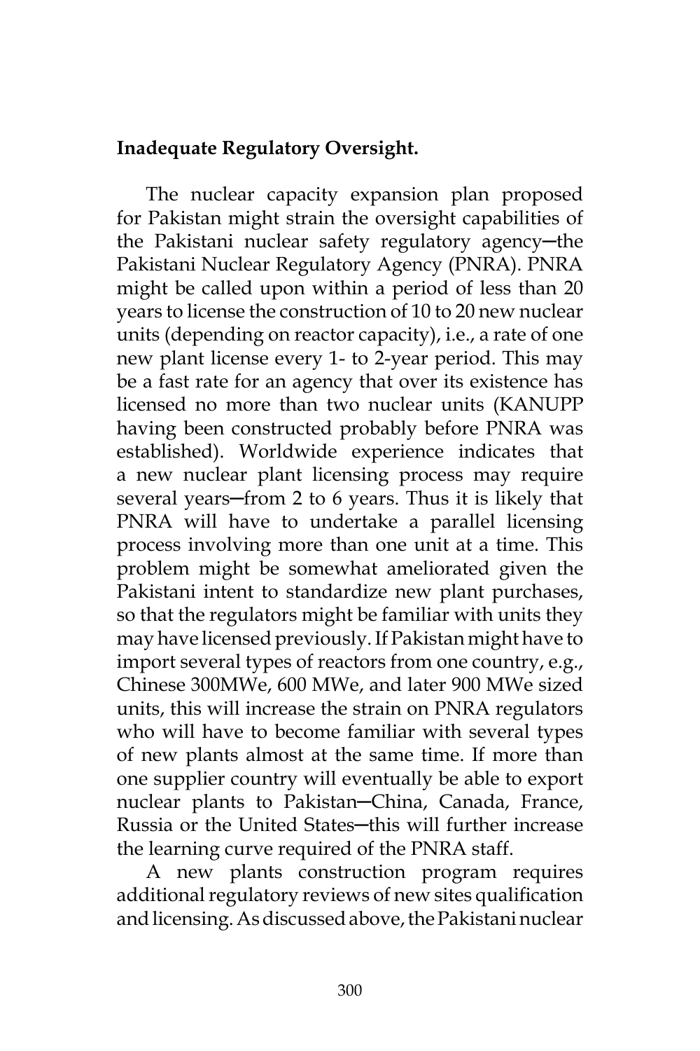**Inadequate Regulatory Oversight.**

The nuclear capacity expansion plan proposed for Pakistan might strain the oversight capabilities of the Pakistani nuclear safety regulatory agency─the Pakistani Nuclear Regulatory Agency (PNRA). PNRA might be called upon within a period of less than 20 years to license the construction of 10 to 20 new nuclear units (depending on reactor capacity), i.e., a rate of one new plant license every 1- to 2-year period. This may be a fast rate for an agency that over its existence has licensed no more than two nuclear units (KANUPP having been constructed probably before PNRA was established). Worldwide experience indicates that a new nuclear plant licensing process may require several years─from 2 to 6 years. Thus it is likely that PNRA will have to undertake a parallel licensing process involving more than one unit at a time. This problem might be somewhat ameliorated given the Pakistani intent to standardize new plant purchases, so that the regulators might be familiar with units they may have licensed previously. If Pakistan might have to import several types of reactors from one country, e.g., Chinese 300MWe, 600 MWe, and later 900 MWe sized units, this will increase the strain on PNRA regulators who will have to become familiar with several types of new plants almost at the same time. If more than one supplier country will eventually be able to export nuclear plants to Pakistan─China, Canada, France, Russia or the United States─this will further increase the learning curve required of the PNRA staff.

A new plants construction program requires additional regulatory reviews of new sites qualification and licensing. As discussed above, the Pakistani nuclear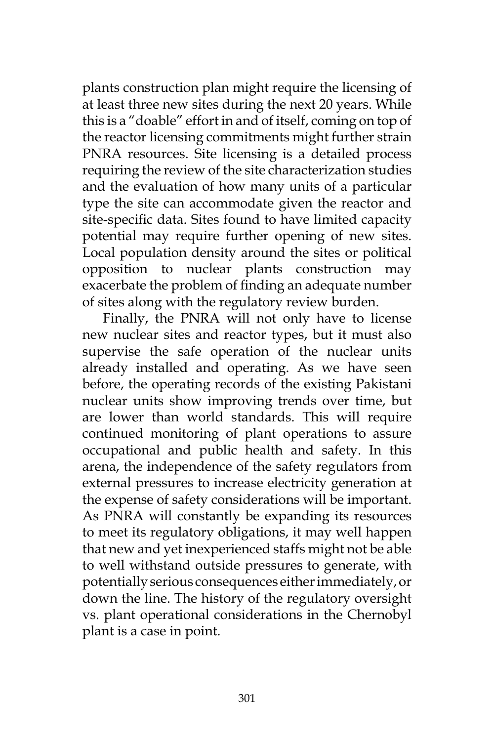plants construction plan might require the licensing of at least three new sites during the next 20 years. While this is a "doable" effort in and of itself, coming on top of the reactor licensing commitments might further strain PNRA resources. Site licensing is a detailed process requiring the review of the site characterization studies and the evaluation of how many units of a particular type the site can accommodate given the reactor and site-specific data. Sites found to have limited capacity potential may require further opening of new sites. Local population density around the sites or political opposition to nuclear plants construction may exacerbate the problem of finding an adequate number of sites along with the regulatory review burden.

Finally, the PNRA will not only have to license new nuclear sites and reactor types, but it must also supervise the safe operation of the nuclear units already installed and operating. As we have seen before, the operating records of the existing Pakistani nuclear units show improving trends over time, but are lower than world standards. This will require continued monitoring of plant operations to assure occupational and public health and safety. In this arena, the independence of the safety regulators from external pressures to increase electricity generation at the expense of safety considerations will be important. As PNRA will constantly be expanding its resources to meet its regulatory obligations, it may well happen that new and yet inexperienced staffs might not be able to well withstand outside pressures to generate, with potentially serious consequences either immediately, or down the line. The history of the regulatory oversight vs. plant operational considerations in the Chernobyl plant is a case in point.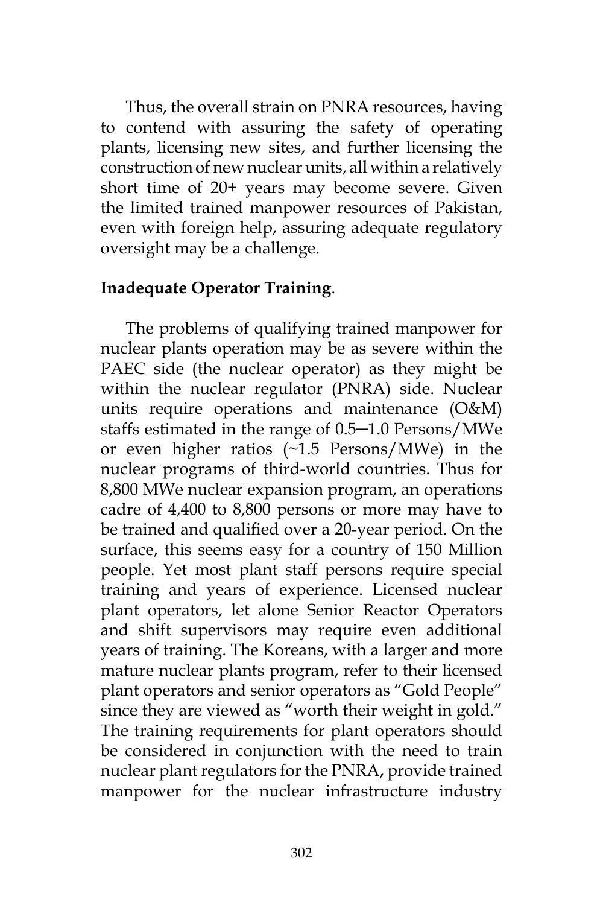Thus, the overall strain on PNRA resources, having to contend with assuring the safety of operating plants, licensing new sites, and further licensing the construction of new nuclear units, all within a relatively short time of 20+ years may become severe. Given the limited trained manpower resources of Pakistan, even with foreign help, assuring adequate regulatory oversight may be a challenge.

**Inadequate Operator Training**.

The problems of qualifying trained manpower for nuclear plants operation may be as severe within the PAEC side (the nuclear operator) as they might be within the nuclear regulator (PNRA) side. Nuclear units require operations and maintenance (O&M) staffs estimated in the range of 0.5─1.0 Persons/MWe or even higher ratios (~1.5 Persons/MWe) in the nuclear programs of third-world countries. Thus for 8,800 MWe nuclear expansion program, an operations cadre of 4,400 to 8,800 persons or more may have to be trained and qualified over a 20-year period. On the surface, this seems easy for a country of 150 Million people. Yet most plant staff persons require special training and years of experience. Licensed nuclear plant operators, let alone Senior Reactor Operators and shift supervisors may require even additional years of training. The Koreans, with a larger and more mature nuclear plants program, refer to their licensed plant operators and senior operators as "Gold People" since they are viewed as "worth their weight in gold." The training requirements for plant operators should be considered in conjunction with the need to train nuclear plant regulators for the PNRA, provide trained manpower for the nuclear infrastructure industry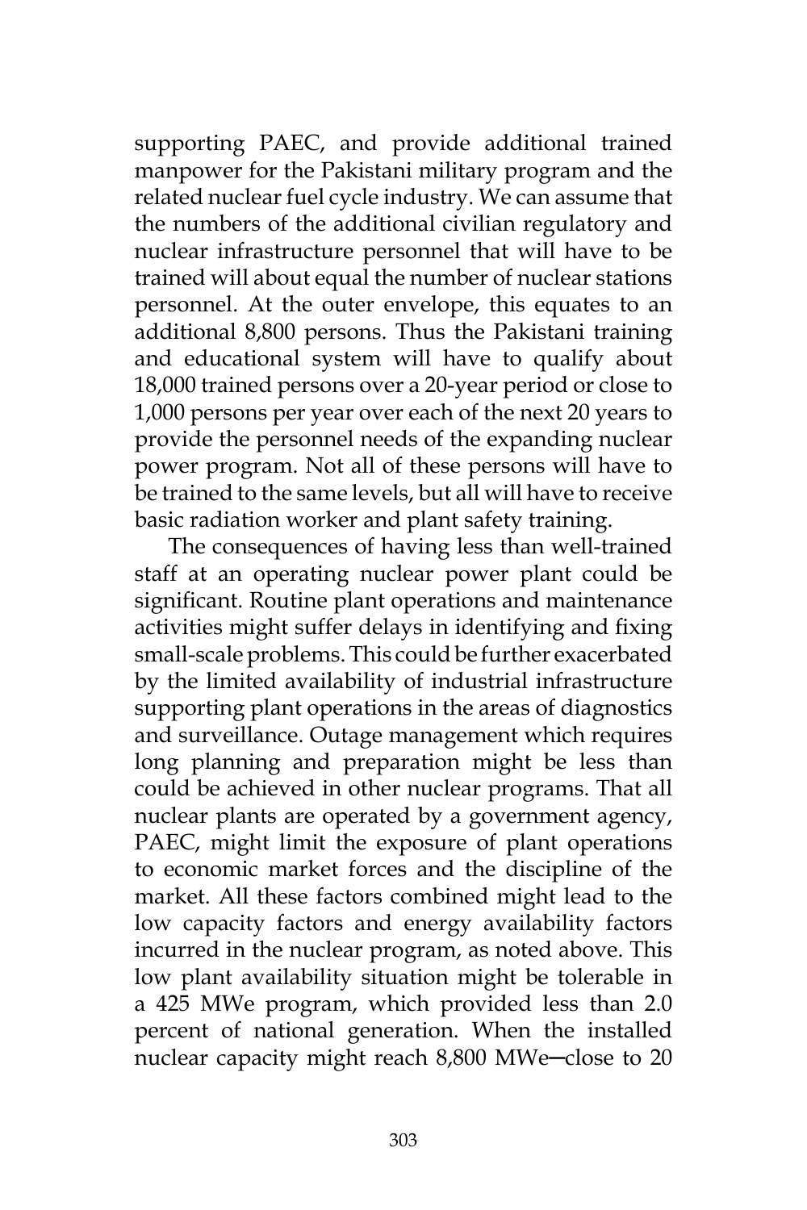supporting PAEC, and provide additional trained manpower for the Pakistani military program and the related nuclear fuel cycle industry. We can assume that the numbers of the additional civilian regulatory and nuclear infrastructure personnel that will have to be trained will about equal the number of nuclear stations personnel. At the outer envelope, this equates to an additional 8,800 persons. Thus the Pakistani training and educational system will have to qualify about 18,000 trained persons over a 20-year period or close to 1,000 persons per year over each of the next 20 years to provide the personnel needs of the expanding nuclear power program. Not all of these persons will have to be trained to the same levels, but all will have to receive basic radiation worker and plant safety training.

The consequences of having less than well-trained staff at an operating nuclear power plant could be significant. Routine plant operations and maintenance activities might suffer delays in identifying and fixing small-scale problems. This could be further exacerbated by the limited availability of industrial infrastructure supporting plant operations in the areas of diagnostics and surveillance. Outage management which requires long planning and preparation might be less than could be achieved in other nuclear programs. That all nuclear plants are operated by a government agency, PAEC, might limit the exposure of plant operations to economic market forces and the discipline of the market. All these factors combined might lead to the low capacity factors and energy availability factors incurred in the nuclear program, as noted above. This low plant availability situation might be tolerable in a 425 MWe program, which provided less than 2.0 percent of national generation. When the installed nuclear capacity might reach 8,800 MWe—close to 20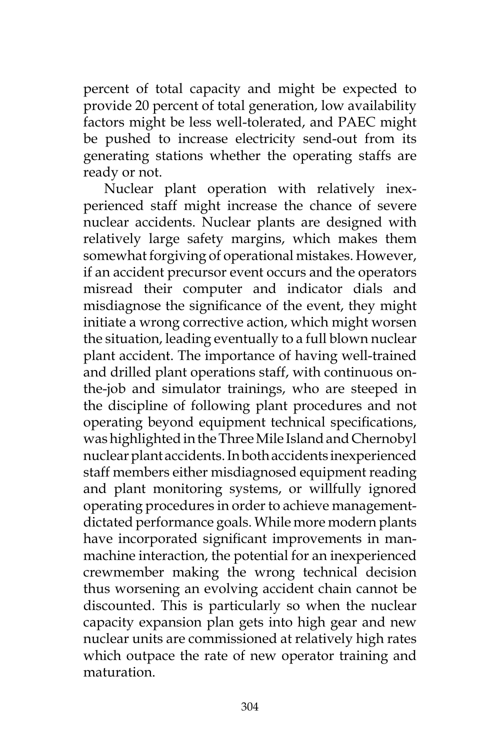percent of total capacity and might be expected to provide 20 percent of total generation, low availability factors might be less well-tolerated, and PAEC might be pushed to increase electricity send-out from its generating stations whether the operating staffs are ready or not.

Nuclear plant operation with relatively inexperienced staff might increase the chance of severe nuclear accidents. Nuclear plants are designed with relatively large safety margins, which makes them somewhat forgiving of operational mistakes. However, if an accident precursor event occurs and the operators misread their computer and indicator dials and misdiagnose the significance of the event, they might initiate a wrong corrective action, which might worsen the situation, leading eventually to a full blown nuclear plant accident. The importance of having well-trained and drilled plant operations staff, with continuous on-the-job and simulator trainings, who are steeped in the discipline of following plant procedures and not operating beyond equipment technical specifications, was highlighted in the Three Mile Island and Chernobyl nuclear plant accidents. In both accidents inexperienced staff members either misdiagnosed equipment reading and plant monitoring systems, or willfully ignored operating procedures in order to achieve management-dictated performance goals. While more modern plants have incorporated significant improvements in man-machine interaction, the potential for an inexperienced crewmember making the wrong technical decision thus worsening an evolving accident chain cannot be discounted. This is particularly so when the nuclear capacity expansion plan gets into high gear and new nuclear units are commissioned at relatively high rates which outpace the rate of new operator training and maturation.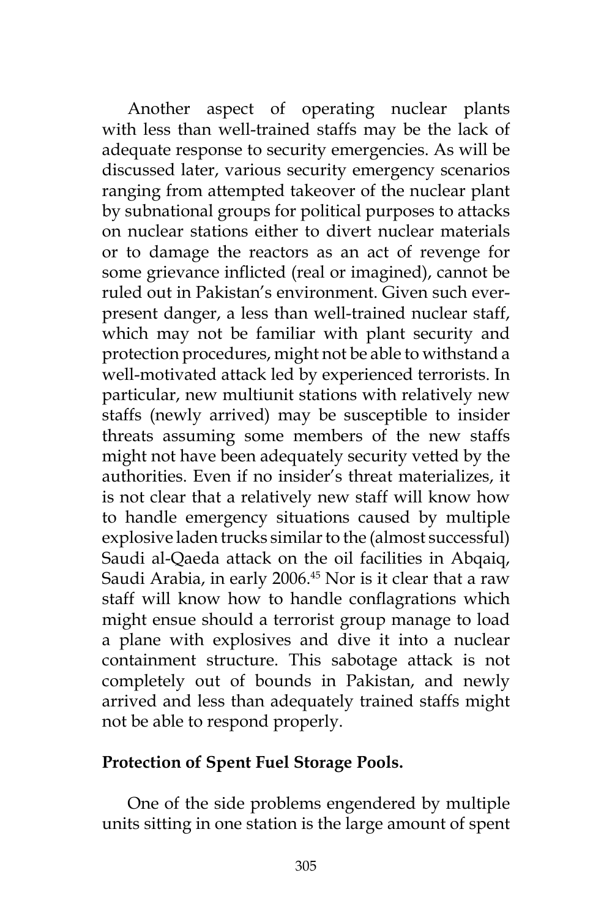Another aspect of operating nuclear plants with less than well-trained staffs may be the lack of adequate response to security emergencies. As will be discussed later, various security emergency scenarios ranging from attempted takeover of the nuclear plant by subnational groups for political purposes to attacks on nuclear stations either to divert nuclear materials or to damage the reactors as an act of revenge for some grievance inflicted (real or imagined), cannot be ruled out in Pakistan's environment. Given such ever-present danger, a less than well-trained nuclear staff, which may not be familiar with plant security and protection procedures, might not be able to withstand a well-motivated attack led by experienced terrorists. In particular, new multiunit stations with relatively new staffs (newly arrived) may be susceptible to insider threats assuming some members of the new staffs might not have been adequately security vetted by the authorities. Even if no insider's threat materializes, it is not clear that a relatively new staff will know how to handle emergency situations caused by multiple explosive laden trucks similar to the (almost successful) Saudi al-Qaeda attack on the oil facilities in Abqaiq, Saudi Arabia, in early 2006.[45] Nor is it clear that a raw staff will know how to handle conflagrations which might ensue should a terrorist group manage to load a plane with explosives and dive it into a nuclear containment structure. This sabotage attack is not completely out of bounds in Pakistan, and newly arrived and less than adequately trained staffs might not be able to respond properly.

**Protection of Spent Fuel Storage Pools.**

One of the side problems engendered by multiple units sitting in one station is the large amount of spent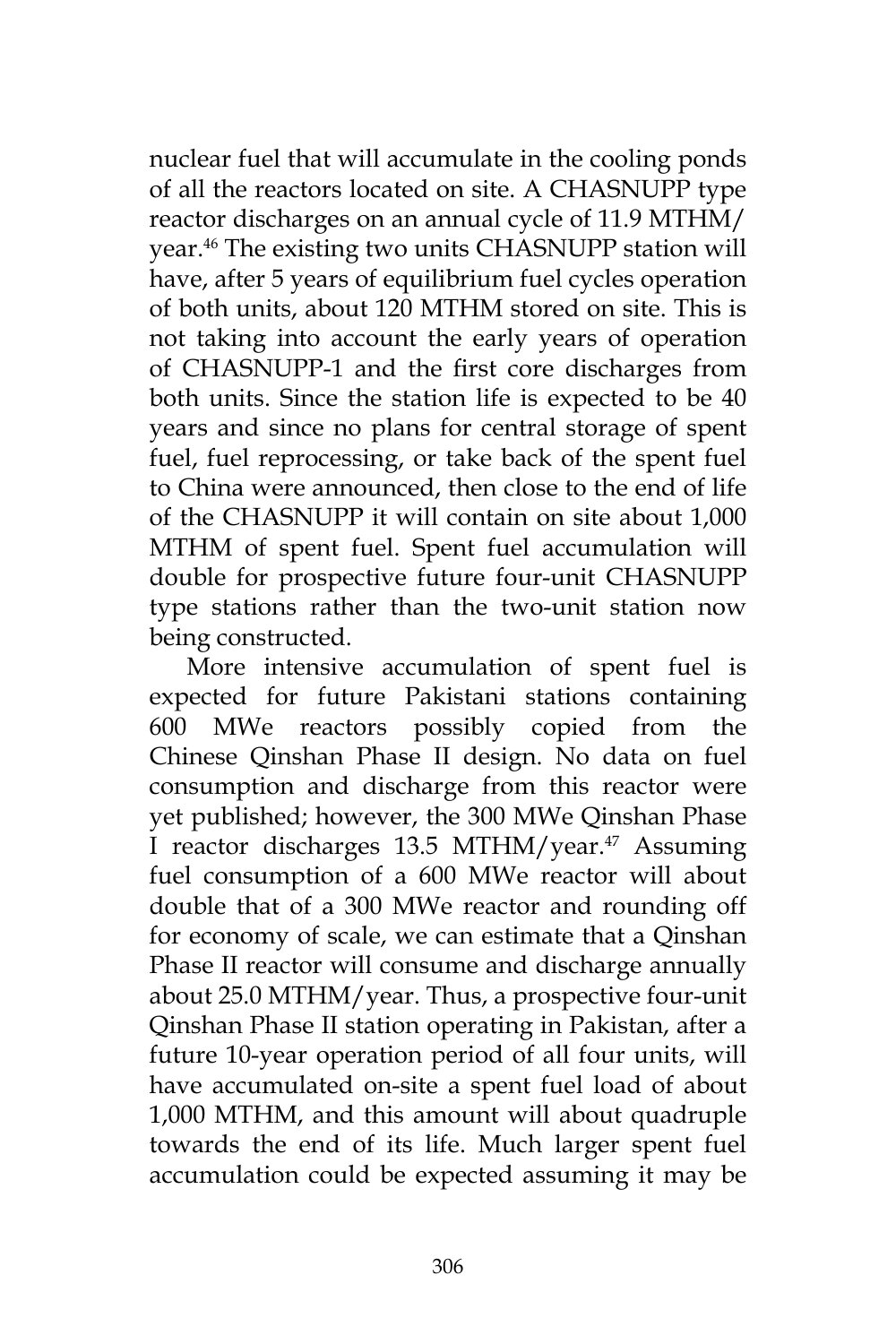nuclear fuel that will accumulate in the cooling ponds of all the reactors located on site. A CHASNUPP type reactor discharges on an annual cycle of 11.9 MTHM/year.[46] The existing two units CHASNUPP station will have, after 5 years of equilibrium fuel cycles operation of both units, about 120 MTHM stored on site. This is not taking into account the early years of operation of CHASNUPP-1 and the first core discharges from both units. Since the station life is expected to be 40 years and since no plans for central storage of spent fuel, fuel reprocessing, or take back of the spent fuel to China were announced, then close to the end of life of the CHASNUPP it will contain on site about 1,000 MTHM of spent fuel. Spent fuel accumulation will double for prospective future four-unit CHASNUPP type stations rather than the two-unit station now being constructed.

More intensive accumulation of spent fuel is expected for future Pakistani stations containing 600 MWe reactors possibly copied from the Chinese Qinshan Phase II design. No data on fuel consumption and discharge from this reactor were yet published; however, the 300 MWe Qinshan Phase I reactor discharges 13.5 MTHM/year.[47] Assuming fuel consumption of a 600 MWe reactor will about double that of a 300 MWe reactor and rounding off for economy of scale, we can estimate that a Qinshan Phase II reactor will consume and discharge annually about 25.0 MTHM/year. Thus, a prospective four-unit Qinshan Phase II station operating in Pakistan, after a future 10-year operation period of all four units, will have accumulated on-site a spent fuel load of about 1,000 MTHM, and this amount will about quadruple towards the end of its life. Much larger spent fuel accumulation could be expected assuming it may be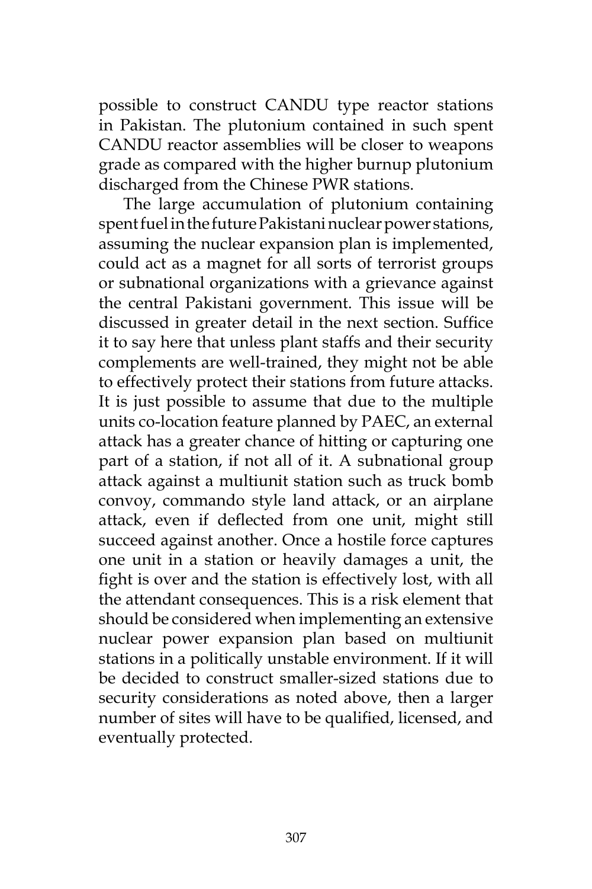possible to construct CANDU type reactor stations in Pakistan. The plutonium contained in such spent CANDU reactor assemblies will be closer to weapons grade as compared with the higher burnup plutonium discharged from the Chinese PWR stations.

The large accumulation of plutonium containing spent fuel in the future Pakistani nuclear power stations, assuming the nuclear expansion plan is implemented, could act as a magnet for all sorts of terrorist groups or subnational organizations with a grievance against the central Pakistani government. This issue will be discussed in greater detail in the next section. Suffice it to say here that unless plant staffs and their security complements are well-trained, they might not be able to effectively protect their stations from future attacks. It is just possible to assume that due to the multiple units co-location feature planned by PAEC, an external attack has a greater chance of hitting or capturing one part of a station, if not all of it. A subnational group attack against a multiunit station such as truck bomb convoy, commando style land attack, or an airplane attack, even if deflected from one unit, might still succeed against another. Once a hostile force captures one unit in a station or heavily damages a unit, the fight is over and the station is effectively lost, with all the attendant consequences. This is a risk element that should be considered when implementing an extensive nuclear power expansion plan based on multiunit stations in a politically unstable environment. If it will be decided to construct smaller-sized stations due to security considerations as noted above, then a larger number of sites will have to be qualified, licensed, and eventually protected.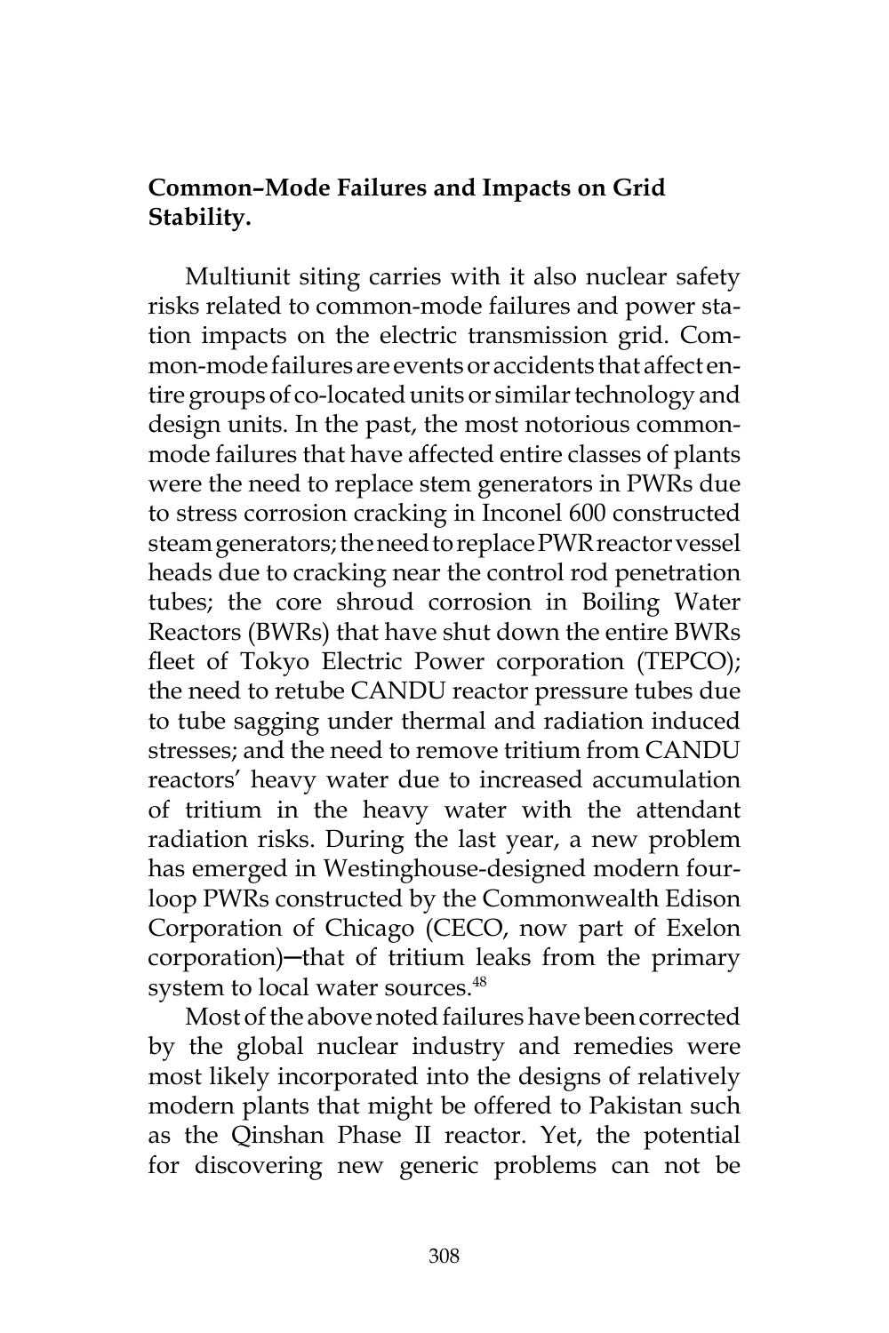**Common–Mode Failures and Impacts on Grid Stability.**

Multiunit siting carries with it also nuclear safety risks related to common-mode failures and power station impacts on the electric transmission grid. Common-mode failures are events or accidents that affect entire groups of co-located units or similar technology and design units. In the past, the most notorious common-mode failures that have affected entire classes of plants were the need to replace stem generators in PWRs due to stress corrosion cracking in Inconel 600 constructed steam generators; the need to replace PWR reactor vessel heads due to cracking near the control rod penetration tubes; the core shroud corrosion in Boiling Water Reactors (BWRs) that have shut down the entire BWRs fleet of Tokyo Electric Power corporation (TEPCO); the need to retube CANDU reactor pressure tubes due to tube sagging under thermal and radiation induced stresses; and the need to remove tritium from CANDU reactors' heavy water due to increased accumulation of tritium in the heavy water with the attendant radiation risks. During the last year, a new problem has emerged in Westinghouse-designed modern four-loop PWRs constructed by the Commonwealth Edison Corporation of Chicago (CECO, now part of Exelon corporation)—that of tritium leaks from the primary system to local water sources.[48]

Most of the above noted failures have been corrected by the global nuclear industry and remedies were most likely incorporated into the designs of relatively modern plants that might be offered to Pakistan such as the Qinshan Phase II reactor. Yet, the potential for discovering new generic problems can not be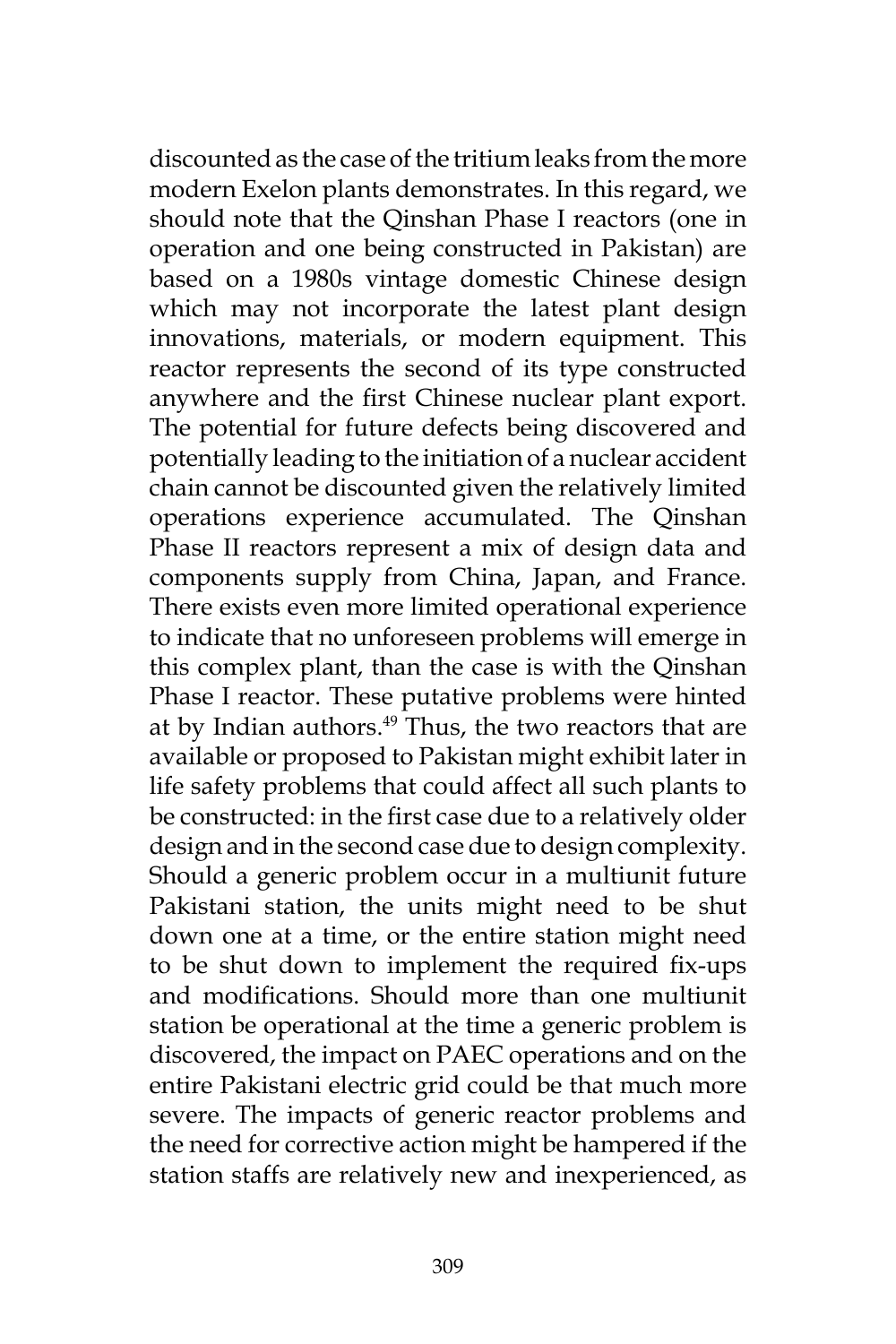discounted as the case of the tritium leaks from the more modern Exelon plants demonstrates. In this regard, we should note that the Qinshan Phase I reactors (one in operation and one being constructed in Pakistan) are based on a 1980s vintage domestic Chinese design which may not incorporate the latest plant design innovations, materials, or modern equipment. This reactor represents the second of its type constructed anywhere and the first Chinese nuclear plant export. The potential for future defects being discovered and potentially leading to the initiation of a nuclear accident chain cannot be discounted given the relatively limited operations experience accumulated. The Qinshan Phase II reactors represent a mix of design data and components supply from China, Japan, and France. There exists even more limited operational experience to indicate that no unforeseen problems will emerge in this complex plant, than the case is with the Qinshan Phase I reactor. These putative problems were hinted at by Indian authors.[49] Thus, the two reactors that are available or proposed to Pakistan might exhibit later in life safety problems that could affect all such plants to be constructed: in the first case due to a relatively older design and in the second case due to design complexity. Should a generic problem occur in a multiunit future Pakistani station, the units might need to be shut down one at a time, or the entire station might need to be shut down to implement the required fix-ups and modifications. Should more than one multiunit station be operational at the time a generic problem is discovered, the impact on PAEC operations and on the entire Pakistani electric grid could be that much more severe. The impacts of generic reactor problems and the need for corrective action might be hampered if the station staffs are relatively new and inexperienced, as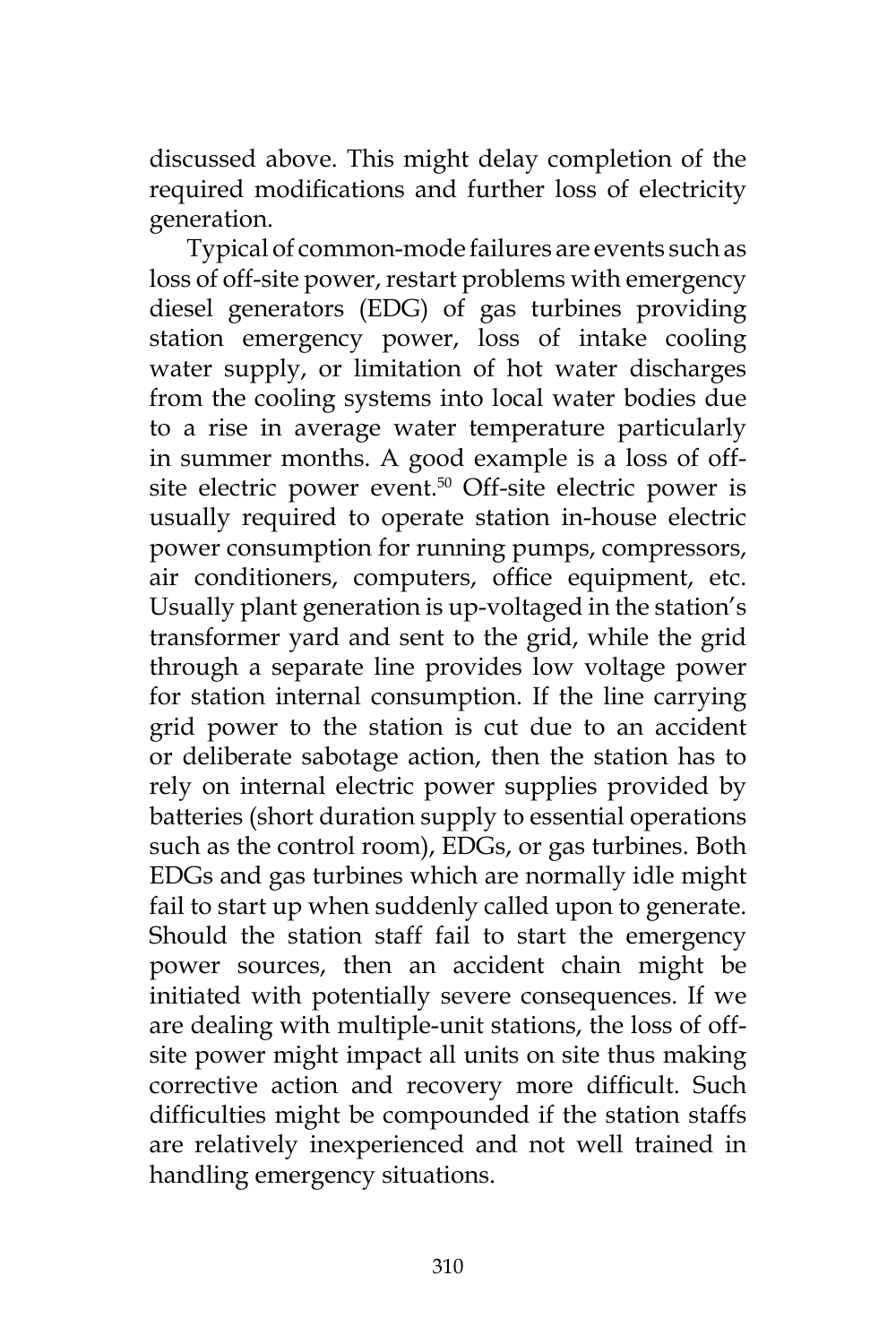discussed above. This might delay completion of the required modifications and further loss of electricity generation.

Typical of common-mode failures are events such as loss of off-site power, restart problems with emergency diesel generators (EDG) of gas turbines providing station emergency power, loss of intake cooling water supply, or limitation of hot water discharges from the cooling systems into local water bodies due to a rise in average water temperature particularly in summer months. A good example is a loss of off-site electric power event.[50] Off-site electric power is usually required to operate station in-house electric power consumption for running pumps, compressors, air conditioners, computers, office equipment, etc. Usually plant generation is up-voltaged in the station's transformer yard and sent to the grid, while the grid through a separate line provides low voltage power for station internal consumption. If the line carrying grid power to the station is cut due to an accident or deliberate sabotage action, then the station has to rely on internal electric power supplies provided by batteries (short duration supply to essential operations such as the control room), EDGs, or gas turbines. Both EDGs and gas turbines which are normally idle might fail to start up when suddenly called upon to generate. Should the station staff fail to start the emergency power sources, then an accident chain might be initiated with potentially severe consequences. If we are dealing with multiple-unit stations, the loss of off-site power might impact all units on site thus making corrective action and recovery more difficult. Such difficulties might be compounded if the station staffs are relatively inexperienced and not well trained in handling emergency situations.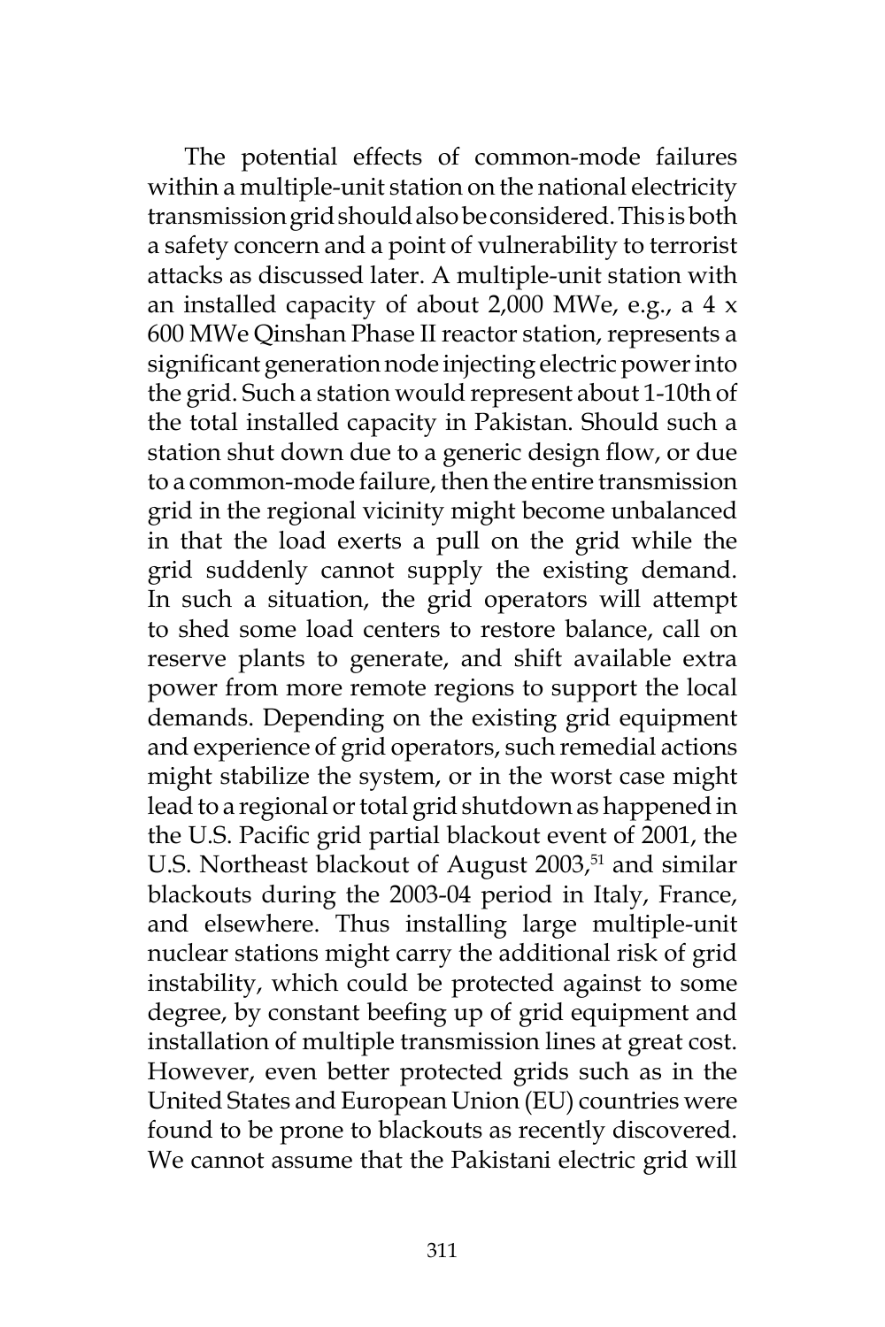The potential effects of common-mode failures within a multiple-unit station on the national electricity transmission grid should also be considered. This is both a safety concern and a point of vulnerability to terrorist attacks as discussed later. A multiple-unit station with an installed capacity of about 2,000 MWe, e.g., a 4 x 600 MWe Qinshan Phase II reactor station, represents a significant generation node injecting electric power into the grid. Such a station would represent about 1-10th of the total installed capacity in Pakistan. Should such a station shut down due to a generic design flow, or due to a common-mode failure, then the entire transmission grid in the regional vicinity might become unbalanced in that the load exerts a pull on the grid while the grid suddenly cannot supply the existing demand. In such a situation, the grid operators will attempt to shed some load centers to restore balance, call on reserve plants to generate, and shift available extra power from more remote regions to support the local demands. Depending on the existing grid equipment and experience of grid operators, such remedial actions might stabilize the system, or in the worst case might lead to a regional or total grid shutdown as happened in the U.S. Pacific grid partial blackout event of 2001, the U.S. Northeast blackout of August 2003,[51] and similar blackouts during the 2003-04 period in Italy, France, and elsewhere. Thus installing large multiple-unit nuclear stations might carry the additional risk of grid instability, which could be protected against to some degree, by constant beefing up of grid equipment and installation of multiple transmission lines at great cost. However, even better protected grids such as in the United States and European Union (EU) countries were found to be prone to blackouts as recently discovered. We cannot assume that the Pakistani electric grid will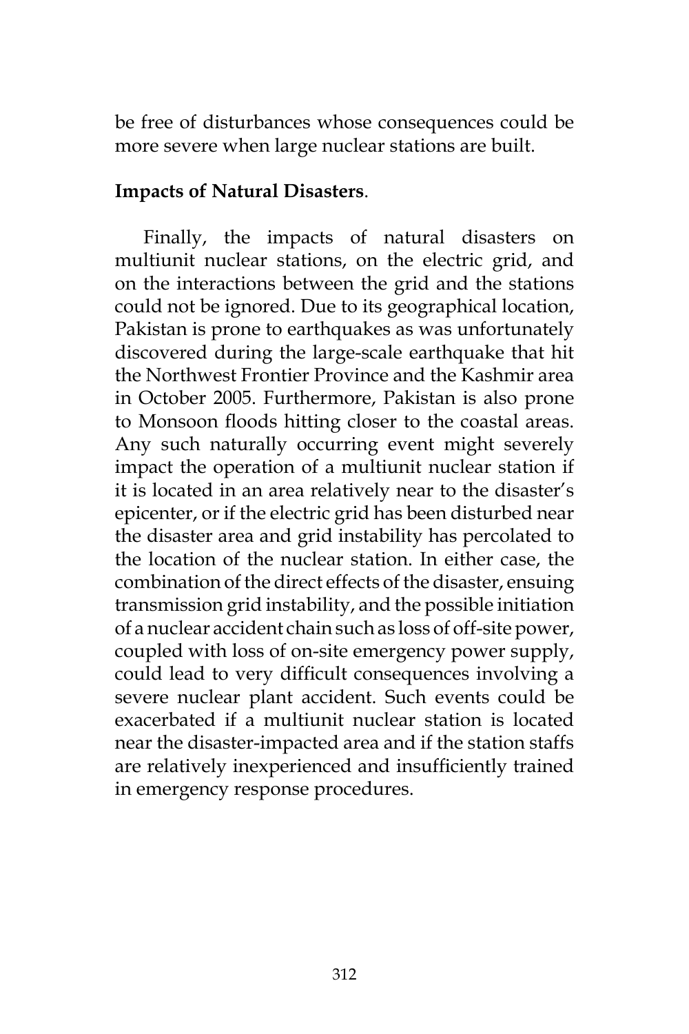be free of disturbances whose consequences could be more severe when large nuclear stations are built.

**Impacts of Natural Disasters**.

Finally, the impacts of natural disasters on multiunit nuclear stations, on the electric grid, and on the interactions between the grid and the stations could not be ignored. Due to its geographical location, Pakistan is prone to earthquakes as was unfortunately discovered during the large-scale earthquake that hit the Northwest Frontier Province and the Kashmir area in October 2005. Furthermore, Pakistan is also prone to Monsoon floods hitting closer to the coastal areas. Any such naturally occurring event might severely impact the operation of a multiunit nuclear station if it is located in an area relatively near to the disaster's epicenter, or if the electric grid has been disturbed near the disaster area and grid instability has percolated to the location of the nuclear station. In either case, the combination of the direct effects of the disaster, ensuing transmission grid instability, and the possible initiation of a nuclear accident chain such as loss of off-site power, coupled with loss of on-site emergency power supply, could lead to very difficult consequences involving a severe nuclear plant accident. Such events could be exacerbated if a multiunit nuclear station is located near the disaster-impacted area and if the station staffs are relatively inexperienced and insufficiently trained in emergency response procedures.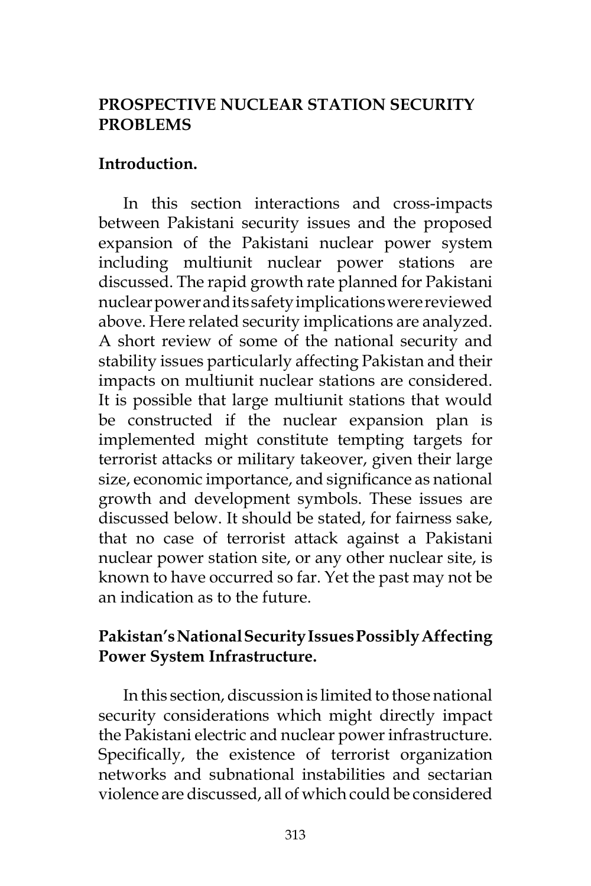## PROSPECTIVE NUCLEAR STATION SECURITY PROBLEMS

### Introduction.

In this section interactions and cross-impacts between Pakistani security issues and the proposed expansion of the Pakistani nuclear power system including multiunit nuclear power stations are discussed. The rapid growth rate planned for Pakistani nuclear power and its safety implications were reviewed above. Here related security implications are analyzed. A short review of some of the national security and stability issues particularly affecting Pakistan and their impacts on multiunit nuclear stations are considered. It is possible that large multiunit stations that would be constructed if the nuclear expansion plan is implemented might constitute tempting targets for terrorist attacks or military takeover, given their large size, economic importance, and significance as national growth and development symbols. These issues are discussed below. It should be stated, for fairness sake, that no case of terrorist attack against a Pakistani nuclear power station site, or any other nuclear site, is known to have occurred so far. Yet the past may not be an indication as to the future.

### Pakistan's National Security Issues Possibly Affecting Power System Infrastructure.

In this section, discussion is limited to those national security considerations which might directly impact the Pakistani electric and nuclear power infrastructure. Specifically, the existence of terrorist organization networks and subnational instabilities and sectarian violence are discussed, all of which could be considered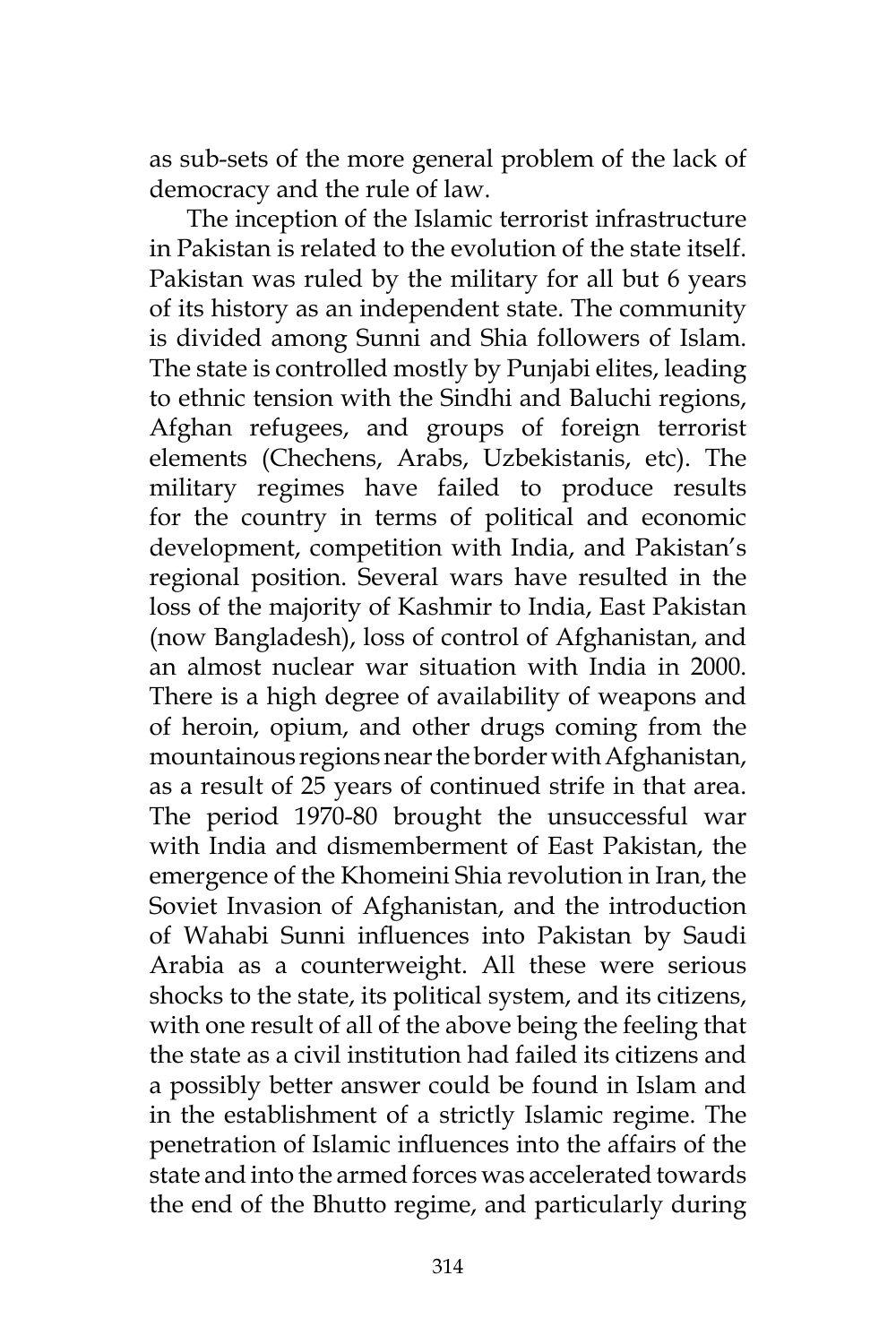as sub-sets of the more general problem of the lack of democracy and the rule of law.

The inception of the Islamic terrorist infrastructure in Pakistan is related to the evolution of the state itself. Pakistan was ruled by the military for all but 6 years of its history as an independent state. The community is divided among Sunni and Shia followers of Islam. The state is controlled mostly by Punjabi elites, leading to ethnic tension with the Sindhi and Baluchi regions, Afghan refugees, and groups of foreign terrorist elements (Chechens, Arabs, Uzbekistanis, etc). The military regimes have failed to produce results for the country in terms of political and economic development, competition with India, and Pakistan's regional position. Several wars have resulted in the loss of the majority of Kashmir to India, East Pakistan (now Bangladesh), loss of control of Afghanistan, and an almost nuclear war situation with India in 2000. There is a high degree of availability of weapons and of heroin, opium, and other drugs coming from the mountainous regions near the border with Afghanistan, as a result of 25 years of continued strife in that area. The period 1970-80 brought the unsuccessful war with India and dismemberment of East Pakistan, the emergence of the Khomeini Shia revolution in Iran, the Soviet Invasion of Afghanistan, and the introduction of Wahabi Sunni influences into Pakistan by Saudi Arabia as a counterweight. All these were serious shocks to the state, its political system, and its citizens, with one result of all of the above being the feeling that the state as a civil institution had failed its citizens and a possibly better answer could be found in Islam and in the establishment of a strictly Islamic regime. The penetration of Islamic influences into the affairs of the state and into the armed forces was accelerated towards the end of the Bhutto regime, and particularly during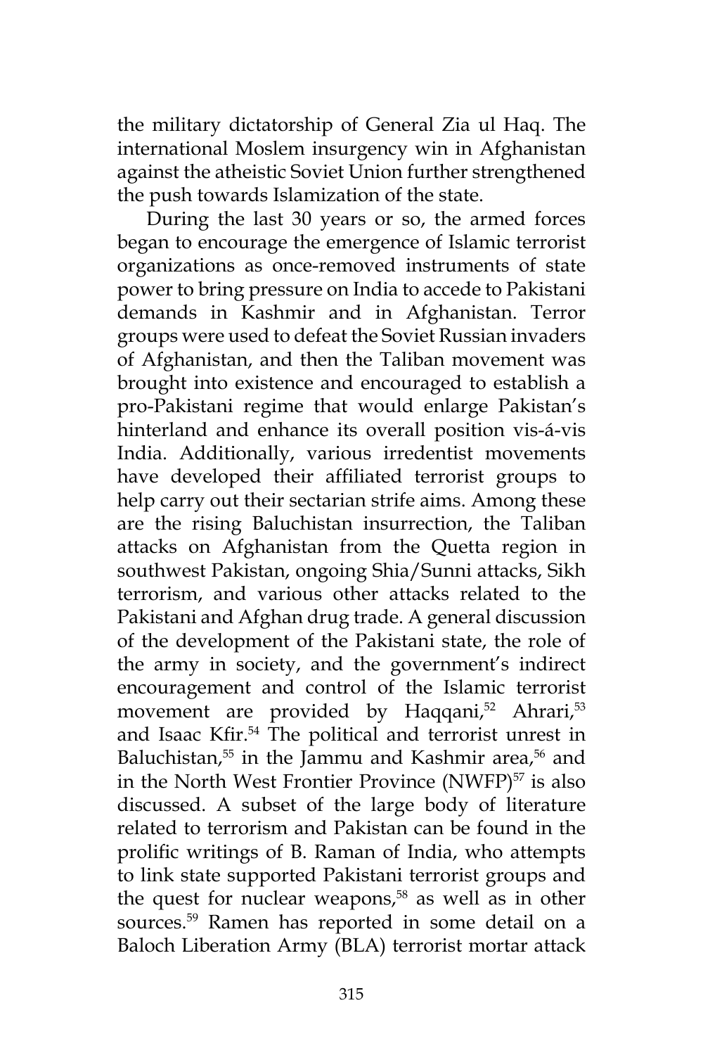the military dictatorship of General Zia ul Haq. The international Moslem insurgency win in Afghanistan against the atheistic Soviet Union further strengthened the push towards Islamization of the state.

During the last 30 years or so, the armed forces began to encourage the emergence of Islamic terrorist organizations as once-removed instruments of state power to bring pressure on India to accede to Pakistani demands in Kashmir and in Afghanistan. Terror groups were used to defeat the Soviet Russian invaders of Afghanistan, and then the Taliban movement was brought into existence and encouraged to establish a pro-Pakistani regime that would enlarge Pakistan's hinterland and enhance its overall position vis-á-vis India. Additionally, various irredentist movements have developed their affiliated terrorist groups to help carry out their sectarian strife aims. Among these are the rising Baluchistan insurrection, the Taliban attacks on Afghanistan from the Quetta region in southwest Pakistan, ongoing Shia/Sunni attacks, Sikh terrorism, and various other attacks related to the Pakistani and Afghan drug trade. A general discussion of the development of the Pakistani state, the role of the army in society, and the government's indirect encouragement and control of the Islamic terrorist movement are provided by Haqqani,[52] Ahrari,[53] and Isaac Kfir.[54] The political and terrorist unrest in Baluchistan,[55] in the Jammu and Kashmir area,[56] and in the North West Frontier Province (NWFP)[57] is also discussed. A subset of the large body of literature related to terrorism and Pakistan can be found in the prolific writings of B. Raman of India, who attempts to link state supported Pakistani terrorist groups and the quest for nuclear weapons,[58] as well as in other sources.[59] Ramen has reported in some detail on a Baloch Liberation Army (BLA) terrorist mortar attack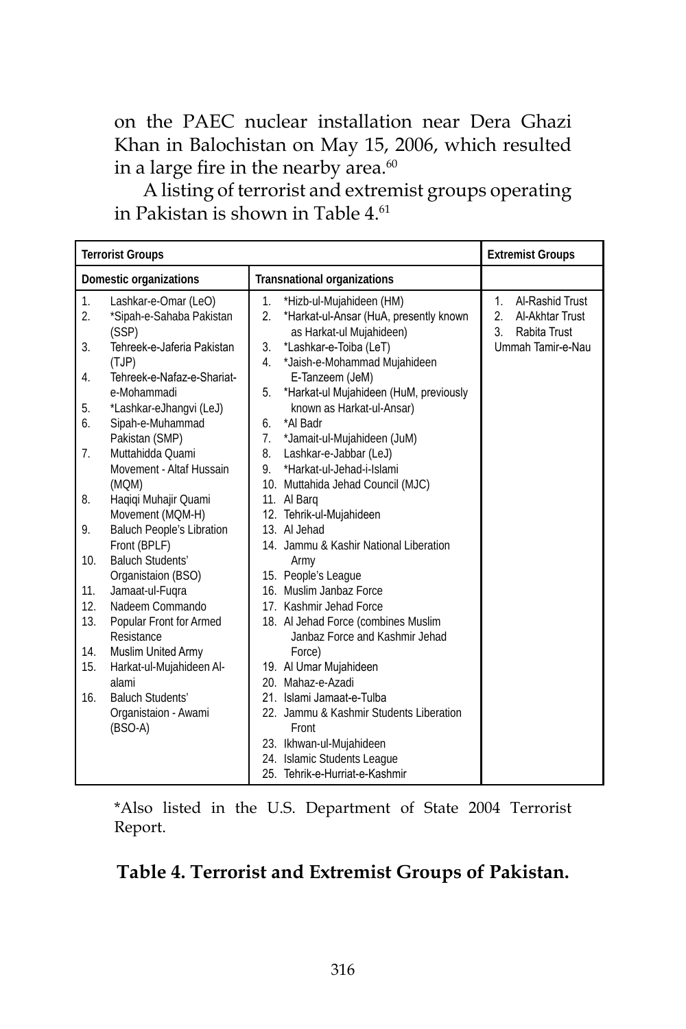on the PAEC nuclear installation near Dera Ghazi Khan in Balochistan on May 15, 2006, which resulted in a large fire in the nearby area.[60]

A listing of terrorist and extremist groups operating in Pakistan is shown in Table 4.[61]

| Terrorist Groups | | Extremist Groups |
|---|---|---|
| Domestic organizations | Transnational organizations | |
| 1. Lashkar-e-Omar (LeO)<br>2. *Sipah-e-Sahaba Pakistan (SSP)<br>3. Tehreek-e-Jaferia Pakistan (TJP)<br>4. Tehreek-e-Nafaz-e-Shariat-e-Mohammadi<br>5. *Lashkar-eJhangvi (LeJ)<br>6. Sipah-e-Muhammad Pakistan (SMP)<br>7. Muttahidda Quami Movement - Altaf Hussain (MQM)<br>8. Haqiqi Muhajir Quami Movement (MQM-H)<br>9. Baluch People's Libration Front (BPLF)<br>10. Baluch Students' Organistaion (BSO)<br>11. Jamaat-ul-Fuqra<br>12. Nadeem Commando<br>13. Popular Front for Armed Resistance<br>14. Muslim United Army<br>15. Harkat-ul-Mujahideen Al-alami<br>16. Baluch Students' Organistaion - Awami (BSO-A) | 1. *Hizb-ul-Mujahideen (HM)<br>2. *Harkat-ul-Ansar (HuA, presently known as Harkat-ul Mujahideen)<br>3. *Lashkar-e-Toiba (LeT)<br>4. *Jaish-e-Mohammad Mujahideen E-Tanzeem (JeM)<br>5. *Harkat-ul Mujahideen (HuM, previously known as Harkat-ul-Ansar)<br>6. *Al Badr<br>7. *Jamait-ul-Mujahideen (JuM)<br>8. Lashkar-e-Jabbar (LeJ)<br>9. *Harkat-ul-Jehad-i-Islami<br>10. Muttahida Jehad Council (MJC)<br>11. Al Barq<br>12. Tehrik-ul-Mujahideen<br>13. Al Jehad<br>14. Jammu & Kashir National Liberation Army<br>15. People's League<br>16. Muslim Janbaz Force<br>17. Kashmir Jehad Force<br>18. Al Jehad Force (combines Muslim Janbaz Force and Kashmir Jehad Force)<br>19. Al Umar Mujahideen<br>20. Mahaz-e-Azadi<br>21. Islami Jamaat-e-Tulba<br>22. Jammu & Kashmir Students Liberation Front<br>23. Ikhwan-ul-Mujahideen<br>24. Islamic Students League<br>25. Tehrik-e-Hurriat-e-Kashmir | 1. Al-Rashid Trust<br>2. Al-Akhtar Trust<br>3. Rabita Trust<br>Ummah Tamir-e-Nau |

*Also listed in the U.S. Department of State 2004 Terrorist Report.

**Table 4. Terrorist and Extremist Groups of Pakistan.**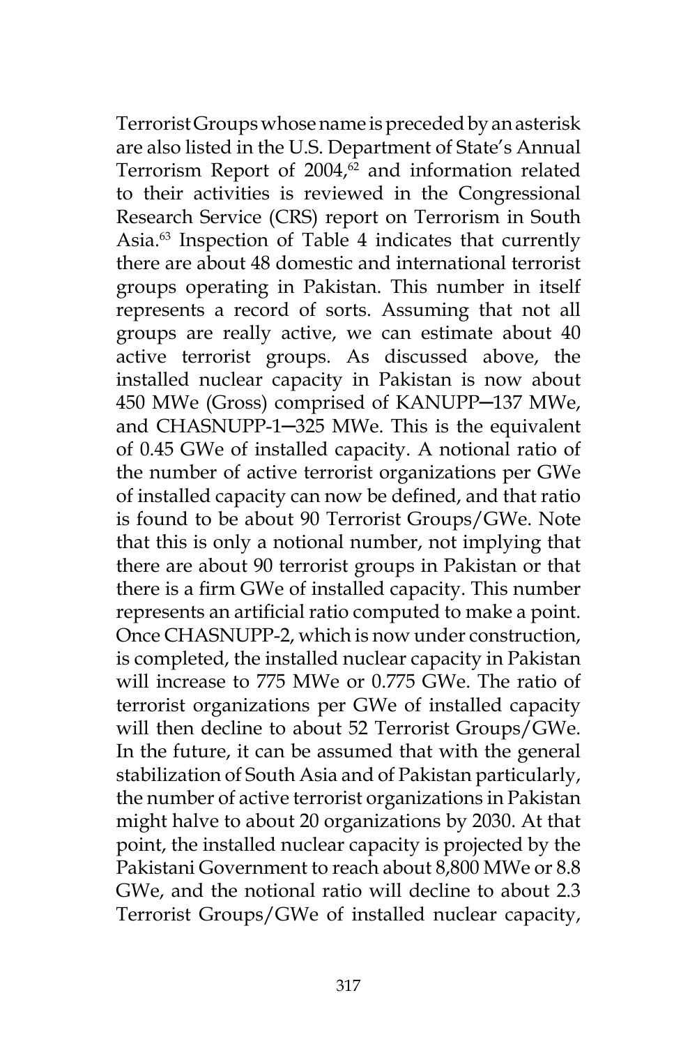Terrorist Groups whose name is preceded by an asterisk are also listed in the U.S. Department of State's Annual Terrorism Report of 2004,[62] and information related to their activities is reviewed in the Congressional Research Service (CRS) report on Terrorism in South Asia.[63] Inspection of Table 4 indicates that currently there are about 48 domestic and international terrorist groups operating in Pakistan. This number in itself represents a record of sorts. Assuming that not all groups are really active, we can estimate about 40 active terrorist groups. As discussed above, the installed nuclear capacity in Pakistan is now about 450 MWe (Gross) comprised of KANUPP─137 MWe, and CHASNUPP-1─325 MWe. This is the equivalent of 0.45 GWe of installed capacity. A notional ratio of the number of active terrorist organizations per GWe of installed capacity can now be defined, and that ratio is found to be about 90 Terrorist Groups/GWe. Note that this is only a notional number, not implying that there are about 90 terrorist groups in Pakistan or that there is a firm GWe of installed capacity. This number represents an artificial ratio computed to make a point. Once CHASNUPP-2, which is now under construction, is completed, the installed nuclear capacity in Pakistan will increase to 775 MWe or 0.775 GWe. The ratio of terrorist organizations per GWe of installed capacity will then decline to about 52 Terrorist Groups/GWe. In the future, it can be assumed that with the general stabilization of South Asia and of Pakistan particularly, the number of active terrorist organizations in Pakistan might halve to about 20 organizations by 2030. At that point, the installed nuclear capacity is projected by the Pakistani Government to reach about 8,800 MWe or 8.8 GWe, and the notional ratio will decline to about 2.3 Terrorist Groups/GWe of installed nuclear capacity,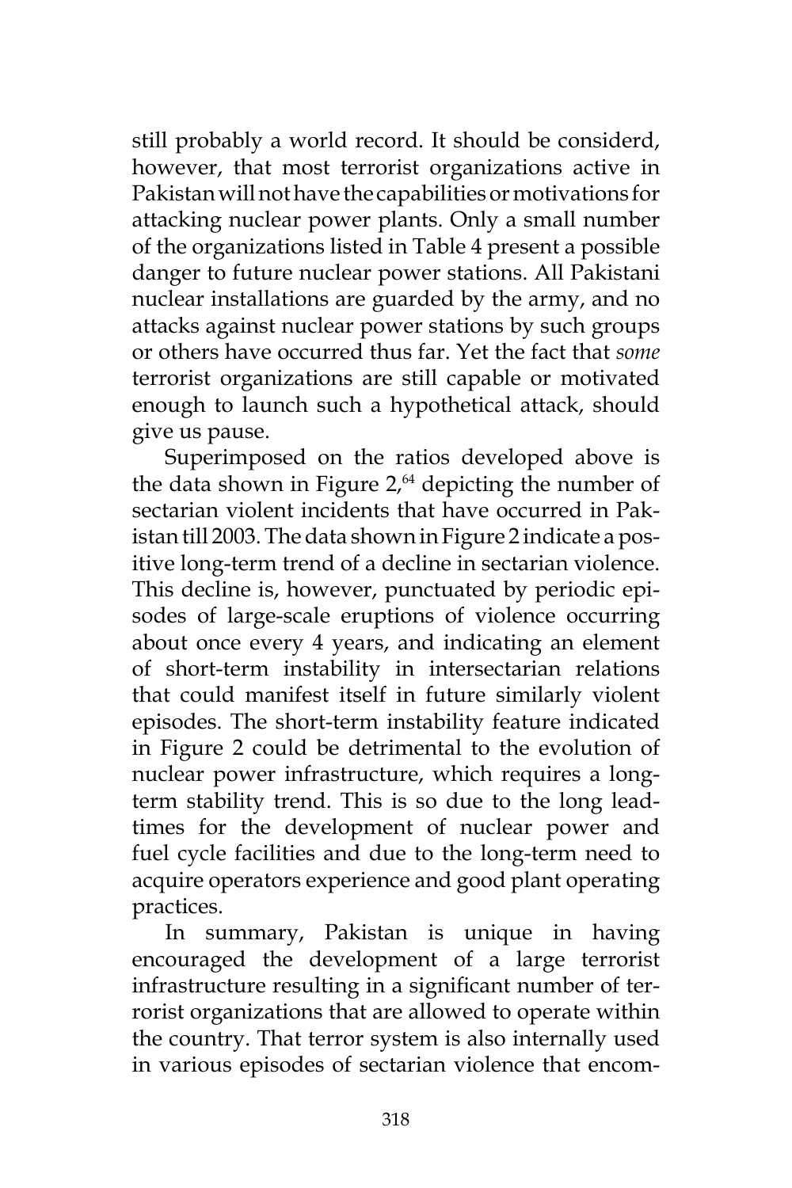still probably a world record. It should be considerd, however, that most terrorist organizations active in Pakistan will not have the capabilities or motivations for attacking nuclear power plants. Only a small number of the organizations listed in Table 4 present a possible danger to future nuclear power stations. All Pakistani nuclear installations are guarded by the army, and no attacks against nuclear power stations by such groups or others have occurred thus far. Yet the fact that *some* terrorist organizations are still capable or motivated enough to launch such a hypothetical attack, should give us pause.

Superimposed on the ratios developed above is the data shown in Figure 2,[64] depicting the number of sectarian violent incidents that have occurred in Pakistan till 2003. The data shown in Figure 2 indicate a positive long-term trend of a decline in sectarian violence. This decline is, however, punctuated by periodic episodes of large-scale eruptions of violence occurring about once every 4 years, and indicating an element of short-term instability in intersectarian relations that could manifest itself in future similarly violent episodes. The short-term instability feature indicated in Figure 2 could be detrimental to the evolution of nuclear power infrastructure, which requires a long-term stability trend. This is so due to the long lead-times for the development of nuclear power and fuel cycle facilities and due to the long-term need to acquire operators experience and good plant operating practices.

In summary, Pakistan is unique in having encouraged the development of a large terrorist infrastructure resulting in a significant number of terrorist organizations that are allowed to operate within the country. That terror system is also internally used in various episodes of sectarian violence that encom-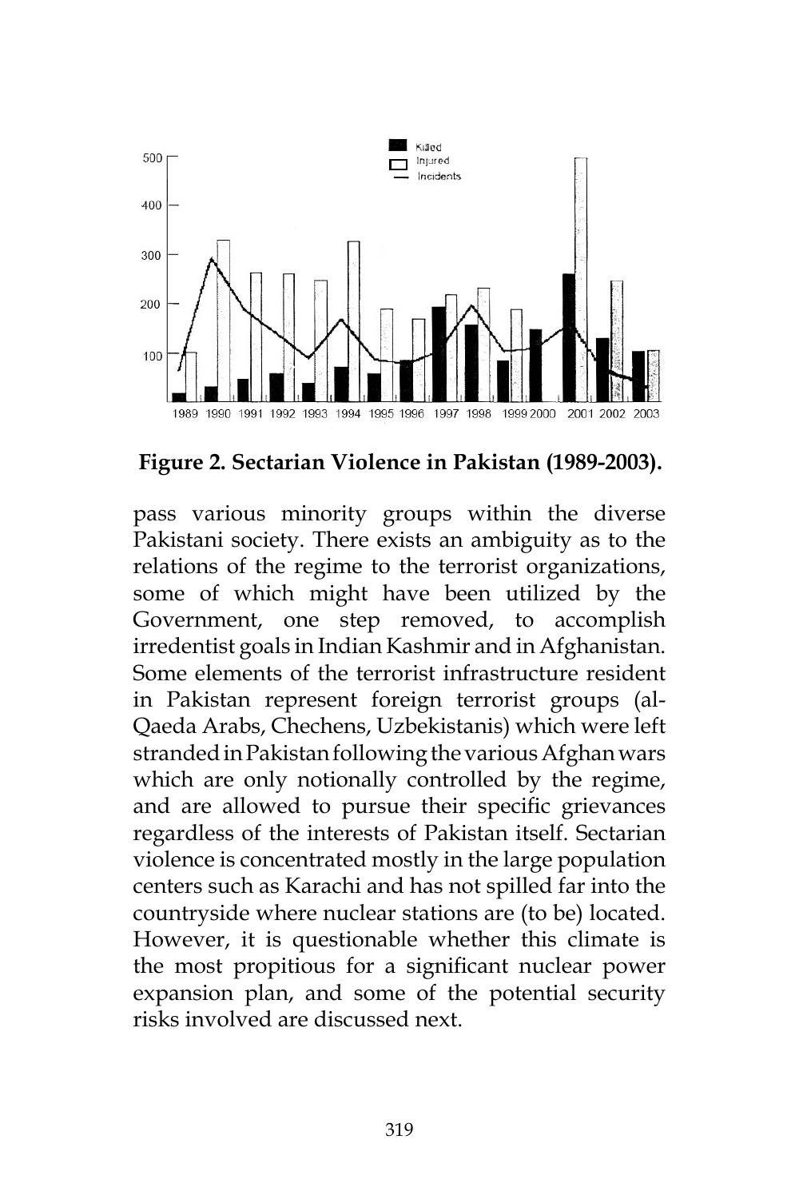**Figure 2. Sectarian Violence in Pakistan (1989-2003).**

pass various minority groups within the diverse Pakistani society. There exists an ambiguity as to the relations of the regime to the terrorist organizations, some of which might have been utilized by the Government, one step removed, to accomplish irredentist goals in Indian Kashmir and in Afghanistan. Some elements of the terrorist infrastructure resident in Pakistan represent foreign terrorist groups (al-Qaeda Arabs, Chechens, Uzbekistanis) which were left stranded in Pakistan following the various Afghan wars which are only notionally controlled by the regime, and are allowed to pursue their specific grievances regardless of the interests of Pakistan itself. Sectarian violence is concentrated mostly in the large population centers such as Karachi and has not spilled far into the countryside where nuclear stations are (to be) located. However, it is questionable whether this climate is the most propitious for a significant nuclear power expansion plan, and some of the potential security risks involved are discussed next.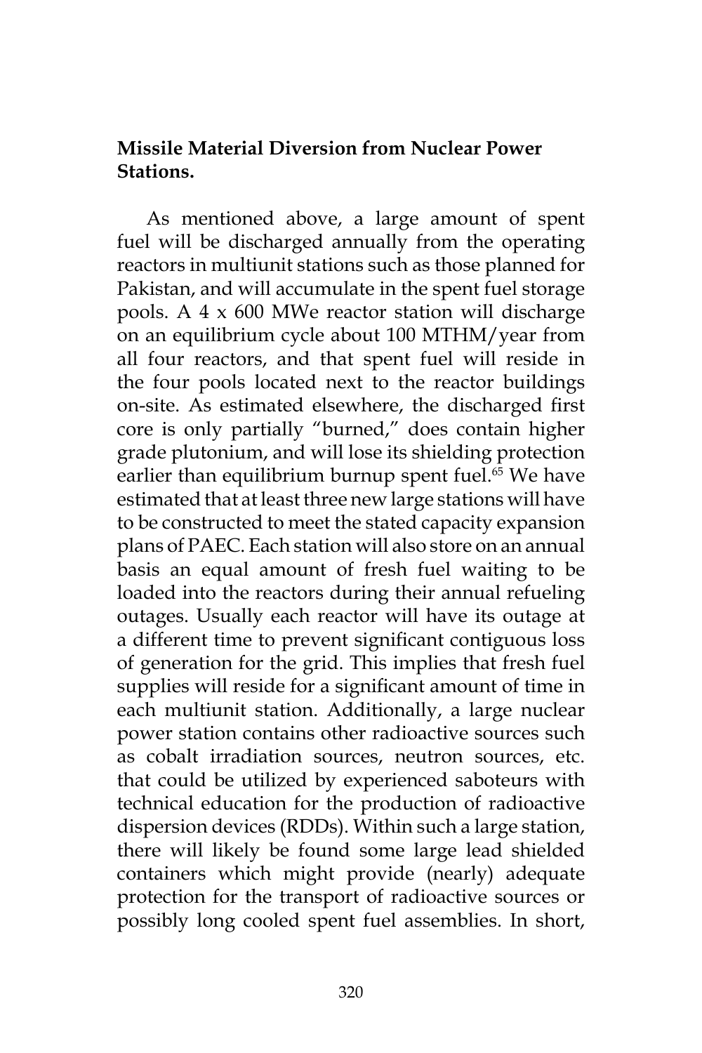**Missile Material Diversion from Nuclear Power Stations.**

As mentioned above, a large amount of spent fuel will be discharged annually from the operating reactors in multiunit stations such as those planned for Pakistan, and will accumulate in the spent fuel storage pools. A 4 x 600 MWe reactor station will discharge on an equilibrium cycle about 100 MTHM/year from all four reactors, and that spent fuel will reside in the four pools located next to the reactor buildings on-site. As estimated elsewhere, the discharged first core is only partially "burned," does contain higher grade plutonium, and will lose its shielding protection earlier than equilibrium burnup spent fuel.[65] We have estimated that at least three new large stations will have to be constructed to meet the stated capacity expansion plans of PAEC. Each station will also store on an annual basis an equal amount of fresh fuel waiting to be loaded into the reactors during their annual refueling outages. Usually each reactor will have its outage at a different time to prevent significant contiguous loss of generation for the grid. This implies that fresh fuel supplies will reside for a significant amount of time in each multiunit station. Additionally, a large nuclear power station contains other radioactive sources such as cobalt irradiation sources, neutron sources, etc. that could be utilized by experienced saboteurs with technical education for the production of radioactive dispersion devices (RDDs). Within such a large station, there will likely be found some large lead shielded containers which might provide (nearly) adequate protection for the transport of radioactive sources or possibly long cooled spent fuel assemblies. In short,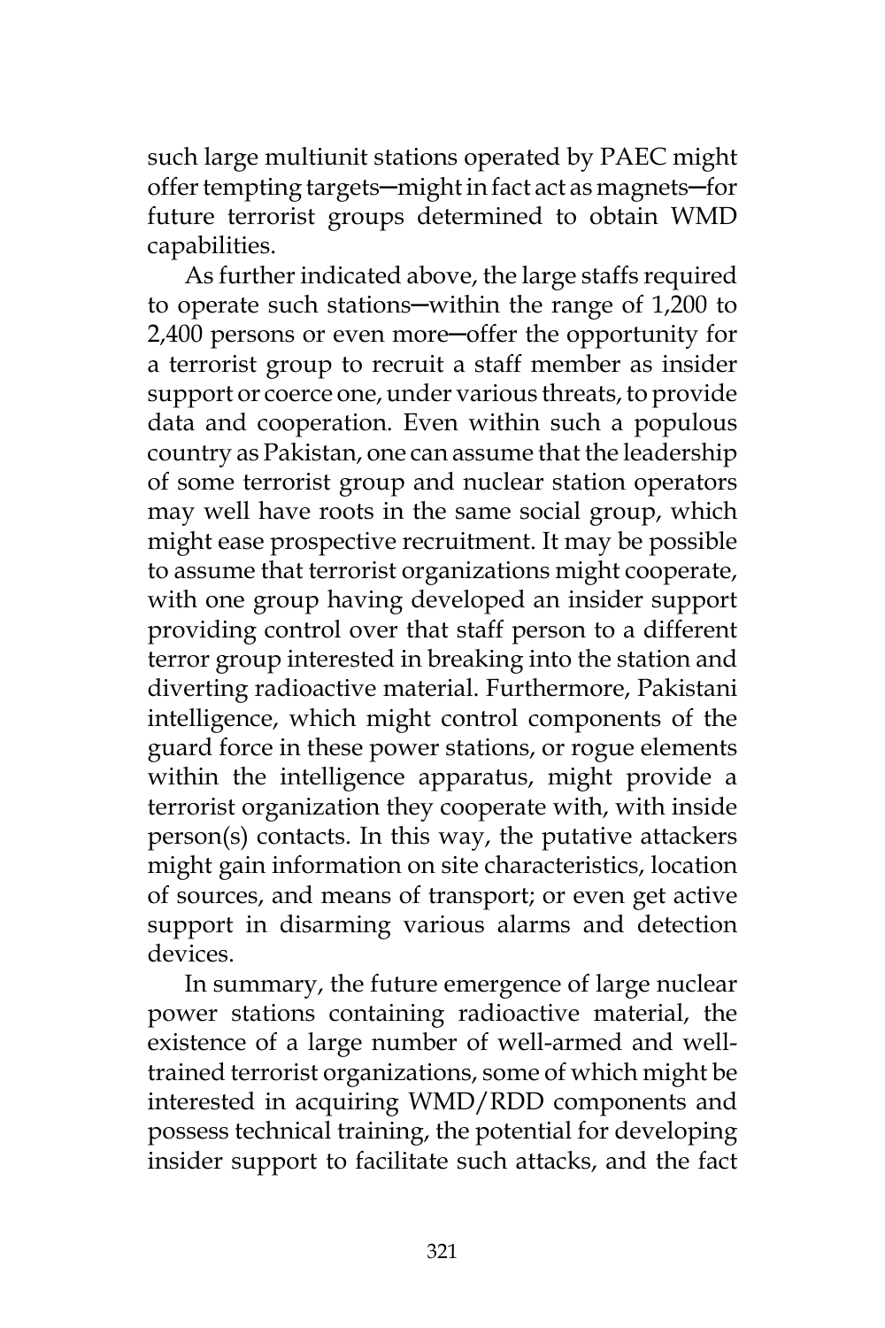such large multiunit stations operated by PAEC might offer tempting targets—might in fact act as magnets—for future terrorist groups determined to obtain WMD capabilities.

As further indicated above, the large staffs required to operate such stations—within the range of 1,200 to 2,400 persons or even more—offer the opportunity for a terrorist group to recruit a staff member as insider support or coerce one, under various threats, to provide data and cooperation. Even within such a populous country as Pakistan, one can assume that the leadership of some terrorist group and nuclear station operators may well have roots in the same social group, which might ease prospective recruitment. It may be possible to assume that terrorist organizations might cooperate, with one group having developed an insider support providing control over that staff person to a different terror group interested in breaking into the station and diverting radioactive material. Furthermore, Pakistani intelligence, which might control components of the guard force in these power stations, or rogue elements within the intelligence apparatus, might provide a terrorist organization they cooperate with, with inside person(s) contacts. In this way, the putative attackers might gain information on site characteristics, location of sources, and means of transport; or even get active support in disarming various alarms and detection devices.

In summary, the future emergence of large nuclear power stations containing radioactive material, the existence of a large number of well-armed and well-trained terrorist organizations, some of which might be interested in acquiring WMD/RDD components and possess technical training, the potential for developing insider support to facilitate such attacks, and the fact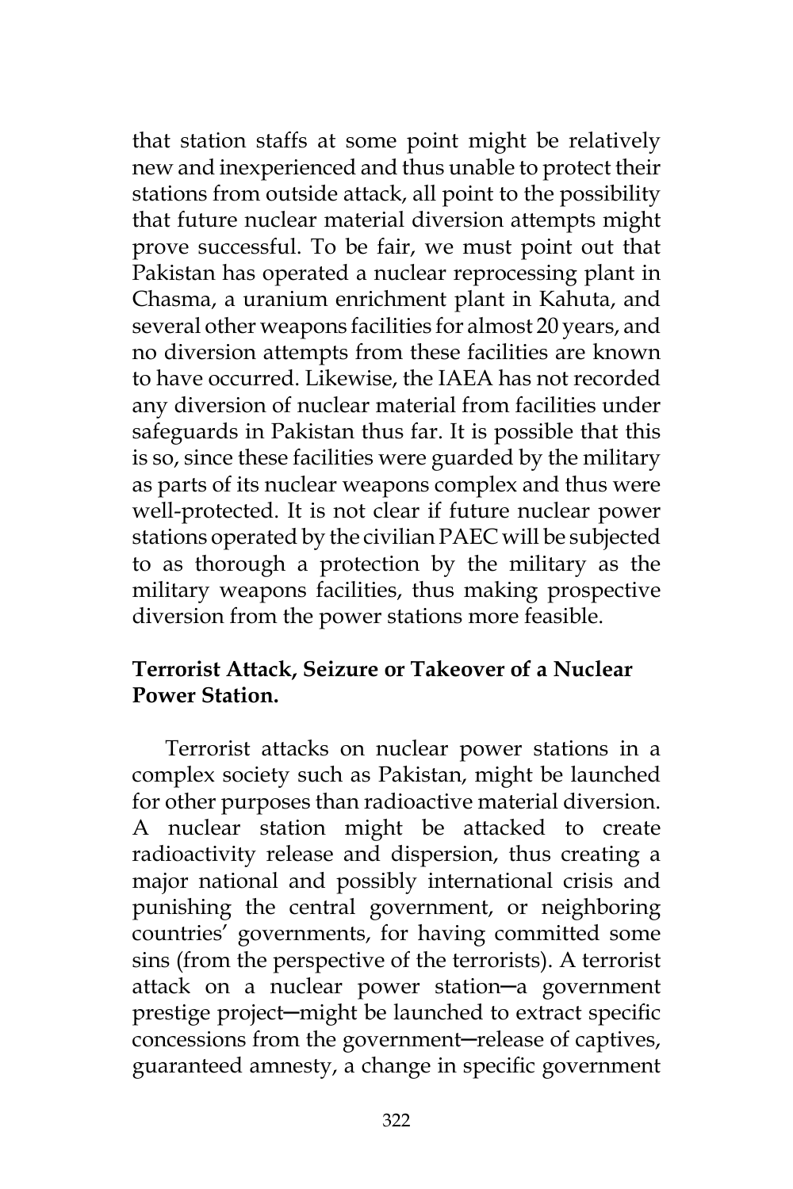that station staffs at some point might be relatively new and inexperienced and thus unable to protect their stations from outside attack, all point to the possibility that future nuclear material diversion attempts might prove successful. To be fair, we must point out that Pakistan has operated a nuclear reprocessing plant in Chasma, a uranium enrichment plant in Kahuta, and several other weapons facilities for almost 20 years, and no diversion attempts from these facilities are known to have occurred. Likewise, the IAEA has not recorded any diversion of nuclear material from facilities under safeguards in Pakistan thus far. It is possible that this is so, since these facilities were guarded by the military as parts of its nuclear weapons complex and thus were well-protected. It is not clear if future nuclear power stations operated by the civilian PAEC will be subjected to as thorough a protection by the military as the military weapons facilities, thus making prospective diversion from the power stations more feasible.

**Terrorist Attack, Seizure or Takeover of a Nuclear Power Station.**

Terrorist attacks on nuclear power stations in a complex society such as Pakistan, might be launched for other purposes than radioactive material diversion. A nuclear station might be attacked to create radioactivity release and dispersion, thus creating a major national and possibly international crisis and punishing the central government, or neighboring countries' governments, for having committed some sins (from the perspective of the terrorists). A terrorist attack on a nuclear power station─a government prestige project─might be launched to extract specific concessions from the government─release of captives, guaranteed amnesty, a change in specific government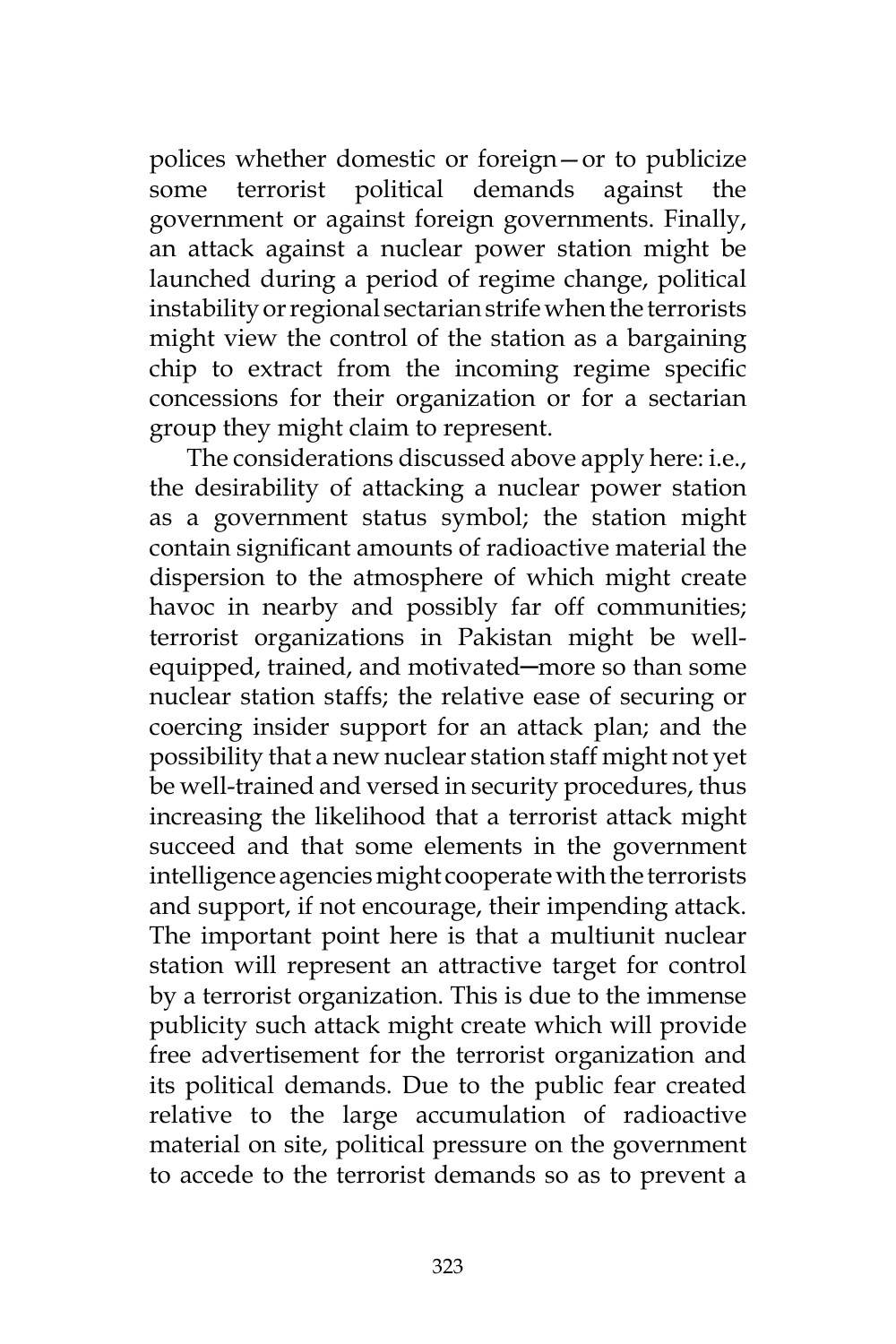polices whether domestic or foreign—or to publicize some terrorist political demands against the government or against foreign governments. Finally, an attack against a nuclear power station might be launched during a period of regime change, political instability or regional sectarian strife when the terrorists might view the control of the station as a bargaining chip to extract from the incoming regime specific concessions for their organization or for a sectarian group they might claim to represent.

The considerations discussed above apply here: i.e., the desirability of attacking a nuclear power station as a government status symbol; the station might contain significant amounts of radioactive material the dispersion to the atmosphere of which might create havoc in nearby and possibly far off communities; terrorist organizations in Pakistan might be well-equipped, trained, and motivated─more so than some nuclear station staffs; the relative ease of securing or coercing insider support for an attack plan; and the possibility that a new nuclear station staff might not yet be well-trained and versed in security procedures, thus increasing the likelihood that a terrorist attack might succeed and that some elements in the government intelligence agencies might cooperate with the terrorists and support, if not encourage, their impending attack. The important point here is that a multiunit nuclear station will represent an attractive target for control by a terrorist organization. This is due to the immense publicity such attack might create which will provide free advertisement for the terrorist organization and its political demands. Due to the public fear created relative to the large accumulation of radioactive material on site, political pressure on the government to accede to the terrorist demands so as to prevent a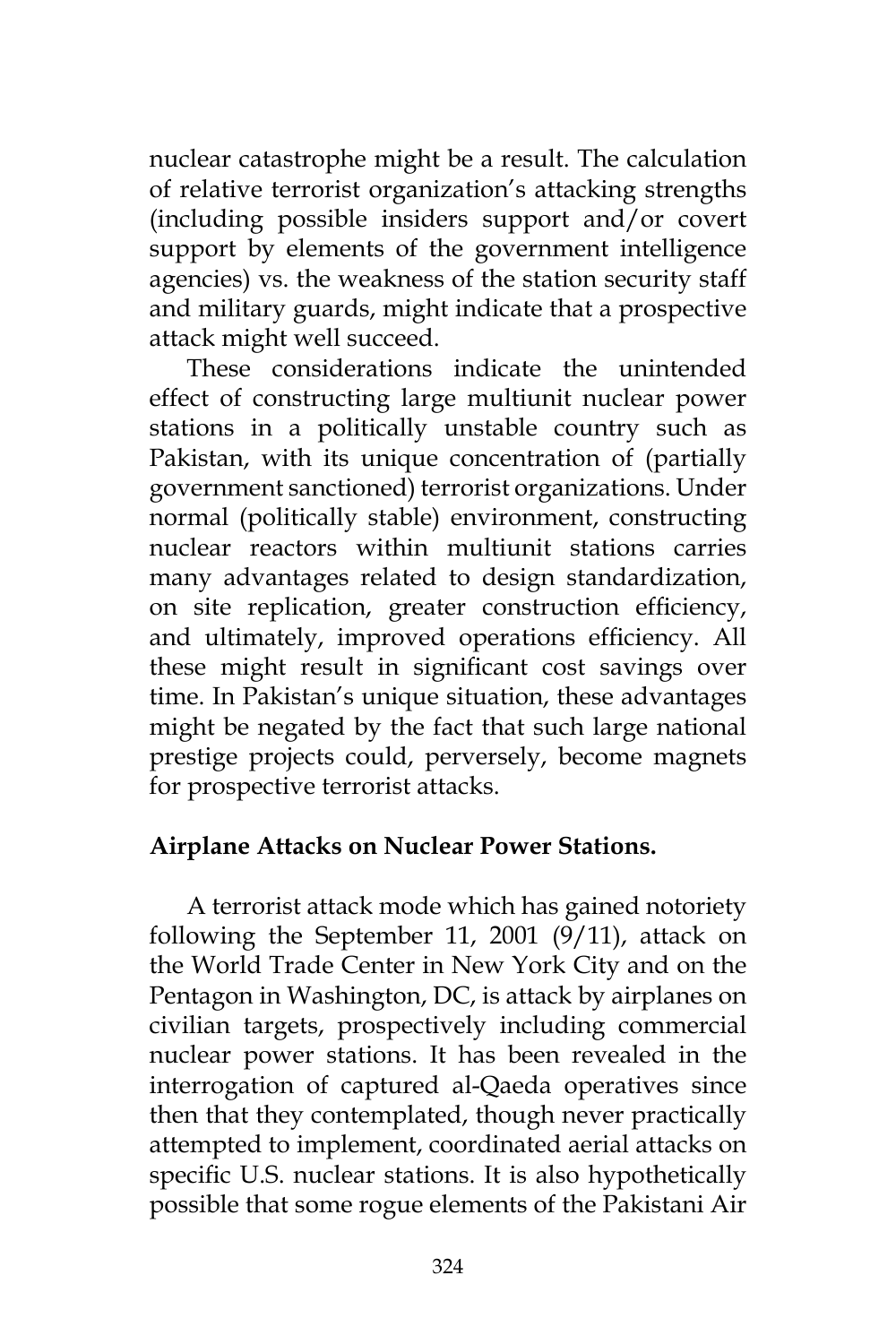nuclear catastrophe might be a result. The calculation of relative terrorist organization's attacking strengths (including possible insiders support and/or covert support by elements of the government intelligence agencies) vs. the weakness of the station security staff and military guards, might indicate that a prospective attack might well succeed.

These considerations indicate the unintended effect of constructing large multiunit nuclear power stations in a politically unstable country such as Pakistan, with its unique concentration of (partially government sanctioned) terrorist organizations. Under normal (politically stable) environment, constructing nuclear reactors within multiunit stations carries many advantages related to design standardization, on site replication, greater construction efficiency, and ultimately, improved operations efficiency. All these might result in significant cost savings over time. In Pakistan's unique situation, these advantages might be negated by the fact that such large national prestige projects could, perversely, become magnets for prospective terrorist attacks.

**Airplane Attacks on Nuclear Power Stations.**

A terrorist attack mode which has gained notoriety following the September 11, 2001 (9/11), attack on the World Trade Center in New York City and on the Pentagon in Washington, DC, is attack by airplanes on civilian targets, prospectively including commercial nuclear power stations. It has been revealed in the interrogation of captured al-Qaeda operatives since then that they contemplated, though never practically attempted to implement, coordinated aerial attacks on specific U.S. nuclear stations. It is also hypothetically possible that some rogue elements of the Pakistani Air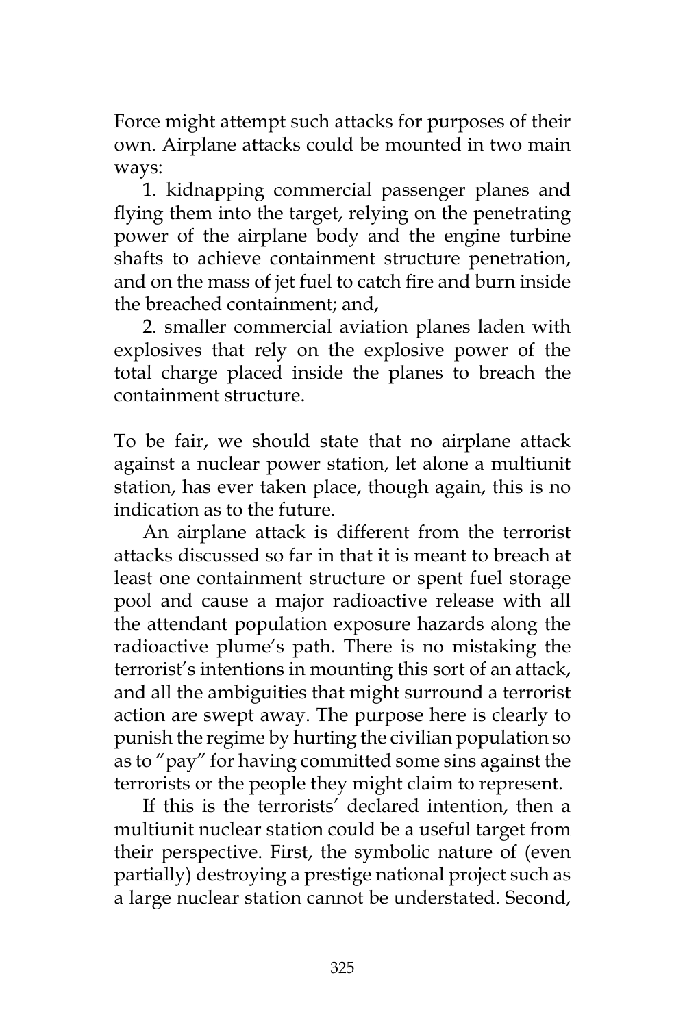Force might attempt such attacks for purposes of their own. Airplane attacks could be mounted in two main ways:

1. kidnapping commercial passenger planes and flying them into the target, relying on the penetrating power of the airplane body and the engine turbine shafts to achieve containment structure penetration, and on the mass of jet fuel to catch fire and burn inside the breached containment; and,

2. smaller commercial aviation planes laden with explosives that rely on the explosive power of the total charge placed inside the planes to breach the containment structure.

To be fair, we should state that no airplane attack against a nuclear power station, let alone a multiunit station, has ever taken place, though again, this is no indication as to the future.

An airplane attack is different from the terrorist attacks discussed so far in that it is meant to breach at least one containment structure or spent fuel storage pool and cause a major radioactive release with all the attendant population exposure hazards along the radioactive plume's path. There is no mistaking the terrorist's intentions in mounting this sort of an attack, and all the ambiguities that might surround a terrorist action are swept away. The purpose here is clearly to punish the regime by hurting the civilian population so as to "pay" for having committed some sins against the terrorists or the people they might claim to represent.

If this is the terrorists' declared intention, then a multiunit nuclear station could be a useful target from their perspective. First, the symbolic nature of (even partially) destroying a prestige national project such as a large nuclear station cannot be understated. Second,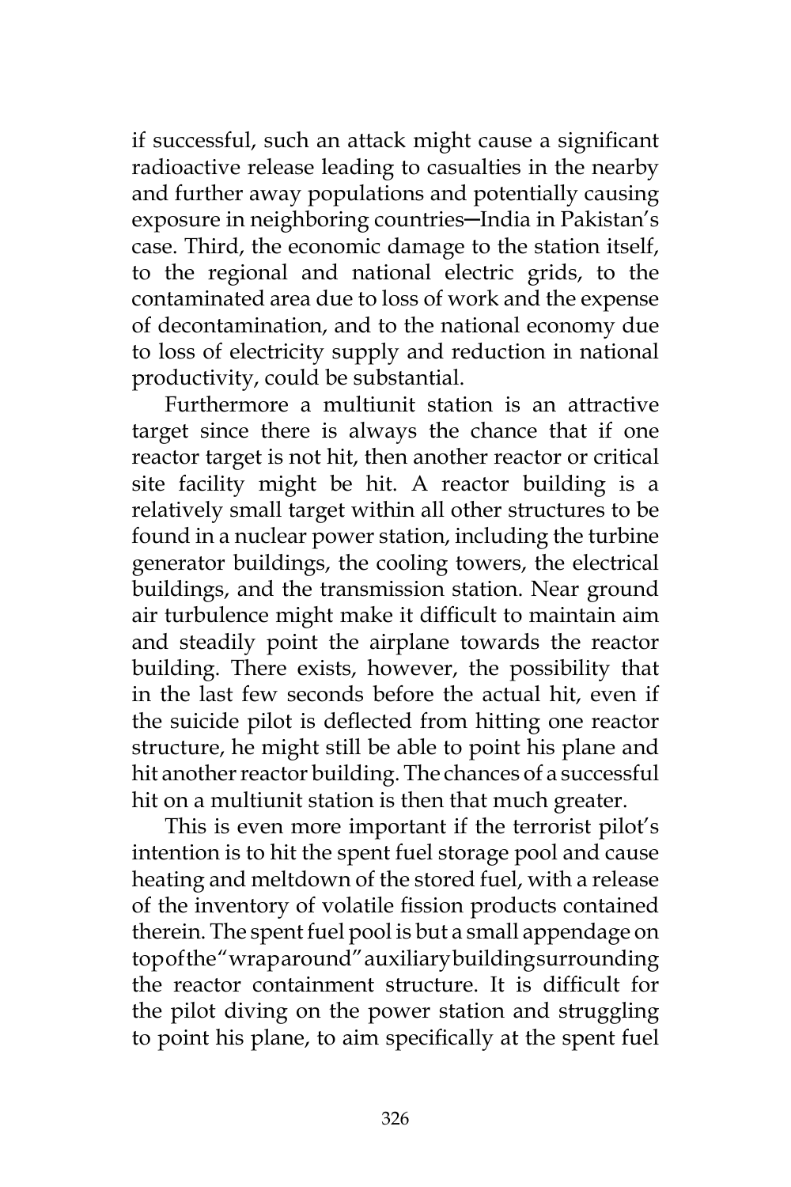if successful, such an attack might cause a significant radioactive release leading to casualties in the nearby and further away populations and potentially causing exposure in neighboring countries─India in Pakistan's case. Third, the economic damage to the station itself, to the regional and national electric grids, to the contaminated area due to loss of work and the expense of decontamination, and to the national economy due to loss of electricity supply and reduction in national productivity, could be substantial.

Furthermore a multiunit station is an attractive target since there is always the chance that if one reactor target is not hit, then another reactor or critical site facility might be hit. A reactor building is a relatively small target within all other structures to be found in a nuclear power station, including the turbine generator buildings, the cooling towers, the electrical buildings, and the transmission station. Near ground air turbulence might make it difficult to maintain aim and steadily point the airplane towards the reactor building. There exists, however, the possibility that in the last few seconds before the actual hit, even if the suicide pilot is deflected from hitting one reactor structure, he might still be able to point his plane and hit another reactor building. The chances of a successful hit on a multiunit station is then that much greater.

This is even more important if the terrorist pilot's intention is to hit the spent fuel storage pool and cause heating and meltdown of the stored fuel, with a release of the inventory of volatile fission products contained therein. The spent fuel pool is but a small appendage on top of the "wraparound" auxiliary building surrounding the reactor containment structure. It is difficult for the pilot diving on the power station and struggling to point his plane, to aim specifically at the spent fuel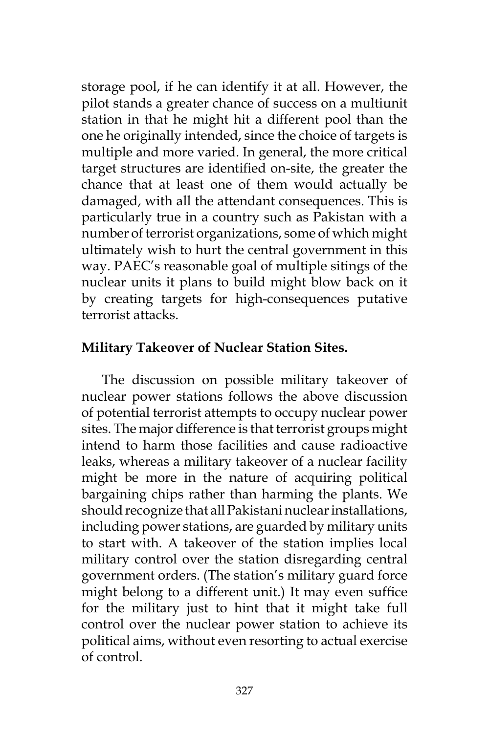storage pool, if he can identify it at all. However, the pilot stands a greater chance of success on a multiunit station in that he might hit a different pool than the one he originally intended, since the choice of targets is multiple and more varied. In general, the more critical target structures are identified on-site, the greater the chance that at least one of them would actually be damaged, with all the attendant consequences. This is particularly true in a country such as Pakistan with a number of terrorist organizations, some of which might ultimately wish to hurt the central government in this way. PAEC's reasonable goal of multiple sitings of the nuclear units it plans to build might blow back on it by creating targets for high-consequences putative terrorist attacks.

**Military Takeover of Nuclear Station Sites.**

The discussion on possible military takeover of nuclear power stations follows the above discussion of potential terrorist attempts to occupy nuclear power sites. The major difference is that terrorist groups might intend to harm those facilities and cause radioactive leaks, whereas a military takeover of a nuclear facility might be more in the nature of acquiring political bargaining chips rather than harming the plants. We should recognize that all Pakistani nuclear installations, including power stations, are guarded by military units to start with. A takeover of the station implies local military control over the station disregarding central government orders. (The station's military guard force might belong to a different unit.) It may even suffice for the military just to hint that it might take full control over the nuclear power station to achieve its political aims, without even resorting to actual exercise of control.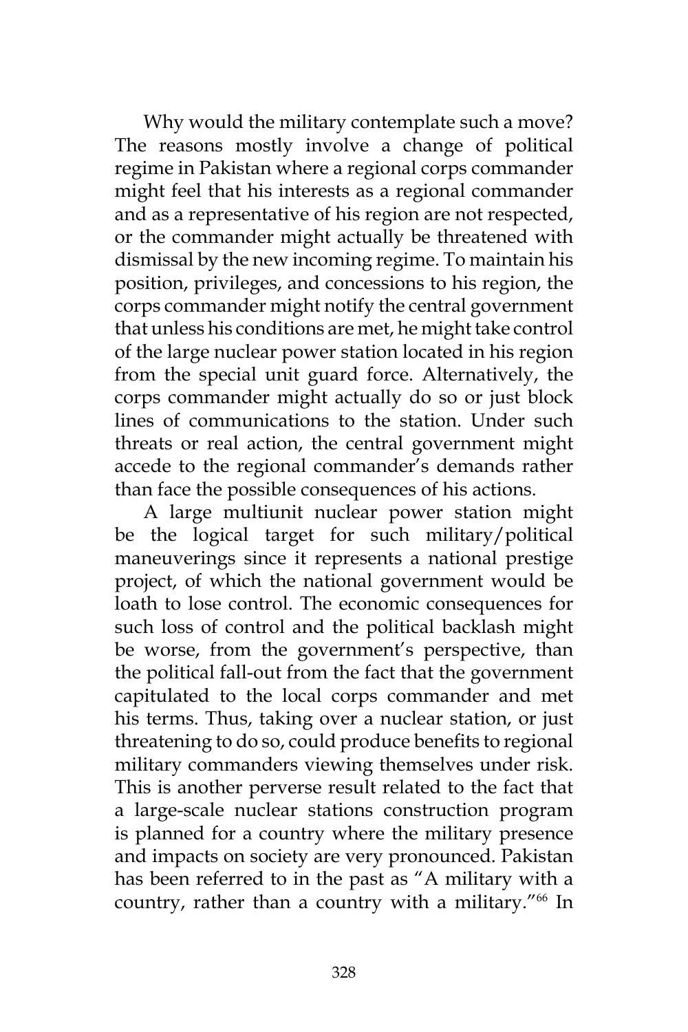Why would the military contemplate such a move? The reasons mostly involve a change of political regime in Pakistan where a regional corps commander might feel that his interests as a regional commander and as a representative of his region are not respected, or the commander might actually be threatened with dismissal by the new incoming regime. To maintain his position, privileges, and concessions to his region, the corps commander might notify the central government that unless his conditions are met, he might take control of the large nuclear power station located in his region from the special unit guard force. Alternatively, the corps commander might actually do so or just block lines of communications to the station. Under such threats or real action, the central government might accede to the regional commander's demands rather than face the possible consequences of his actions.

A large multiunit nuclear power station might be the logical target for such military/political maneuverings since it represents a national prestige project, of which the national government would be loath to lose control. The economic consequences for such loss of control and the political backlash might be worse, from the government's perspective, than the political fall-out from the fact that the government capitulated to the local corps commander and met his terms. Thus, taking over a nuclear station, or just threatening to do so, could produce benefits to regional military commanders viewing themselves under risk. This is another perverse result related to the fact that a large-scale nuclear stations construction program is planned for a country where the military presence and impacts on society are very pronounced. Pakistan has been referred to in the past as "A military with a country, rather than a country with a military."[66] In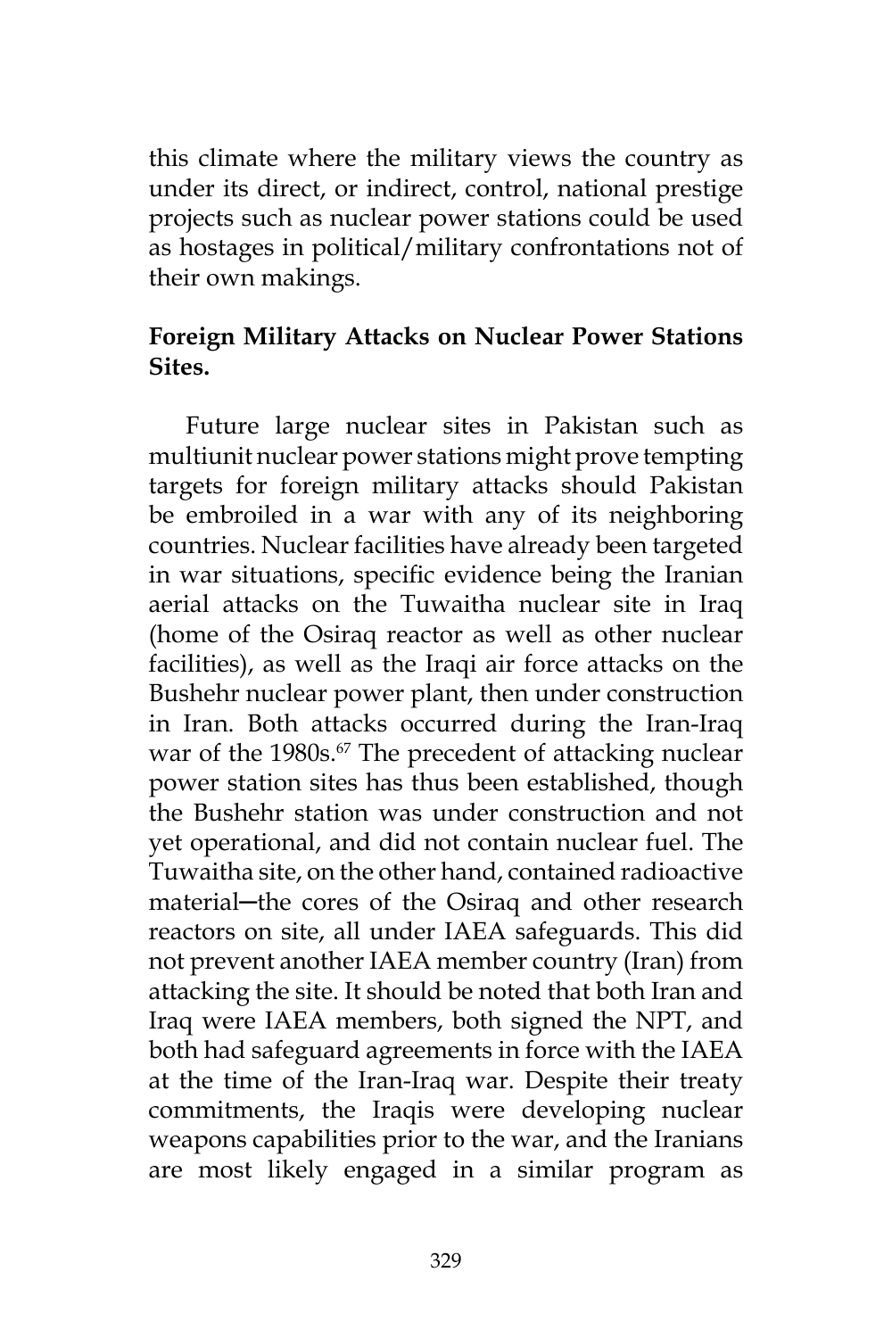this climate where the military views the country as under its direct, or indirect, control, national prestige projects such as nuclear power stations could be used as hostages in political/military confrontations not of their own makings.

**Foreign Military Attacks on Nuclear Power Stations Sites.**

Future large nuclear sites in Pakistan such as multiunit nuclear power stations might prove tempting targets for foreign military attacks should Pakistan be embroiled in a war with any of its neighboring countries. Nuclear facilities have already been targeted in war situations, specific evidence being the Iranian aerial attacks on the Tuwaitha nuclear site in Iraq (home of the Osiraq reactor as well as other nuclear facilities), as well as the Iraqi air force attacks on the Bushehr nuclear power plant, then under construction in Iran. Both attacks occurred during the Iran-Iraq war of the 1980s.[67] The precedent of attacking nuclear power station sites has thus been established, though the Bushehr station was under construction and not yet operational, and did not contain nuclear fuel. The Tuwaitha site, on the other hand, contained radioactive material─the cores of the Osiraq and other research reactors on site, all under IAEA safeguards. This did not prevent another IAEA member country (Iran) from attacking the site. It should be noted that both Iran and Iraq were IAEA members, both signed the NPT, and both had safeguard agreements in force with the IAEA at the time of the Iran-Iraq war. Despite their treaty commitments, the Iraqis were developing nuclear weapons capabilities prior to the war, and the Iranians are most likely engaged in a similar program as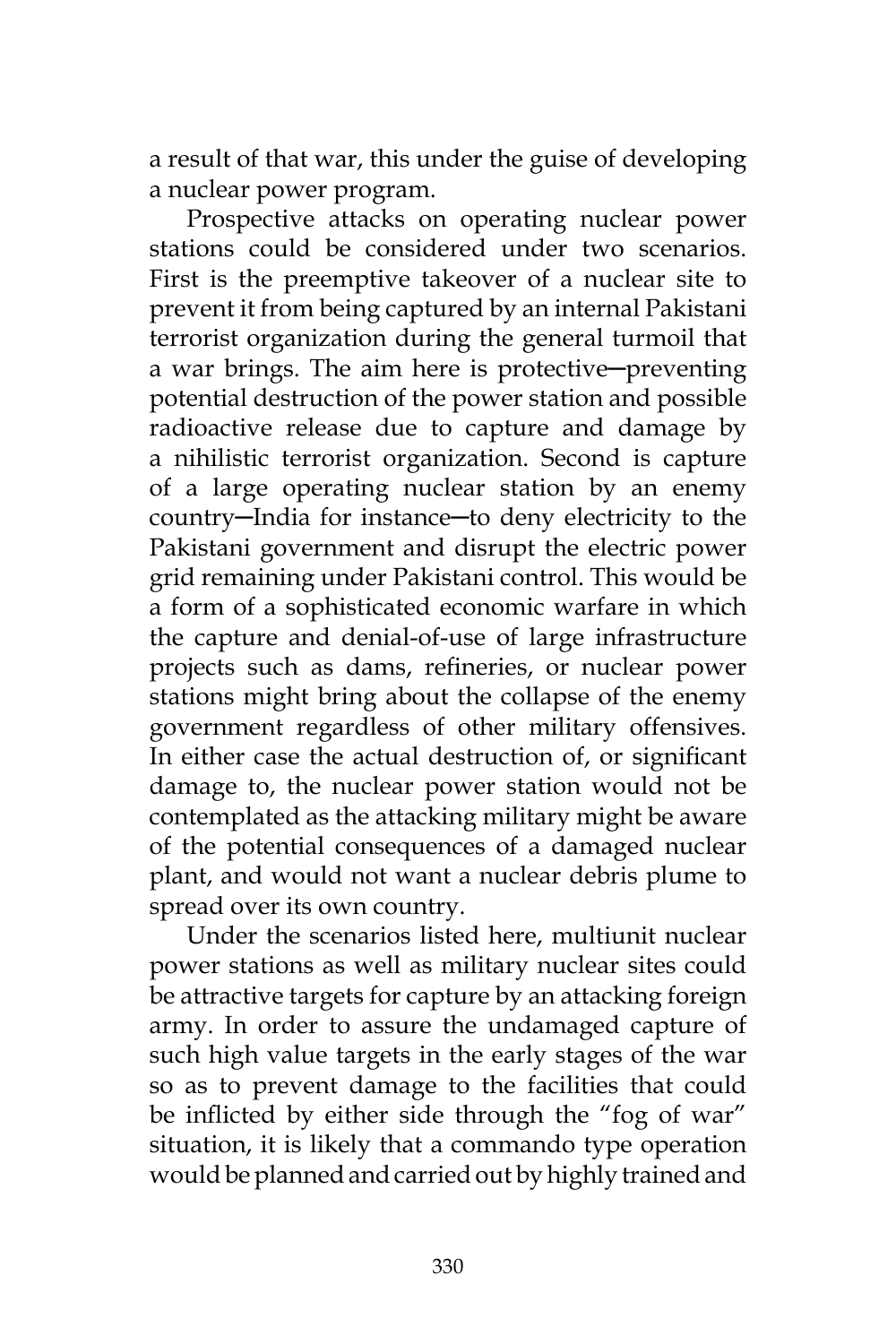a result of that war, this under the guise of developing a nuclear power program.

Prospective attacks on operating nuclear power stations could be considered under two scenarios. First is the preemptive takeover of a nuclear site to prevent it from being captured by an internal Pakistani terrorist organization during the general turmoil that a war brings. The aim here is protective—preventing potential destruction of the power station and possible radioactive release due to capture and damage by a nihilistic terrorist organization. Second is capture of a large operating nuclear station by an enemy country—India for instance—to deny electricity to the Pakistani government and disrupt the electric power grid remaining under Pakistani control. This would be a form of a sophisticated economic warfare in which the capture and denial-of-use of large infrastructure projects such as dams, refineries, or nuclear power stations might bring about the collapse of the enemy government regardless of other military offensives. In either case the actual destruction of, or significant damage to, the nuclear power station would not be contemplated as the attacking military might be aware of the potential consequences of a damaged nuclear plant, and would not want a nuclear debris plume to spread over its own country.

Under the scenarios listed here, multiunit nuclear power stations as well as military nuclear sites could be attractive targets for capture by an attacking foreign army. In order to assure the undamaged capture of such high value targets in the early stages of the war so as to prevent damage to the facilities that could be inflicted by either side through the "fog of war" situation, it is likely that a commando type operation would be planned and carried out by highly trained and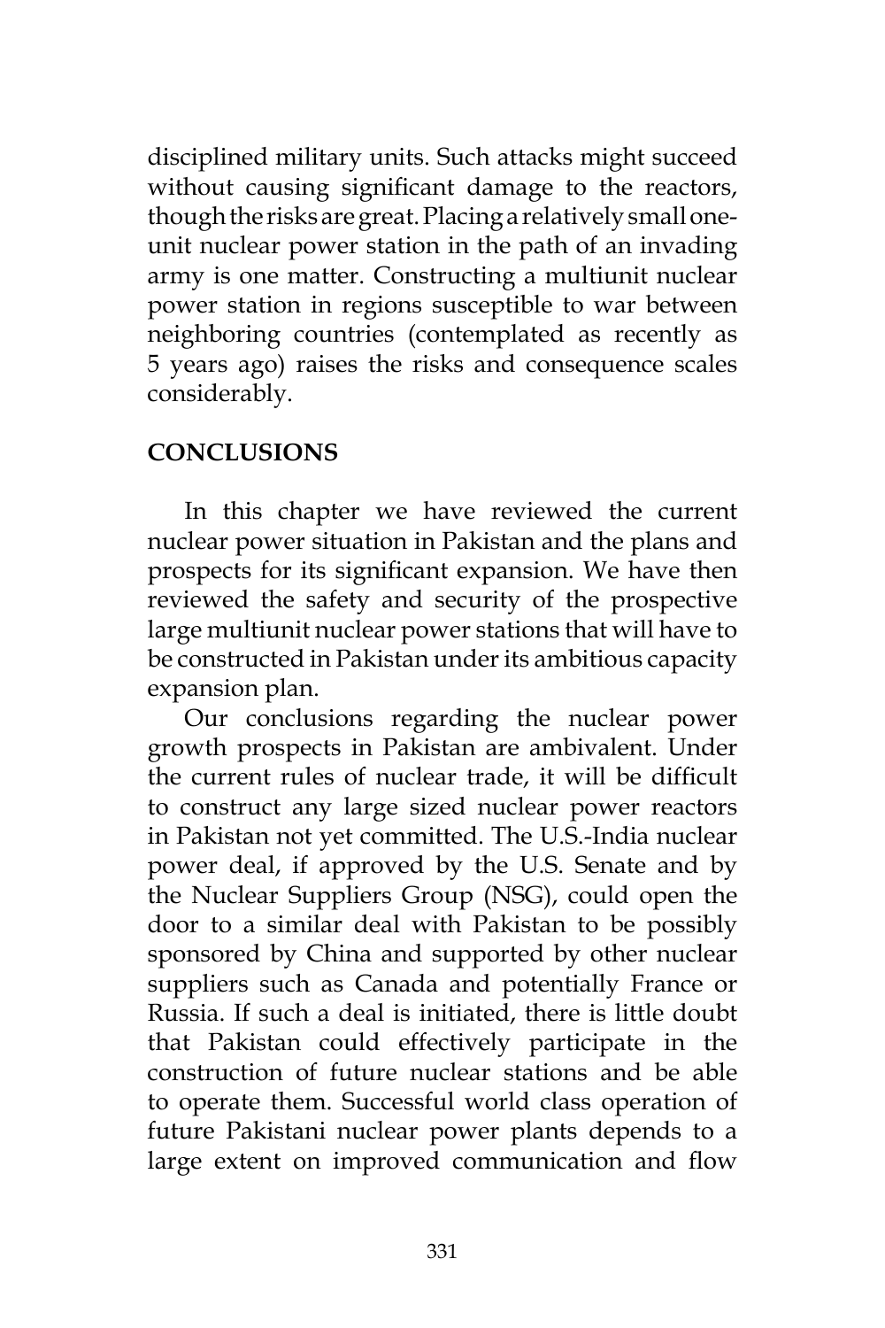disciplined military units. Such attacks might succeed without causing significant damage to the reactors, though the risks are great. Placing a relatively small one-unit nuclear power station in the path of an invading army is one matter. Constructing a multiunit nuclear power station in regions susceptible to war between neighboring countries (contemplated as recently as 5 years ago) raises the risks and consequence scales considerably.

## CONCLUSIONS

In this chapter we have reviewed the current nuclear power situation in Pakistan and the plans and prospects for its significant expansion. We have then reviewed the safety and security of the prospective large multiunit nuclear power stations that will have to be constructed in Pakistan under its ambitious capacity expansion plan.

Our conclusions regarding the nuclear power growth prospects in Pakistan are ambivalent. Under the current rules of nuclear trade, it will be difficult to construct any large sized nuclear power reactors in Pakistan not yet committed. The U.S.-India nuclear power deal, if approved by the U.S. Senate and by the Nuclear Suppliers Group (NSG), could open the door to a similar deal with Pakistan to be possibly sponsored by China and supported by other nuclear suppliers such as Canada and potentially France or Russia. If such a deal is initiated, there is little doubt that Pakistan could effectively participate in the construction of future nuclear stations and be able to operate them. Successful world class operation of future Pakistani nuclear power plants depends to a large extent on improved communication and flow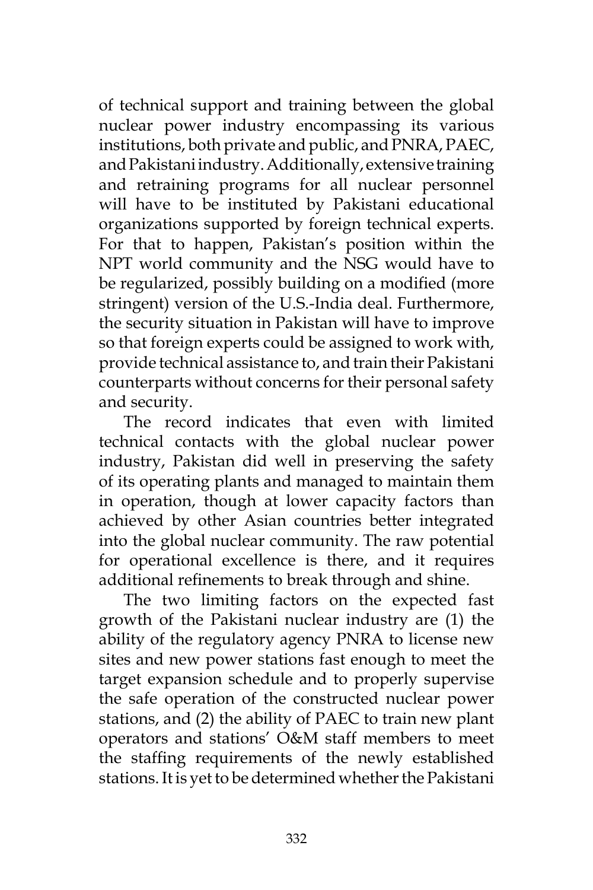of technical support and training between the global nuclear power industry encompassing its various institutions, both private and public, and PNRA, PAEC, and Pakistani industry. Additionally, extensive training and retraining programs for all nuclear personnel will have to be instituted by Pakistani educational organizations supported by foreign technical experts. For that to happen, Pakistan's position within the NPT world community and the NSG would have to be regularized, possibly building on a modified (more stringent) version of the U.S.-India deal. Furthermore, the security situation in Pakistan will have to improve so that foreign experts could be assigned to work with, provide technical assistance to, and train their Pakistani counterparts without concerns for their personal safety and security.

The record indicates that even with limited technical contacts with the global nuclear power industry, Pakistan did well in preserving the safety of its operating plants and managed to maintain them in operation, though at lower capacity factors than achieved by other Asian countries better integrated into the global nuclear community. The raw potential for operational excellence is there, and it requires additional refinements to break through and shine.

The two limiting factors on the expected fast growth of the Pakistani nuclear industry are (1) the ability of the regulatory agency PNRA to license new sites and new power stations fast enough to meet the target expansion schedule and to properly supervise the safe operation of the constructed nuclear power stations, and (2) the ability of PAEC to train new plant operators and stations' O&M staff members to meet the staffing requirements of the newly established stations. It is yet to be determined whether the Pakistani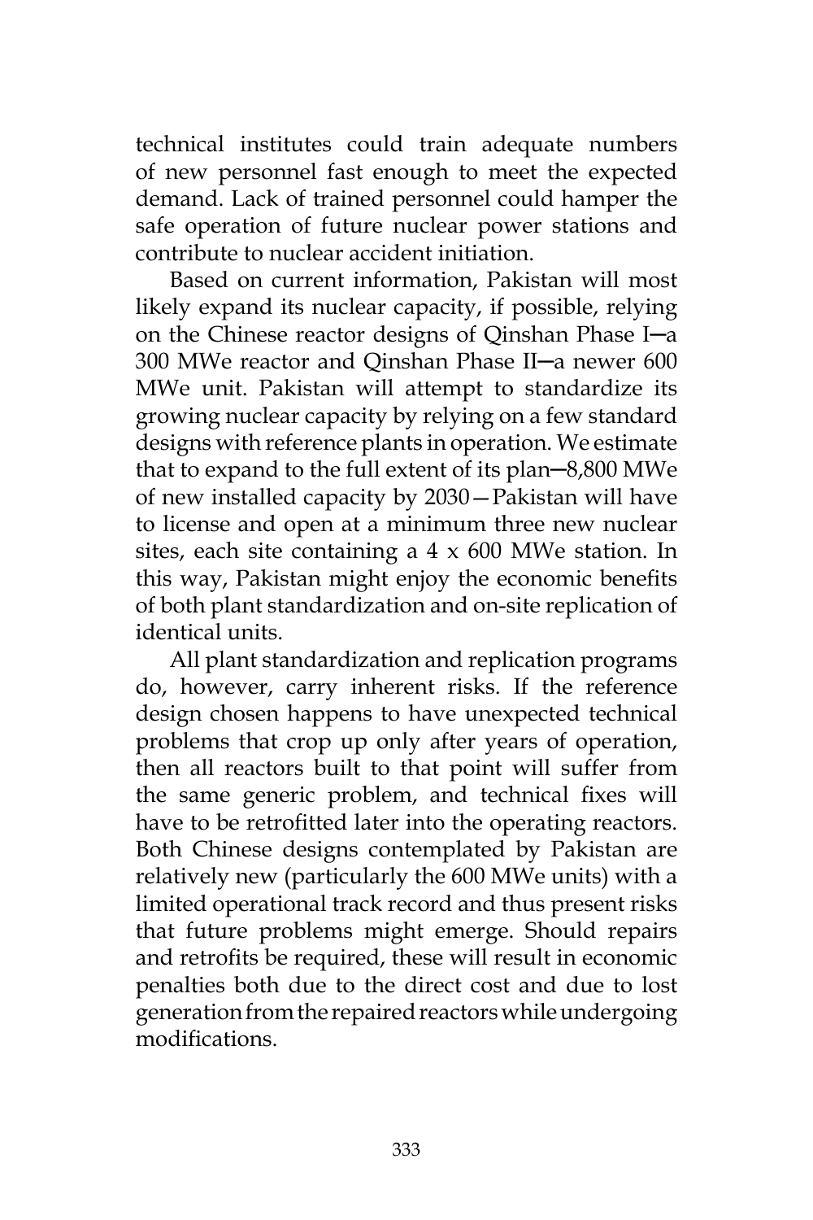technical institutes could train adequate numbers of new personnel fast enough to meet the expected demand. Lack of trained personnel could hamper the safe operation of future nuclear power stations and contribute to nuclear accident initiation.

Based on current information, Pakistan will most likely expand its nuclear capacity, if possible, relying on the Chinese reactor designs of Qinshan Phase I─a 300 MWe reactor and Qinshan Phase II─a newer 600 MWe unit. Pakistan will attempt to standardize its growing nuclear capacity by relying on a few standard designs with reference plants in operation. We estimate that to expand to the full extent of its plan─8,800 MWe of new installed capacity by 2030—Pakistan will have to license and open at a minimum three new nuclear sites, each site containing a 4 x 600 MWe station. In this way, Pakistan might enjoy the economic benefits of both plant standardization and on-site replication of identical units.

All plant standardization and replication programs do, however, carry inherent risks. If the reference design chosen happens to have unexpected technical problems that crop up only after years of operation, then all reactors built to that point will suffer from the same generic problem, and technical fixes will have to be retrofitted later into the operating reactors. Both Chinese designs contemplated by Pakistan are relatively new (particularly the 600 MWe units) with a limited operational track record and thus present risks that future problems might emerge. Should repairs and retrofits be required, these will result in economic penalties both due to the direct cost and due to lost generation from the repaired reactors while undergoing modifications.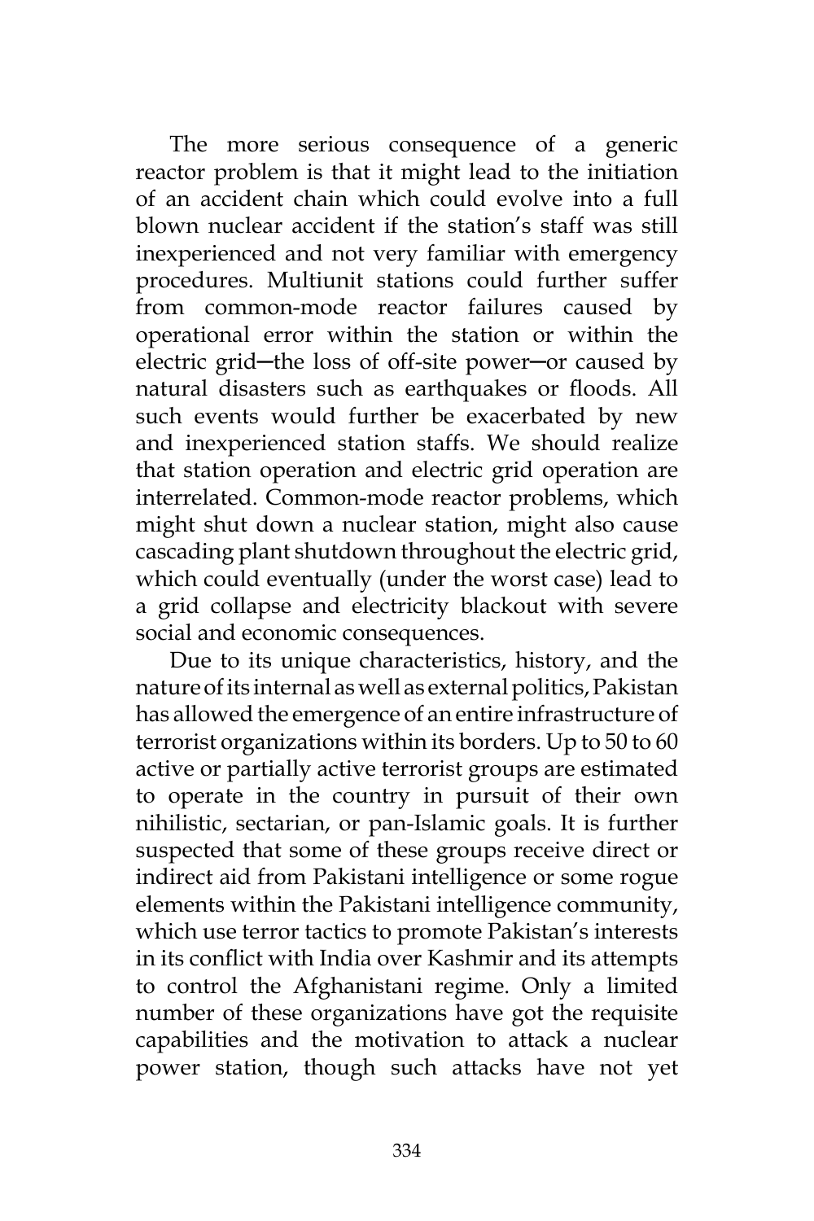The more serious consequence of a generic reactor problem is that it might lead to the initiation of an accident chain which could evolve into a full blown nuclear accident if the station's staff was still inexperienced and not very familiar with emergency procedures. Multiunit stations could further suffer from common-mode reactor failures caused by operational error within the station or within the electric grid—the loss of off-site power—or caused by natural disasters such as earthquakes or floods. All such events would further be exacerbated by new and inexperienced station staffs. We should realize that station operation and electric grid operation are interrelated. Common-mode reactor problems, which might shut down a nuclear station, might also cause cascading plant shutdown throughout the electric grid, which could eventually (under the worst case) lead to a grid collapse and electricity blackout with severe social and economic consequences.

Due to its unique characteristics, history, and the nature of its internal as well as external politics, Pakistan has allowed the emergence of an entire infrastructure of terrorist organizations within its borders. Up to 50 to 60 active or partially active terrorist groups are estimated to operate in the country in pursuit of their own nihilistic, sectarian, or pan-Islamic goals. It is further suspected that some of these groups receive direct or indirect aid from Pakistani intelligence or some rogue elements within the Pakistani intelligence community, which use terror tactics to promote Pakistan's interests in its conflict with India over Kashmir and its attempts to control the Afghanistani regime. Only a limited number of these organizations have got the requisite capabilities and the motivation to attack a nuclear power station, though such attacks have not yet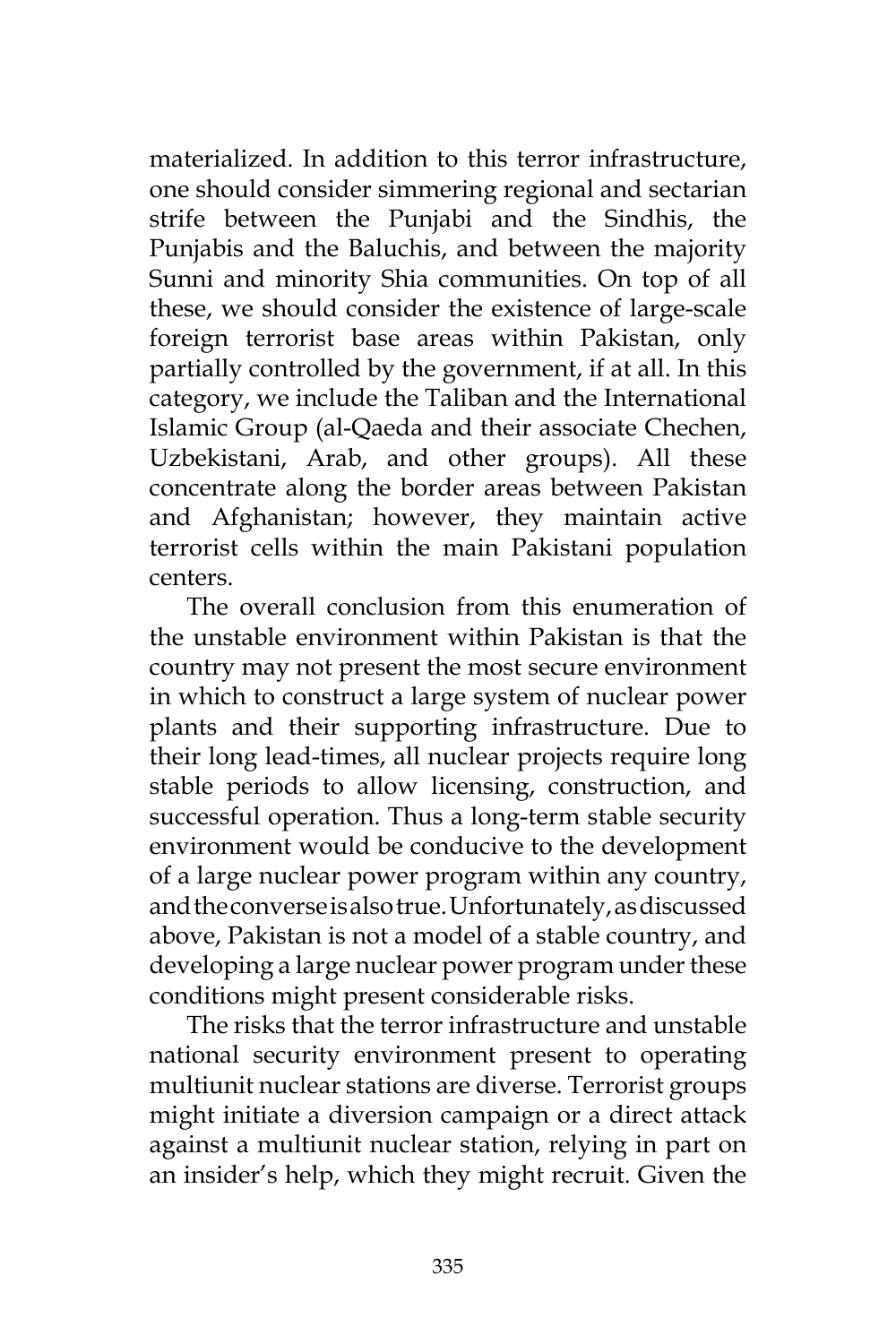materialized. In addition to this terror infrastructure, one should consider simmering regional and sectarian strife between the Punjabi and the Sindhis, the Punjabis and the Baluchis, and between the majority Sunni and minority Shia communities. On top of all these, we should consider the existence of large-scale foreign terrorist base areas within Pakistan, only partially controlled by the government, if at all. In this category, we include the Taliban and the International Islamic Group (al-Qaeda and their associate Chechen, Uzbekistani, Arab, and other groups). All these concentrate along the border areas between Pakistan and Afghanistan; however, they maintain active terrorist cells within the main Pakistani population centers.

The overall conclusion from this enumeration of the unstable environment within Pakistan is that the country may not present the most secure environment in which to construct a large system of nuclear power plants and their supporting infrastructure. Due to their long lead-times, all nuclear projects require long stable periods to allow licensing, construction, and successful operation. Thus a long-term stable security environment would be conducive to the development of a large nuclear power program within any country, and the converse is also true. Unfortunately, as discussed above, Pakistan is not a model of a stable country, and developing a large nuclear power program under these conditions might present considerable risks.

The risks that the terror infrastructure and unstable national security environment present to operating multiunit nuclear stations are diverse. Terrorist groups might initiate a diversion campaign or a direct attack against a multiunit nuclear station, relying in part on an insider's help, which they might recruit. Given the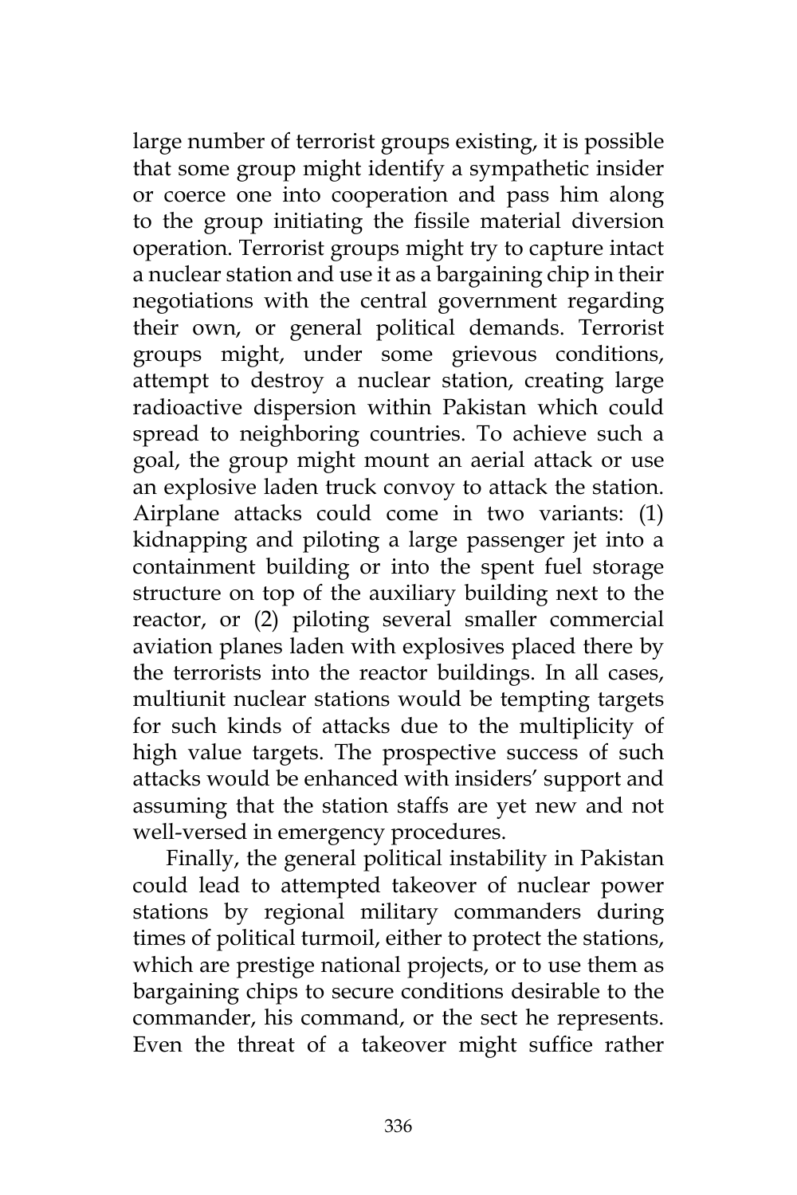large number of terrorist groups existing, it is possible that some group might identify a sympathetic insider or coerce one into cooperation and pass him along to the group initiating the fissile material diversion operation. Terrorist groups might try to capture intact a nuclear station and use it as a bargaining chip in their negotiations with the central government regarding their own, or general political demands. Terrorist groups might, under some grievous conditions, attempt to destroy a nuclear station, creating large radioactive dispersion within Pakistan which could spread to neighboring countries. To achieve such a goal, the group might mount an aerial attack or use an explosive laden truck convoy to attack the station. Airplane attacks could come in two variants: (1) kidnapping and piloting a large passenger jet into a containment building or into the spent fuel storage structure on top of the auxiliary building next to the reactor, or (2) piloting several smaller commercial aviation planes laden with explosives placed there by the terrorists into the reactor buildings. In all cases, multiunit nuclear stations would be tempting targets for such kinds of attacks due to the multiplicity of high value targets. The prospective success of such attacks would be enhanced with insiders' support and assuming that the station staffs are yet new and not well-versed in emergency procedures.

Finally, the general political instability in Pakistan could lead to attempted takeover of nuclear power stations by regional military commanders during times of political turmoil, either to protect the stations, which are prestige national projects, or to use them as bargaining chips to secure conditions desirable to the commander, his command, or the sect he represents. Even the threat of a takeover might suffice rather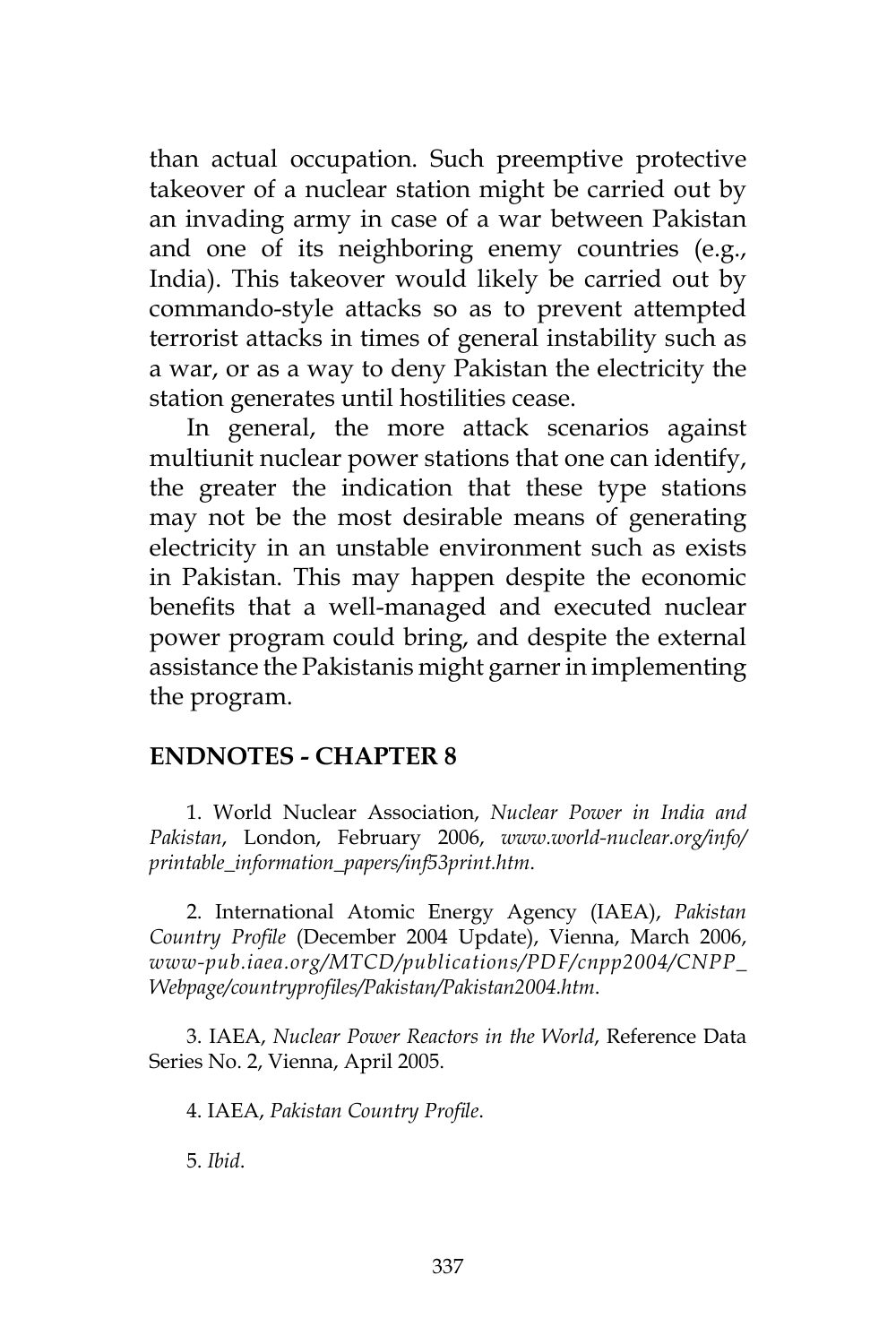than actual occupation. Such preemptive protective takeover of a nuclear station might be carried out by an invading army in case of a war between Pakistan and one of its neighboring enemy countries (e.g., India). This takeover would likely be carried out by commando-style attacks so as to prevent attempted terrorist attacks in times of general instability such as a war, or as a way to deny Pakistan the electricity the station generates until hostilities cease.

In general, the more attack scenarios against multiunit nuclear power stations that one can identify, the greater the indication that these type stations may not be the most desirable means of generating electricity in an unstable environment such as exists in Pakistan. This may happen despite the economic benefits that a well-managed and executed nuclear power program could bring, and despite the external assistance the Pakistanis might garner in implementing the program.

## ENDNOTES - CHAPTER 8

1. World Nuclear Association, *Nuclear Power in India and Pakistan*, London, February 2006, *www.world-nuclear.org/info/printable_information_papers/inf53print.htm*.

2. International Atomic Energy Agency (IAEA), *Pakistan Country Profile* (December 2004 Update), Vienna, March 2006, *www-pub.iaea.org/MTCD/publications/PDF/cnpp2004/CNPP_Webpage/countryprofiles/Pakistan/Pakistan2004.htm*.

3. IAEA, *Nuclear Power Reactors in the World*, Reference Data Series No. 2, Vienna, April 2005.

4. IAEA, *Pakistan Country Profile*.

5. *Ibid*.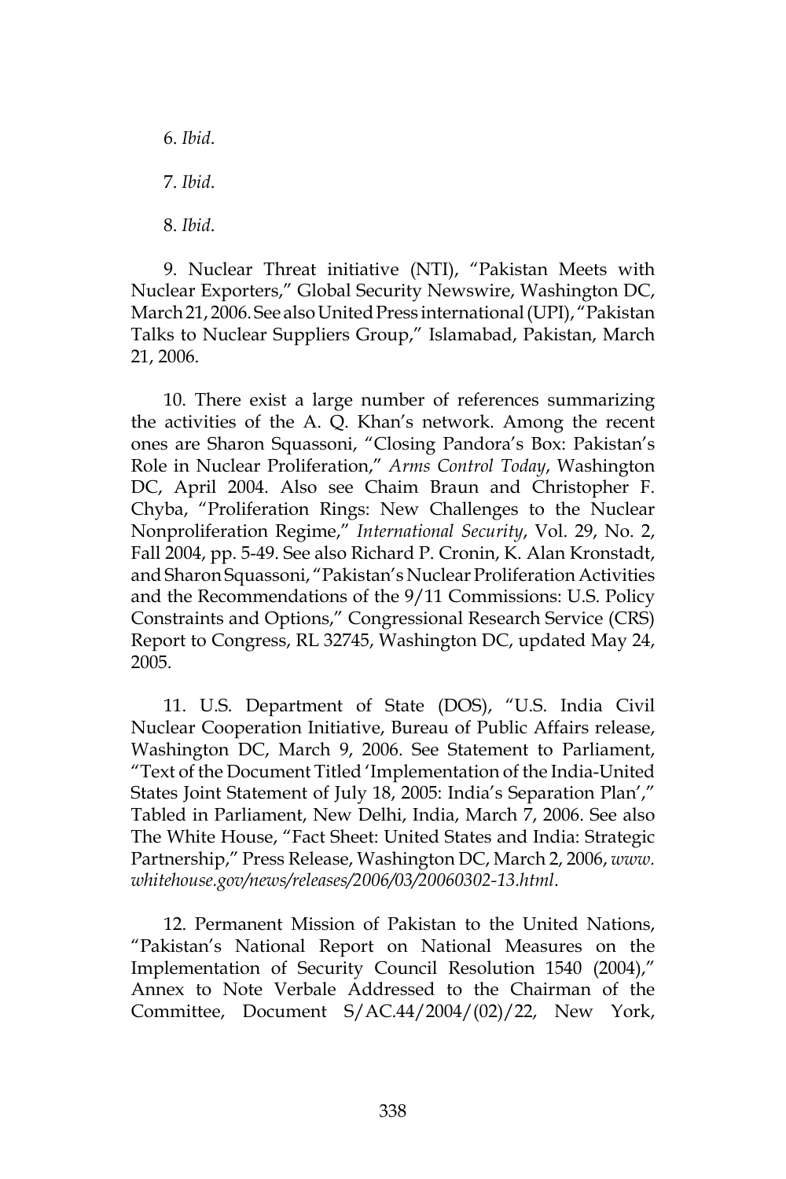6. *Ibid*.

7. *Ibid*.

8. *Ibid*.

9. Nuclear Threat initiative (NTI), "Pakistan Meets with Nuclear Exporters," Global Security Newswire, Washington DC, March 21, 2006. See also United Press international (UPI), "Pakistan Talks to Nuclear Suppliers Group," Islamabad, Pakistan, March 21, 2006.

10. There exist a large number of references summarizing the activities of the A. Q. Khan's network. Among the recent ones are Sharon Squassoni, "Closing Pandora's Box: Pakistan's Role in Nuclear Proliferation," *Arms Control Today*, Washington DC, April 2004. Also see Chaim Braun and Christopher F. Chyba, "Proliferation Rings: New Challenges to the Nuclear Nonproliferation Regime," *International Security*, Vol. 29, No. 2, Fall 2004, pp. 5-49. See also Richard P. Cronin, K. Alan Kronstadt, and Sharon Squassoni, "Pakistan's Nuclear Proliferation Activities and the Recommendations of the 9/11 Commissions: U.S. Policy Constraints and Options," Congressional Research Service (CRS) Report to Congress, RL 32745, Washington DC, updated May 24, 2005.

11. U.S. Department of State (DOS), "U.S. India Civil Nuclear Cooperation Initiative, Bureau of Public Affairs release, Washington DC, March 9, 2006. See Statement to Parliament, "Text of the Document Titled 'Implementation of the India-United States Joint Statement of July 18, 2005: India's Separation Plan'," Tabled in Parliament, New Delhi, India, March 7, 2006. See also The White House, "Fact Sheet: United States and India: Strategic Partnership," Press Release, Washington DC, March 2, 2006, *www.whitehouse.gov/news/releases/2006/03/20060302-13.html*.

12. Permanent Mission of Pakistan to the United Nations, "Pakistan's National Report on National Measures on the Implementation of Security Council Resolution 1540 (2004)," Annex to Note Verbale Addressed to the Chairman of the Committee, Document S/AC.44/2004/(02)/22, New York,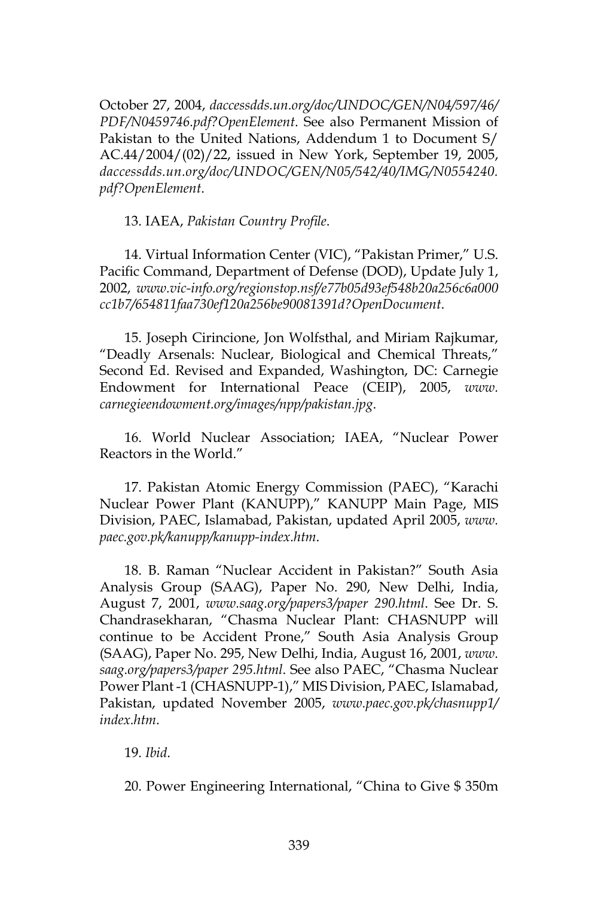October 27, 2004, *daccessdds.un.org/doc/UNDOC/GEN/N04/597/46/PDF/N0459746.pdf?OpenElement*. See also Permanent Mission of Pakistan to the United Nations, Addendum 1 to Document S/AC.44/2004/(02)/22, issued in New York, September 19, 2005, *daccessdds.un.org/doc/UNDOC/GEN/N05/542/40/IMG/N0554240.pdf?OpenElement*.

13. IAEA, *Pakistan Country Profile*.

14. Virtual Information Center (VIC), "Pakistan Primer," U.S. Pacific Command, Department of Defense (DOD), Update July 1, 2002, *www.vic-info.org/regionstop.nsf/e77b05d93ef548b20a256c6a000cc1b7/654811faa730ef120a256be90081391d?OpenDocument*.

15. Joseph Cirincione, Jon Wolfsthal, and Miriam Rajkumar, "Deadly Arsenals: Nuclear, Biological and Chemical Threats," Second Ed. Revised and Expanded, Washington, DC: Carnegie Endowment for International Peace (CEIP), 2005, *www.carnegieendowment.org/images/npp/pakistan.jpg*.

16. World Nuclear Association; IAEA, "Nuclear Power Reactors in the World."

17. Pakistan Atomic Energy Commission (PAEC), "Karachi Nuclear Power Plant (KANUPP)," KANUPP Main Page, MIS Division, PAEC, Islamabad, Pakistan, updated April 2005, *www.paec.gov.pk/kanupp/kanupp-index.htm*.

18. B. Raman "Nuclear Accident in Pakistan?" South Asia Analysis Group (SAAG), Paper No. 290, New Delhi, India, August 7, 2001, *www.saag.org/papers3/paper 290.html*. See Dr. S. Chandrasekharan, "Chasma Nuclear Plant: CHASNUPP will continue to be Accident Prone," South Asia Analysis Group (SAAG), Paper No. 295, New Delhi, India, August 16, 2001, *www.saag.org/papers3/paper 295.html*. See also PAEC, "Chasma Nuclear Power Plant -1 (CHASNUPP-1)," MIS Division, PAEC, Islamabad, Pakistan, updated November 2005, *www.paec.gov.pk/chasnupp1/index.htm*.

19. *Ibid*.

20. Power Engineering International, "China to Give $ 350m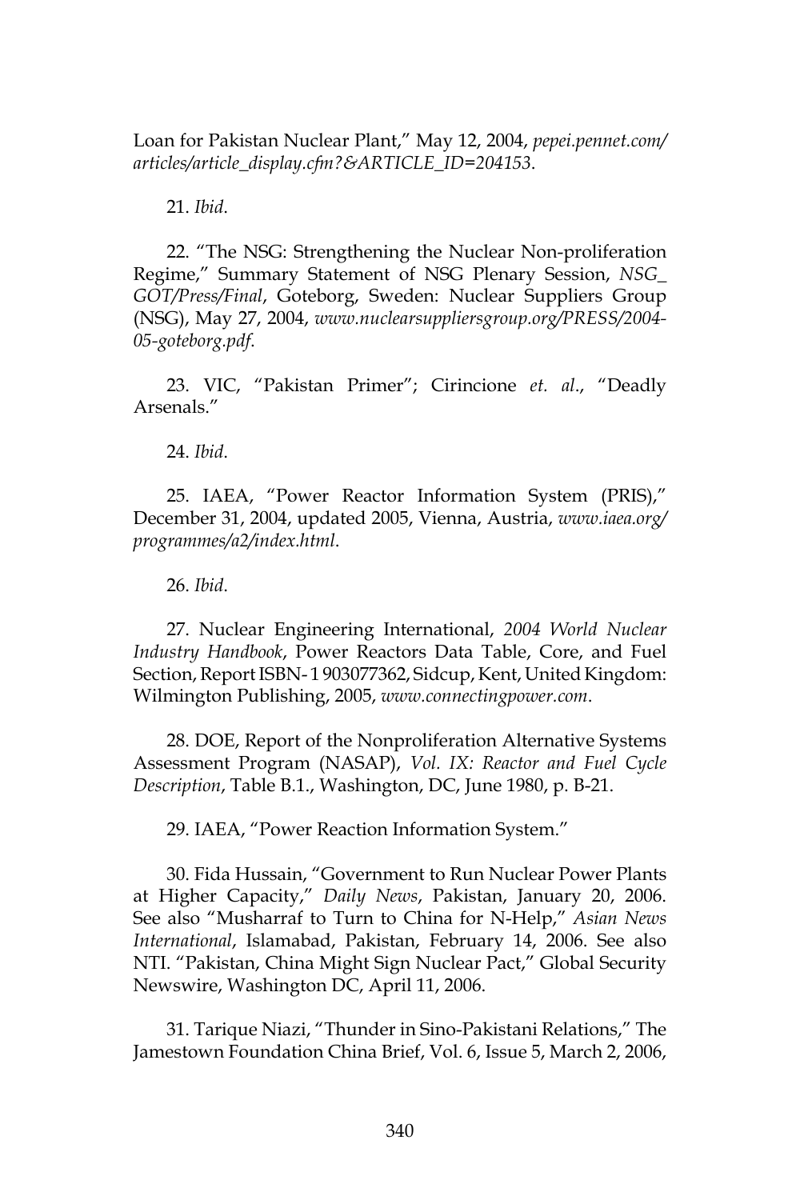Loan for Pakistan Nuclear Plant," May 12, 2004, *pepei.pennet.com/articles/article_display.cfm?&ARTICLE_ID=204153*.

21. *Ibid*.

22. "The NSG: Strengthening the Nuclear Non-proliferation Regime," Summary Statement of NSG Plenary Session, *NSG_GOT/Press/Final*, Goteborg, Sweden: Nuclear Suppliers Group (NSG), May 27, 2004, *www.nuclearsuppliersgroup.org/PRESS/2004-05-goteborg.pdf*.

23. VIC, "Pakistan Primer"; Cirincione *et. al*., "Deadly Arsenals."

24. *Ibid*.

25. IAEA, "Power Reactor Information System (PRIS)," December 31, 2004, updated 2005, Vienna, Austria, *www.iaea.org/programmes/a2/index.html*.

26. *Ibid*.

27. Nuclear Engineering International, *2004 World Nuclear Industry Handbook*, Power Reactors Data Table, Core, and Fuel Section, Report ISBN- 1 903077362, Sidcup, Kent, United Kingdom: Wilmington Publishing, 2005, *www.connectingpower.com*.

28. DOE, Report of the Nonproliferation Alternative Systems Assessment Program (NASAP), *Vol. IX: Reactor and Fuel Cycle Description*, Table B.1., Washington, DC, June 1980, p. B-21.

29. IAEA, "Power Reaction Information System."

30. Fida Hussain, "Government to Run Nuclear Power Plants at Higher Capacity," *Daily News*, Pakistan, January 20, 2006. See also "Musharraf to Turn to China for N-Help," *Asian News International*, Islamabad, Pakistan, February 14, 2006. See also NTI. "Pakistan, China Might Sign Nuclear Pact," Global Security Newswire, Washington DC, April 11, 2006.

31. Tarique Niazi, "Thunder in Sino-Pakistani Relations," The Jamestown Foundation China Brief, Vol. 6, Issue 5, March 2, 2006,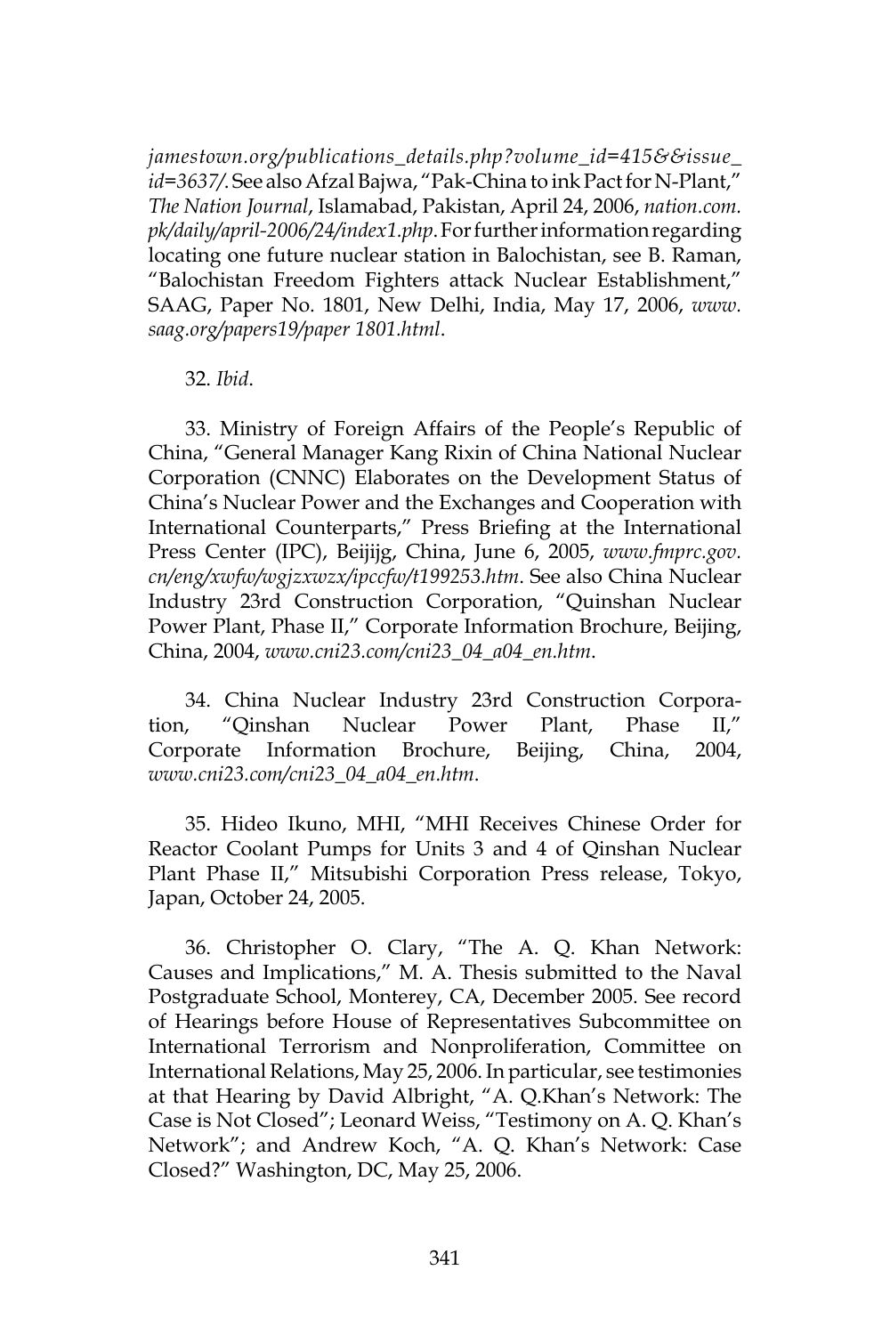*jamestown.org/publications_details.php?volume_id=415&&issue_id=3637/*. See also Afzal Bajwa, "Pak-China to ink Pact for N-Plant," *The Nation Journal*, Islamabad, Pakistan, April 24, 2006, *nation.com.pk/daily/april-2006/24/index1.php*. For further information regarding locating one future nuclear station in Balochistan, see B. Raman, "Balochistan Freedom Fighters attack Nuclear Establishment," SAAG, Paper No. 1801, New Delhi, India, May 17, 2006, *www.saag.org/papers19/paper 1801.html*.

32. *Ibid*.

33. Ministry of Foreign Affairs of the People's Republic of China, "General Manager Kang Rixin of China National Nuclear Corporation (CNNC) Elaborates on the Development Status of China's Nuclear Power and the Exchanges and Cooperation with International Counterparts," Press Briefing at the International Press Center (IPC), Beijijg, China, June 6, 2005, *www.fmprc.gov.cn/eng/xwfw/wgjzxwzx/ipccfw/t199253.htm*. See also China Nuclear Industry 23rd Construction Corporation, "Quinshan Nuclear Power Plant, Phase II," Corporate Information Brochure, Beijing, China, 2004, *www.cni23.com/cni23_04_a04_en.htm*.

34. China Nuclear Industry 23rd Construction Corporation, "Qinshan Nuclear Power Plant, Phase II," Corporate Information Brochure, Beijing, China, 2004, *www.cni23.com/cni23_04_a04_en.htm*.

35. Hideo Ikuno, MHI, "MHI Receives Chinese Order for Reactor Coolant Pumps for Units 3 and 4 of Qinshan Nuclear Plant Phase II," Mitsubishi Corporation Press release, Tokyo, Japan, October 24, 2005.

36. Christopher O. Clary, "The A. Q. Khan Network: Causes and Implications," M. A. Thesis submitted to the Naval Postgraduate School, Monterey, CA, December 2005. See record of Hearings before House of Representatives Subcommittee on International Terrorism and Nonproliferation, Committee on International Relations, May 25, 2006. In particular, see testimonies at that Hearing by David Albright, "A. Q.Khan's Network: The Case is Not Closed"; Leonard Weiss, "Testimony on A. Q. Khan's Network"; and Andrew Koch, "A. Q. Khan's Network: Case Closed?" Washington, DC, May 25, 2006.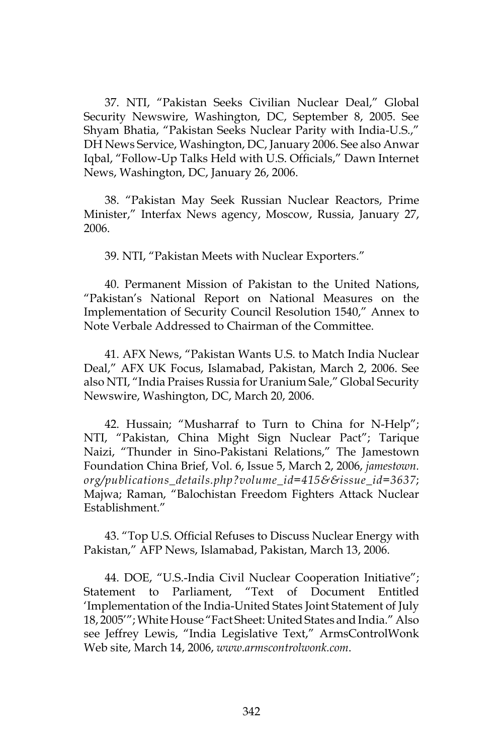37. NTI, "Pakistan Seeks Civilian Nuclear Deal," Global Security Newswire, Washington, DC, September 8, 2005. See Shyam Bhatia, "Pakistan Seeks Nuclear Parity with India-U.S.," DH News Service, Washington, DC, January 2006. See also Anwar Iqbal, "Follow-Up Talks Held with U.S. Officials," Dawn Internet News, Washington, DC, January 26, 2006.

38. "Pakistan May Seek Russian Nuclear Reactors, Prime Minister," Interfax News agency, Moscow, Russia, January 27, 2006.

39. NTI, "Pakistan Meets with Nuclear Exporters."

40. Permanent Mission of Pakistan to the United Nations, "Pakistan's National Report on National Measures on the Implementation of Security Council Resolution 1540," Annex to Note Verbale Addressed to Chairman of the Committee.

41. AFX News, "Pakistan Wants U.S. to Match India Nuclear Deal," AFX UK Focus, Islamabad, Pakistan, March 2, 2006. See also NTI, "India Praises Russia for Uranium Sale," Global Security Newswire, Washington, DC, March 20, 2006.

42. Hussain; "Musharraf to Turn to China for N-Help"; NTI, "Pakistan, China Might Sign Nuclear Pact"; Tarique Naizi, "Thunder in Sino-Pakistani Relations," The Jamestown Foundation China Brief, Vol. 6, Issue 5, March 2, 2006, *jamestown.org/publications_details.php?volume_id=415&&issue_id=3637*; Majwa; Raman, "Balochistan Freedom Fighters Attack Nuclear Establishment."

43. "Top U.S. Official Refuses to Discuss Nuclear Energy with Pakistan," AFP News, Islamabad, Pakistan, March 13, 2006.

44. DOE, "U.S.-India Civil Nuclear Cooperation Initiative"; Statement to Parliament, "Text of Document Entitled 'Implementation of the India-United States Joint Statement of July 18, 2005'"; White House "Fact Sheet: United States and India." Also see Jeffrey Lewis, "India Legislative Text," ArmsControlWonk Web site, March 14, 2006, *www.armscontrolwonk.com*.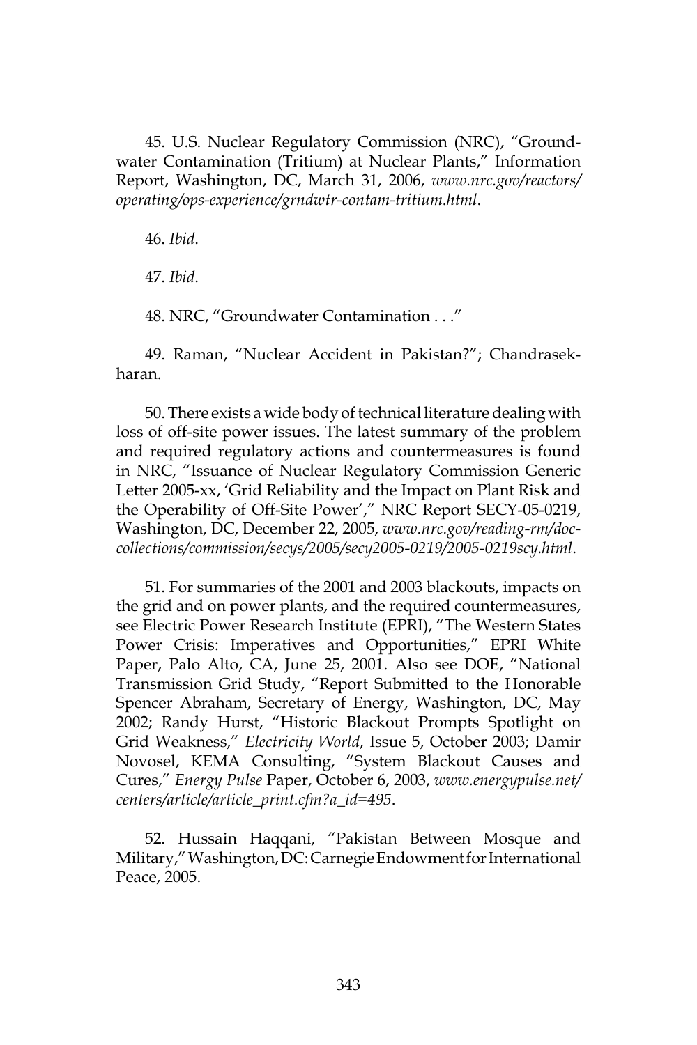45. U.S. Nuclear Regulatory Commission (NRC), "Groundwater Contamination (Tritium) at Nuclear Plants," Information Report, Washington, DC, March 31, 2006, *www.nrc.gov/reactors/operating/ops-experience/grndwtr-contam-tritium.html*.

46. *Ibid*.

47. *Ibid*.

48. NRC, "Groundwater Contamination . . ."

49. Raman, "Nuclear Accident in Pakistan?"; Chandrasekharan.

50. There exists a wide body of technical literature dealing with loss of off-site power issues. The latest summary of the problem and required regulatory actions and countermeasures is found in NRC, "Issuance of Nuclear Regulatory Commission Generic Letter 2005-xx, 'Grid Reliability and the Impact on Plant Risk and the Operability of Off-Site Power'," NRC Report SECY-05-0219, Washington, DC, December 22, 2005, *www.nrc.gov/reading-rm/doc-collections/commission/secys/2005/secy2005-0219/2005-0219scy.html*.

51. For summaries of the 2001 and 2003 blackouts, impacts on the grid and on power plants, and the required countermeasures, see Electric Power Research Institute (EPRI), "The Western States Power Crisis: Imperatives and Opportunities," EPRI White Paper, Palo Alto, CA, June 25, 2001. Also see DOE, "National Transmission Grid Study, "Report Submitted to the Honorable Spencer Abraham, Secretary of Energy, Washington, DC, May 2002; Randy Hurst, "Historic Blackout Prompts Spotlight on Grid Weakness," *Electricity World*, Issue 5, October 2003; Damir Novosel, KEMA Consulting, "System Blackout Causes and Cures," *Energy Pulse* Paper, October 6, 2003, *www.energypulse.net/centers/article/article_print.cfm?a_id=495*.

52. Hussain Haqqani, "Pakistan Between Mosque and Military," Washington, DC: Carnegie Endowment for International Peace, 2005.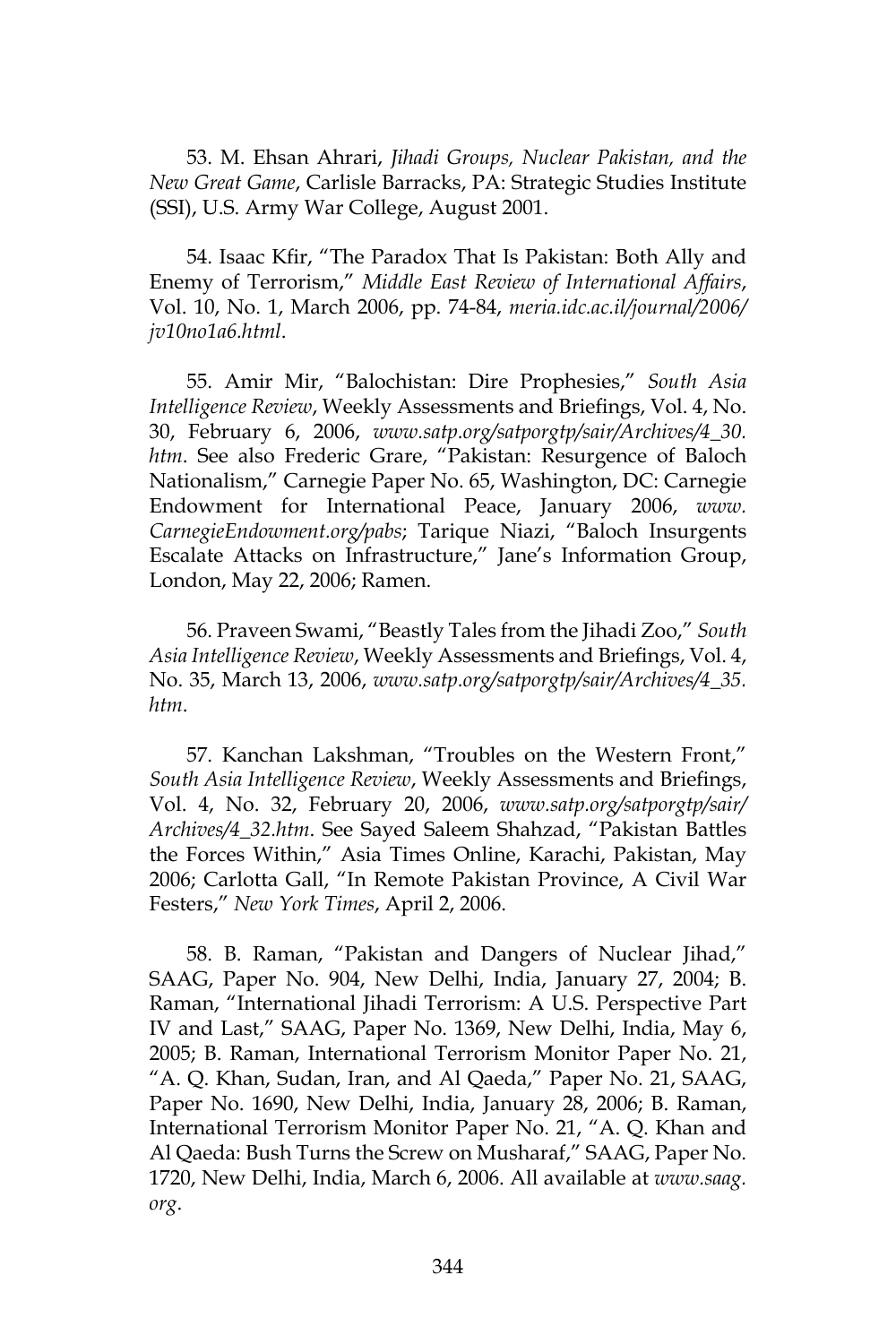53. M. Ehsan Ahrari, *Jihadi Groups, Nuclear Pakistan, and the New Great Game*, Carlisle Barracks, PA: Strategic Studies Institute (SSI), U.S. Army War College, August 2001.

54. Isaac Kfir, "The Paradox That Is Pakistan: Both Ally and Enemy of Terrorism," *Middle East Review of International Affairs*, Vol. 10, No. 1, March 2006, pp. 74-84, *meria.idc.ac.il/journal/2006/jv10no1a6.html*.

55. Amir Mir, "Balochistan: Dire Prophesies," *South Asia Intelligence Review*, Weekly Assessments and Briefings, Vol. 4, No. 30, February 6, 2006, *www.satp.org/satporgtp/sair/Archives/4_30.htm*. See also Frederic Grare, "Pakistan: Resurgence of Baloch Nationalism," Carnegie Paper No. 65, Washington, DC: Carnegie Endowment for International Peace, January 2006, *www.CarnegieEndowment.org/pabs*; Tarique Niazi, "Baloch Insurgents Escalate Attacks on Infrastructure," Jane's Information Group, London, May 22, 2006; Ramen.

56. Praveen Swami, "Beastly Tales from the Jihadi Zoo," *South Asia Intelligence Review*, Weekly Assessments and Briefings, Vol. 4, No. 35, March 13, 2006, *www.satp.org/satporgtp/sair/Archives/4_35.htm*.

57. Kanchan Lakshman, "Troubles on the Western Front," *South Asia Intelligence Review*, Weekly Assessments and Briefings, Vol. 4, No. 32, February 20, 2006, *www.satp.org/satporgtp/sair/Archives/4_32.htm*. See Sayed Saleem Shahzad, "Pakistan Battles the Forces Within," Asia Times Online, Karachi, Pakistan, May 2006; Carlotta Gall, "In Remote Pakistan Province, A Civil War Festers," *New York Times*, April 2, 2006.

58. B. Raman, "Pakistan and Dangers of Nuclear Jihad," SAAG, Paper No. 904, New Delhi, India, January 27, 2004; B. Raman, "International Jihadi Terrorism: A U.S. Perspective Part IV and Last," SAAG, Paper No. 1369, New Delhi, India, May 6, 2005; B. Raman, International Terrorism Monitor Paper No. 21, "A. Q. Khan, Sudan, Iran, and Al Qaeda," Paper No. 21, SAAG, Paper No. 1690, New Delhi, India, January 28, 2006; B. Raman, International Terrorism Monitor Paper No. 21, "A. Q. Khan and Al Qaeda: Bush Turns the Screw on Musharaf," SAAG, Paper No. 1720, New Delhi, India, March 6, 2006. All available at *www.saag.org*.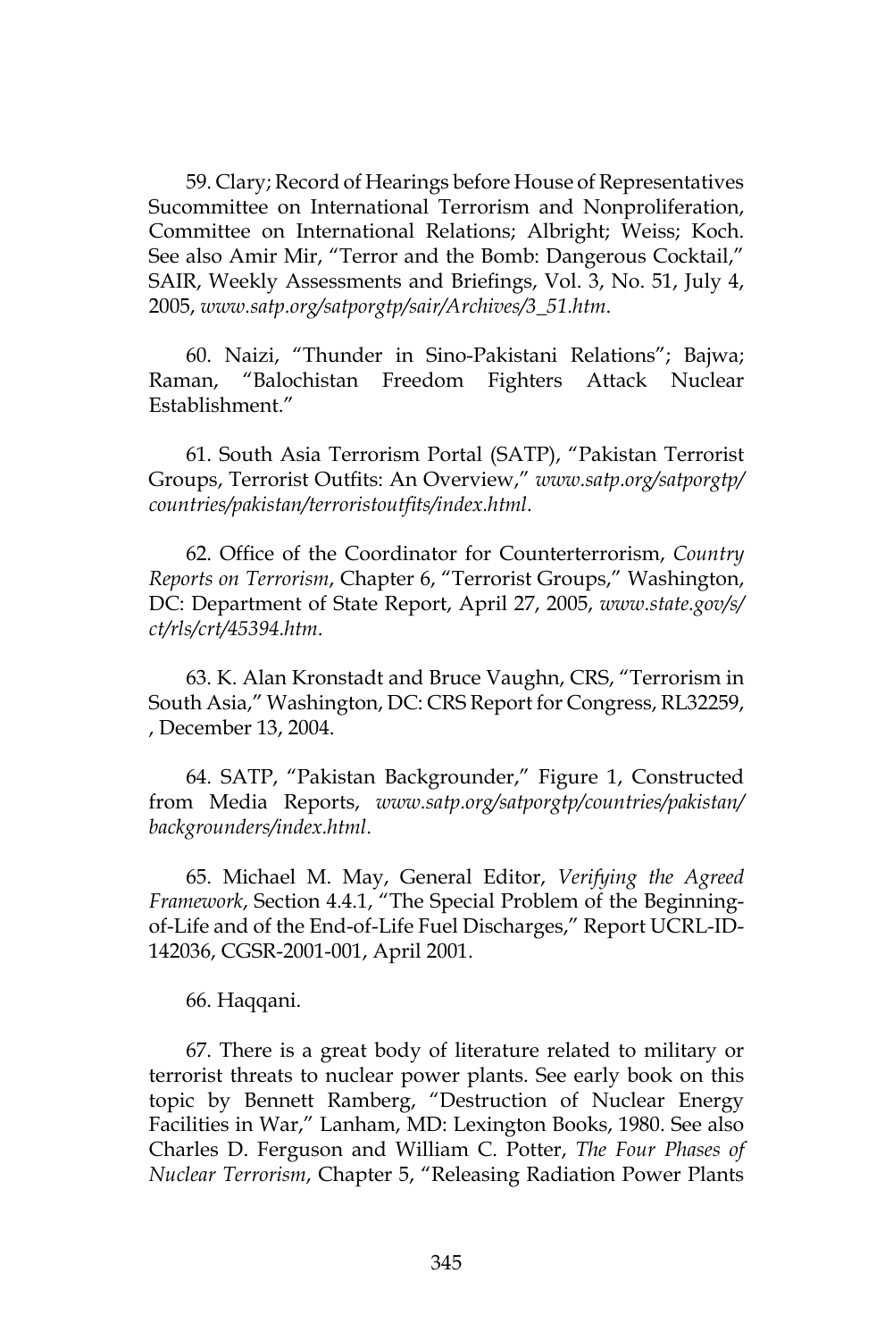59. Clary; Record of Hearings before House of Representatives Sucommittee on International Terrorism and Nonproliferation, Committee on International Relations; Albright; Weiss; Koch. See also Amir Mir, "Terror and the Bomb: Dangerous Cocktail," SAIR, Weekly Assessments and Briefings, Vol. 3, No. 51, July 4, 2005, *www.satp.org/satporgtp/sair/Archives/3_51.htm*.

60. Naizi, "Thunder in Sino-Pakistani Relations"; Bajwa; Raman, "Balochistan Freedom Fighters Attack Nuclear Establishment."

61. South Asia Terrorism Portal (SATP), "Pakistan Terrorist Groups, Terrorist Outfits: An Overview," *www.satp.org/satporgtp/countries/pakistan/terroristoutfits/index.html*.

62. Office of the Coordinator for Counterterrorism, *Country Reports on Terrorism*, Chapter 6, "Terrorist Groups," Washington, DC: Department of State Report, April 27, 2005, *www.state.gov/s/ct/rls/crt/45394.htm*.

63. K. Alan Kronstadt and Bruce Vaughn, CRS, "Terrorism in South Asia," Washington, DC: CRS Report for Congress, RL32259, , December 13, 2004.

64. SATP, "Pakistan Backgrounder," Figure 1, Constructed from Media Reports, *www.satp.org/satporgtp/countries/pakistan/backgrounders/index.html*.

65. Michael M. May, General Editor, *Verifying the Agreed Framework*, Section 4.4.1, "The Special Problem of the Beginning-of-Life and of the End-of-Life Fuel Discharges," Report UCRL-ID-142036, CGSR-2001-001, April 2001.

66. Haqqani.

67. There is a great body of literature related to military or terrorist threats to nuclear power plants. See early book on this topic by Bennett Ramberg, "Destruction of Nuclear Energy Facilities in War," Lanham, MD: Lexington Books, 1980. See also Charles D. Ferguson and William C. Potter, *The Four Phases of Nuclear Terrorism*, Chapter 5, "Releasing Radiation Power Plants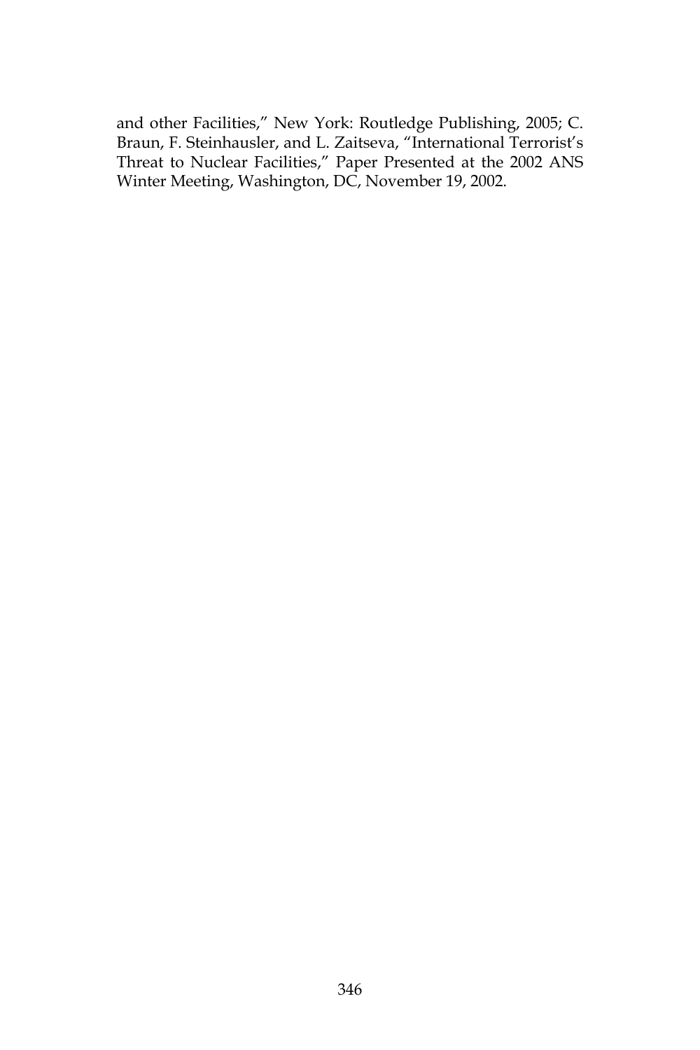and other Facilities," New York: Routledge Publishing, 2005; C. Braun, F. Steinhausler, and L. Zaitseva, "International Terrorist's Threat to Nuclear Facilities," Paper Presented at the 2002 ANS Winter Meeting, Washington, DC, November 19, 2002.